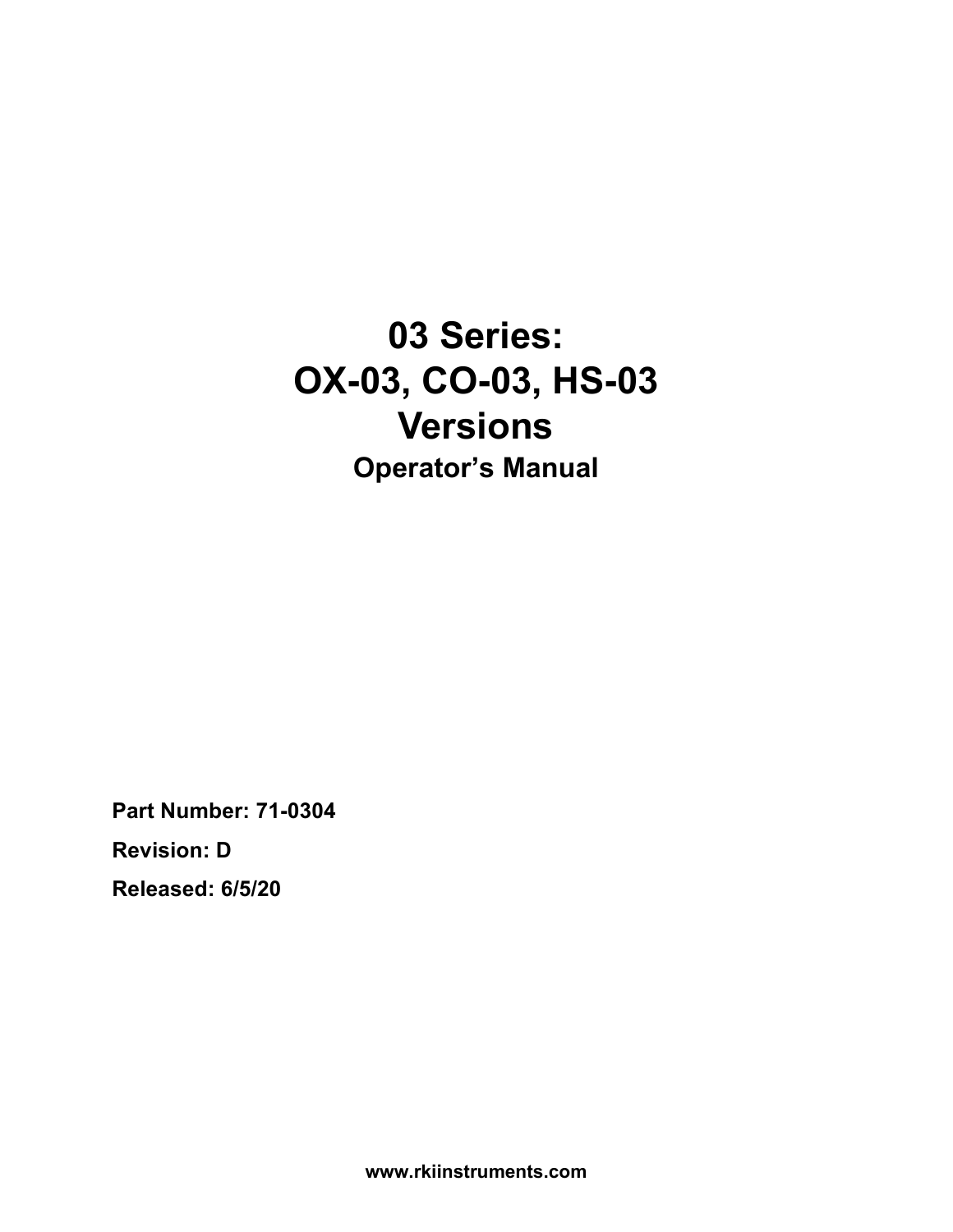# 03 Series:
# OX-03, CO-03, HS-03
# Versions

## Operator's Manual

**Part Number: 71-0304**

**Revision: D**

**Released: 6/5/20**

**www.rkiinstruments.com**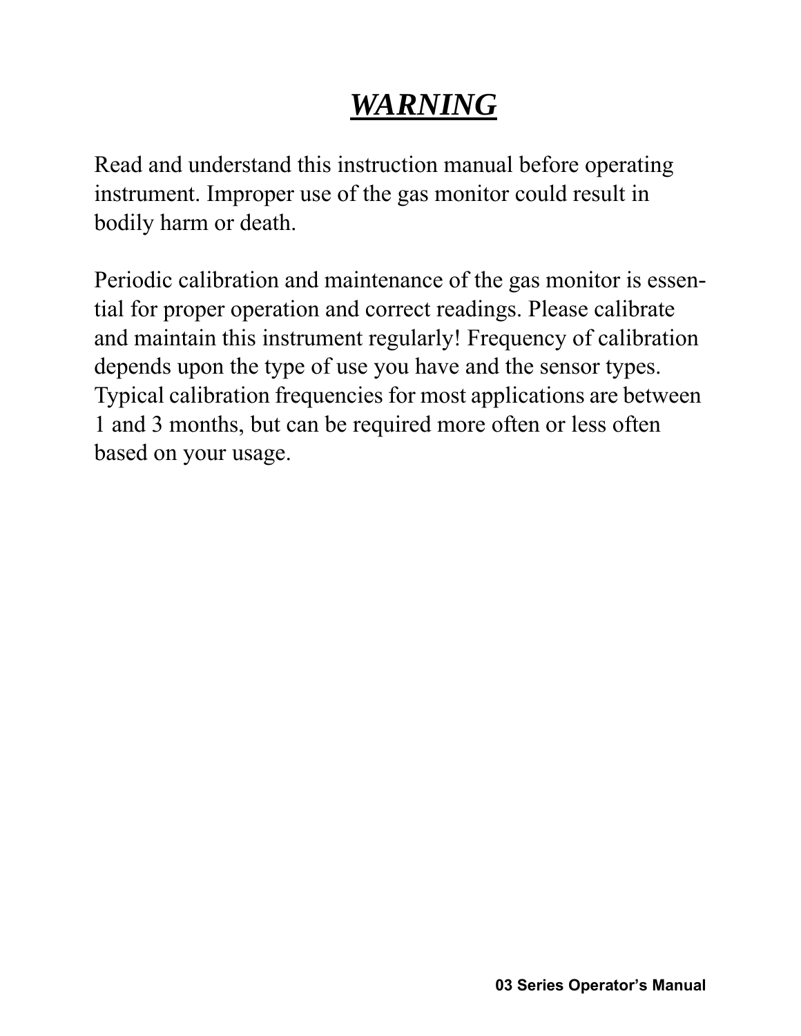# ***WARNING***

Read and understand this instruction manual before operating instrument. Improper use of the gas monitor could result in bodily harm or death.

Periodic calibration and maintenance of the gas monitor is essential for proper operation and correct readings. Please calibrate and maintain this instrument regularly! Frequency of calibration depends upon the type of use you have and the sensor types. Typical calibration frequencies for most applications are between 1 and 3 months, but can be required more often or less often based on your usage.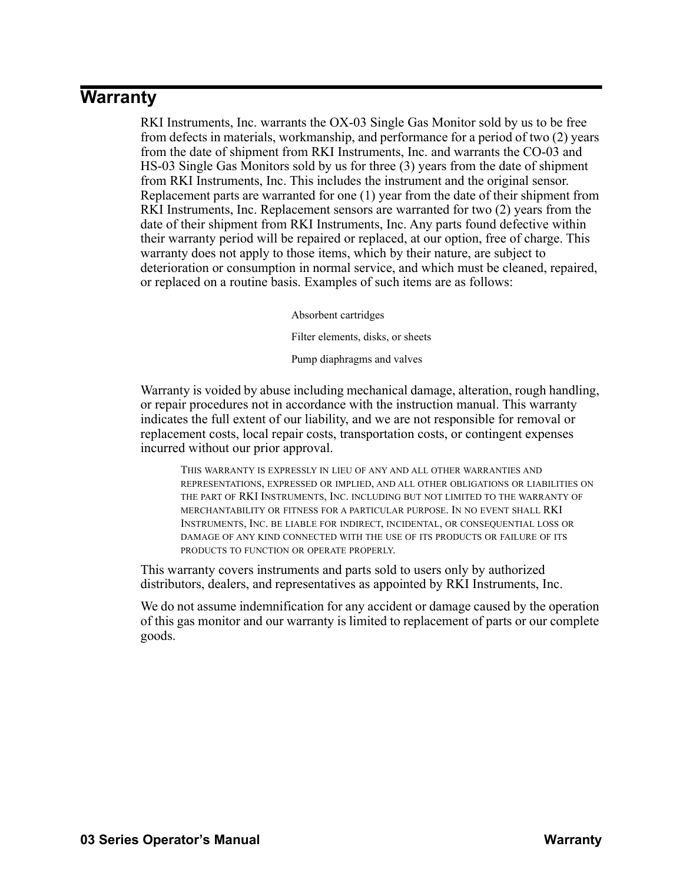# Warranty

RKI Instruments, Inc. warrants the OX-03 Single Gas Monitor sold by us to be free from defects in materials, workmanship, and performance for a period of two (2) years from the date of shipment from RKI Instruments, Inc. and warrants the CO-03 and HS-03 Single Gas Monitors sold by us for three (3) years from the date of shipment from RKI Instruments, Inc. This includes the instrument and the original sensor. Replacement parts are warranted for one (1) year from the date of their shipment from RKI Instruments, Inc. Replacement sensors are warranted for two (2) years from the date of their shipment from RKI Instruments, Inc. Any parts found defective within their warranty period will be repaired or replaced, at our option, free of charge. This warranty does not apply to those items, which by their nature, are subject to deterioration or consumption in normal service, and which must be cleaned, repaired, or replaced on a routine basis. Examples of such items are as follows:

Absorbent cartridges

Filter elements, disks, or sheets

Pump diaphragms and valves

Warranty is voided by abuse including mechanical damage, alteration, rough handling, or repair procedures not in accordance with the instruction manual. This warranty indicates the full extent of our liability, and we are not responsible for removal or replacement costs, local repair costs, transportation costs, or contingent expenses incurred without our prior approval.

THIS WARRANTY IS EXPRESSLY IN LIEU OF ANY AND ALL OTHER WARRANTIES AND REPRESENTATIONS, EXPRESSED OR IMPLIED, AND ALL OTHER OBLIGATIONS OR LIABILITIES ON THE PART OF RKI INSTRUMENTS, INC. INCLUDING BUT NOT LIMITED TO THE WARRANTY OF MERCHANTABILITY OR FITNESS FOR A PARTICULAR PURPOSE. IN NO EVENT SHALL RKI INSTRUMENTS, INC. BE LIABLE FOR INDIRECT, INCIDENTAL, OR CONSEQUENTIAL LOSS OR DAMAGE OF ANY KIND CONNECTED WITH THE USE OF ITS PRODUCTS OR FAILURE OF ITS PRODUCTS TO FUNCTION OR OPERATE PROPERLY.

This warranty covers instruments and parts sold to users only by authorized distributors, dealers, and representatives as appointed by RKI Instruments, Inc.

We do not assume indemnification for any accident or damage caused by the operation of this gas monitor and our warranty is limited to replacement of parts or our complete goods.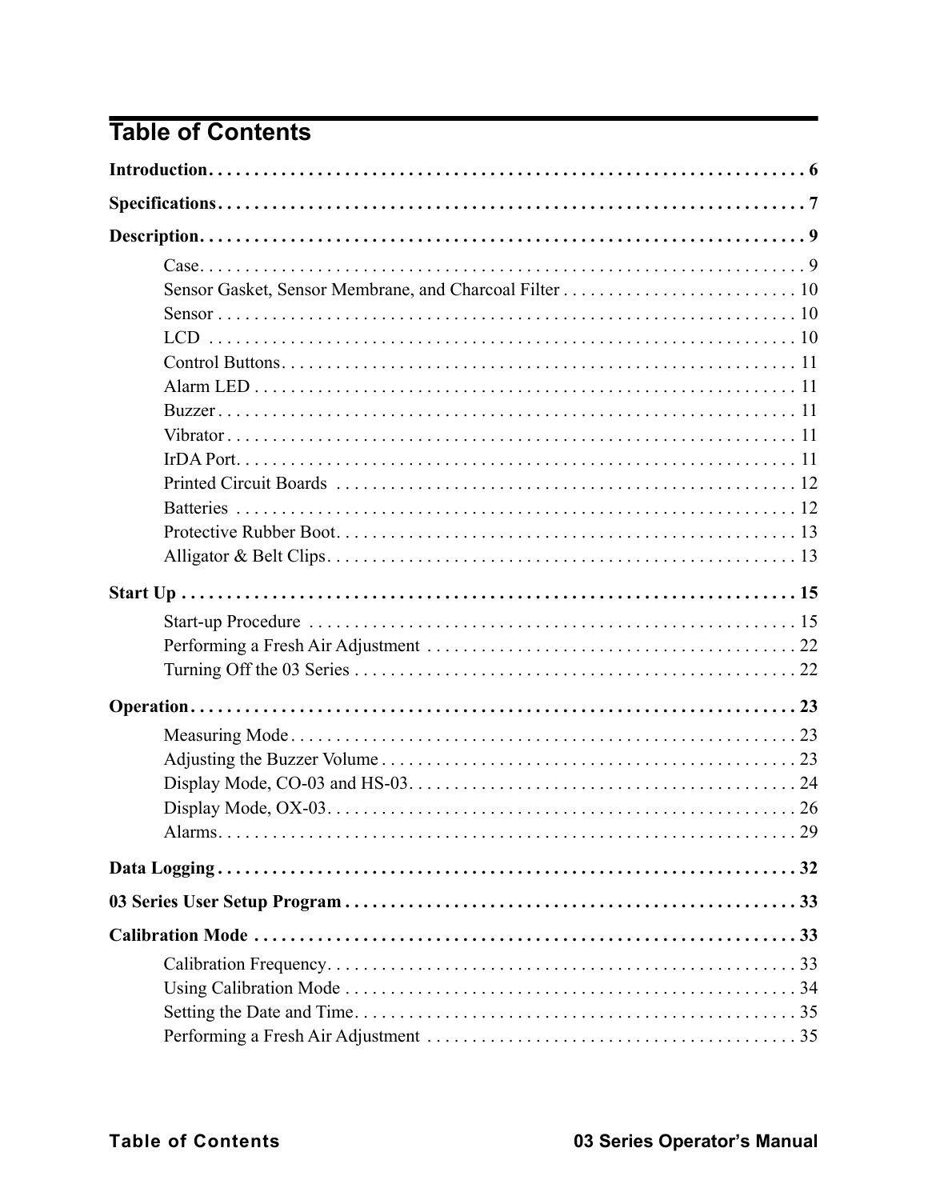# Table of Contents

**Introduction** . . . . . . . . . . . . . . . . . . . . . . . . . . . . . . . . . . . . . . . . . . . . . . . . . . . . . . . . . . . . . . . . 6

**Specifications** . . . . . . . . . . . . . . . . . . . . . . . . . . . . . . . . . . . . . . . . . . . . . . . . . . . . . . . . . . . . . . . 7

**Description** . . . . . . . . . . . . . . . . . . . . . . . . . . . . . . . . . . . . . . . . . . . . . . . . . . . . . . . . . . . . . . . . . 9

- Case . . . . . . . . . . . . . . . . . . . . . . . . . . . . . . . . . . . . . . . . . . . . . . . . . . . . . . . . . . . . . . . . . 9
- Sensor Gasket, Sensor Membrane, and Charcoal Filter . . . . . . . . . . . . . . . . . . . . . . . . . . 10
- Sensor . . . . . . . . . . . . . . . . . . . . . . . . . . . . . . . . . . . . . . . . . . . . . . . . . . . . . . . . . . . . . . . 10
- LCD . . . . . . . . . . . . . . . . . . . . . . . . . . . . . . . . . . . . . . . . . . . . . . . . . . . . . . . . . . . . . . . . 10
- Control Buttons . . . . . . . . . . . . . . . . . . . . . . . . . . . . . . . . . . . . . . . . . . . . . . . . . . . . . . . . 11
- Alarm LED . . . . . . . . . . . . . . . . . . . . . . . . . . . . . . . . . . . . . . . . . . . . . . . . . . . . . . . . . . . 11
- Buzzer . . . . . . . . . . . . . . . . . . . . . . . . . . . . . . . . . . . . . . . . . . . . . . . . . . . . . . . . . . . . . . . 11
- Vibrator . . . . . . . . . . . . . . . . . . . . . . . . . . . . . . . . . . . . . . . . . . . . . . . . . . . . . . . . . . . . . . 11
- IrDA Port . . . . . . . . . . . . . . . . . . . . . . . . . . . . . . . . . . . . . . . . . . . . . . . . . . . . . . . . . . . . . 11
- Printed Circuit Boards . . . . . . . . . . . . . . . . . . . . . . . . . . . . . . . . . . . . . . . . . . . . . . . . . . . 12
- Batteries . . . . . . . . . . . . . . . . . . . . . . . . . . . . . . . . . . . . . . . . . . . . . . . . . . . . . . . . . . . . . 12
- Protective Rubber Boot . . . . . . . . . . . . . . . . . . . . . . . . . . . . . . . . . . . . . . . . . . . . . . . . . . 13
- Alligator & Belt Clips . . . . . . . . . . . . . . . . . . . . . . . . . . . . . . . . . . . . . . . . . . . . . . . . . . . . 13

**Start Up** . . . . . . . . . . . . . . . . . . . . . . . . . . . . . . . . . . . . . . . . . . . . . . . . . . . . . . . . . . . . . . . . . . . 15

- Start-up Procedure . . . . . . . . . . . . . . . . . . . . . . . . . . . . . . . . . . . . . . . . . . . . . . . . . . . . . 15
- Performing a Fresh Air Adjustment . . . . . . . . . . . . . . . . . . . . . . . . . . . . . . . . . . . . . . . . 22
- Turning Off the 03 Series . . . . . . . . . . . . . . . . . . . . . . . . . . . . . . . . . . . . . . . . . . . . . . . . 22

**Operation** . . . . . . . . . . . . . . . . . . . . . . . . . . . . . . . . . . . . . . . . . . . . . . . . . . . . . . . . . . . . . . . . . 23

- Measuring Mode . . . . . . . . . . . . . . . . . . . . . . . . . . . . . . . . . . . . . . . . . . . . . . . . . . . . . . . 23
- Adjusting the Buzzer Volume . . . . . . . . . . . . . . . . . . . . . . . . . . . . . . . . . . . . . . . . . . . . . 23
- Display Mode, CO-03 and HS-03 . . . . . . . . . . . . . . . . . . . . . . . . . . . . . . . . . . . . . . . . . . 24
- Display Mode, OX-03 . . . . . . . . . . . . . . . . . . . . . . . . . . . . . . . . . . . . . . . . . . . . . . . . . . . 26
- Alarms . . . . . . . . . . . . . . . . . . . . . . . . . . . . . . . . . . . . . . . . . . . . . . . . . . . . . . . . . . . . . . . 29

**Data Logging** . . . . . . . . . . . . . . . . . . . . . . . . . . . . . . . . . . . . . . . . . . . . . . . . . . . . . . . . . . . . . . . 32

**03 Series User Setup Program** . . . . . . . . . . . . . . . . . . . . . . . . . . . . . . . . . . . . . . . . . . . . . . . . . 33

**Calibration Mode** . . . . . . . . . . . . . . . . . . . . . . . . . . . . . . . . . . . . . . . . . . . . . . . . . . . . . . . . . . . 33

- Calibration Frequency . . . . . . . . . . . . . . . . . . . . . . . . . . . . . . . . . . . . . . . . . . . . . . . . . . . 33
- Using Calibration Mode . . . . . . . . . . . . . . . . . . . . . . . . . . . . . . . . . . . . . . . . . . . . . . . . . 34
- Setting the Date and Time . . . . . . . . . . . . . . . . . . . . . . . . . . . . . . . . . . . . . . . . . . . . . . . . 35
- Performing a Fresh Air Adjustment . . . . . . . . . . . . . . . . . . . . . . . . . . . . . . . . . . . . . . . . 35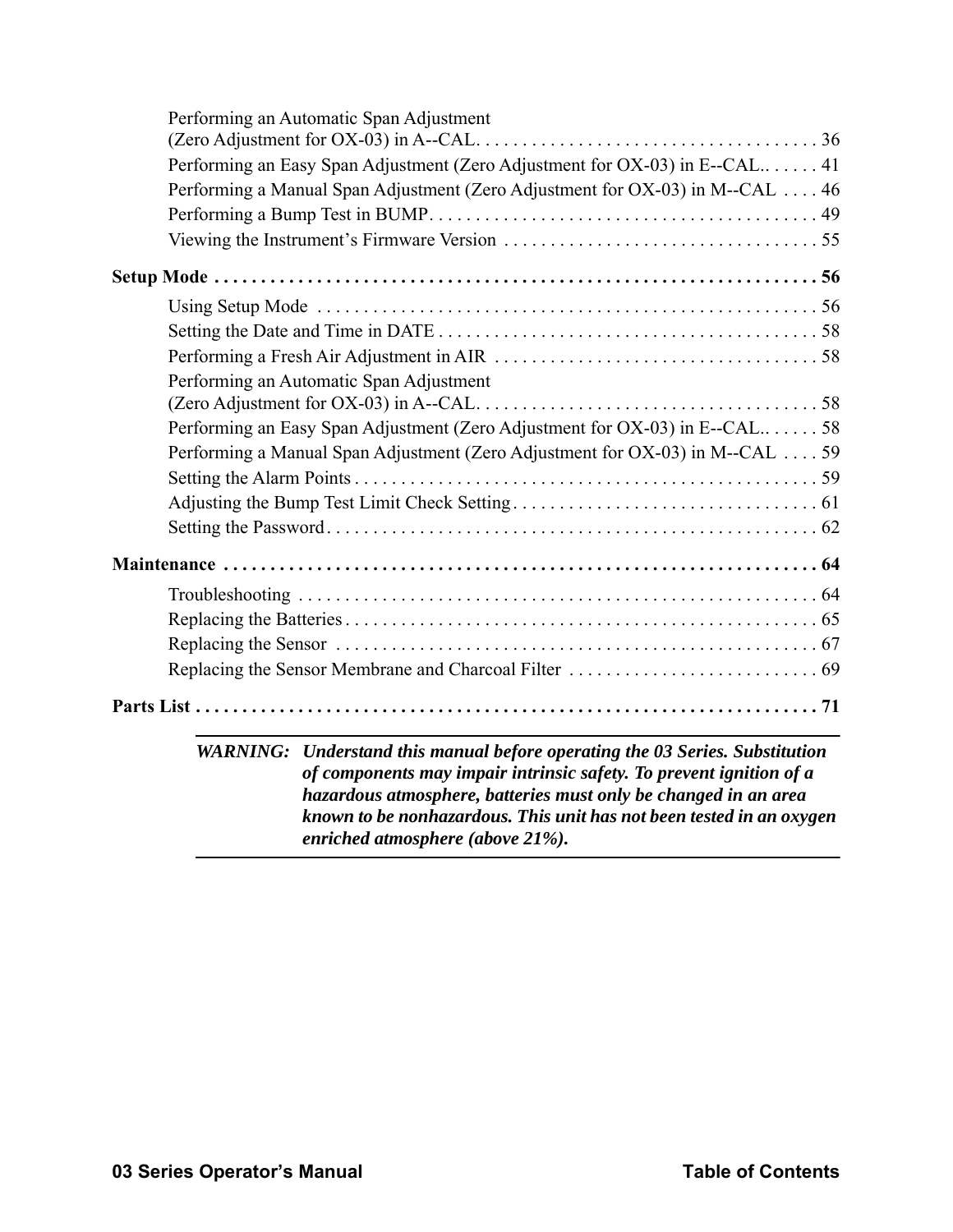Performing an Automatic Span Adjustment (Zero Adjustment for OX-03) in A--CAL. . . . . . . . . . . . . . . . . . . . . . . . . . . . . . . . . . . . . 36

Performing an Easy Span Adjustment (Zero Adjustment for OX-03) in E--CAL.. . . . . . 41

Performing a Manual Span Adjustment (Zero Adjustment for OX-03) in M--CAL . . . . 46

Performing a Bump Test in BUMP. . . . . . . . . . . . . . . . . . . . . . . . . . . . . . . . . . . . . . . . . 49

Viewing the Instrument's Firmware Version . . . . . . . . . . . . . . . . . . . . . . . . . . . . . . . . . . 55

**Setup Mode . . . . . . . . . . . . . . . . . . . . . . . . . . . . . . . . . . . . . . . . . . . . . . . . . . . . . . . . . . . . . . . . 56**

Using Setup Mode . . . . . . . . . . . . . . . . . . . . . . . . . . . . . . . . . . . . . . . . . . . . . . . . . . . . . . 56

Setting the Date and Time in DATE . . . . . . . . . . . . . . . . . . . . . . . . . . . . . . . . . . . . . . . . . 58

Performing a Fresh Air Adjustment in AIR . . . . . . . . . . . . . . . . . . . . . . . . . . . . . . . . . . . 58

Performing an Automatic Span Adjustment (Zero Adjustment for OX-03) in A--CAL. . . . . . . . . . . . . . . . . . . . . . . . . . . . . . . . . . . . . 58

Performing an Easy Span Adjustment (Zero Adjustment for OX-03) in E--CAL.. . . . . . 58

Performing a Manual Span Adjustment (Zero Adjustment for OX-03) in M--CAL . . . . 59

Setting the Alarm Points . . . . . . . . . . . . . . . . . . . . . . . . . . . . . . . . . . . . . . . . . . . . . . . . . . 59

Adjusting the Bump Test Limit Check Setting. . . . . . . . . . . . . . . . . . . . . . . . . . . . . . . . . 61

Setting the Password. . . . . . . . . . . . . . . . . . . . . . . . . . . . . . . . . . . . . . . . . . . . . . . . . . . . . 62

**Maintenance . . . . . . . . . . . . . . . . . . . . . . . . . . . . . . . . . . . . . . . . . . . . . . . . . . . . . . . . . . . . . . . . 64**

Troubleshooting . . . . . . . . . . . . . . . . . . . . . . . . . . . . . . . . . . . . . . . . . . . . . . . . . . . . . . . . 64

Replacing the Batteries . . . . . . . . . . . . . . . . . . . . . . . . . . . . . . . . . . . . . . . . . . . . . . . . . . . 65

Replacing the Sensor . . . . . . . . . . . . . . . . . . . . . . . . . . . . . . . . . . . . . . . . . . . . . . . . . . . . 67

Replacing the Sensor Membrane and Charcoal Filter . . . . . . . . . . . . . . . . . . . . . . . . . . . 69

**Parts List . . . . . . . . . . . . . . . . . . . . . . . . . . . . . . . . . . . . . . . . . . . . . . . . . . . . . . . . . . . . . . . . . . . 71**

---

***WARNING:*** ***Understand this manual before operating the 03 Series. Substitution of components may impair intrinsic safety. To prevent ignition of a hazardous atmosphere, batteries must only be changed in an area known to be nonhazardous. This unit has not been tested in an oxygen enriched atmosphere (above 21%).***

---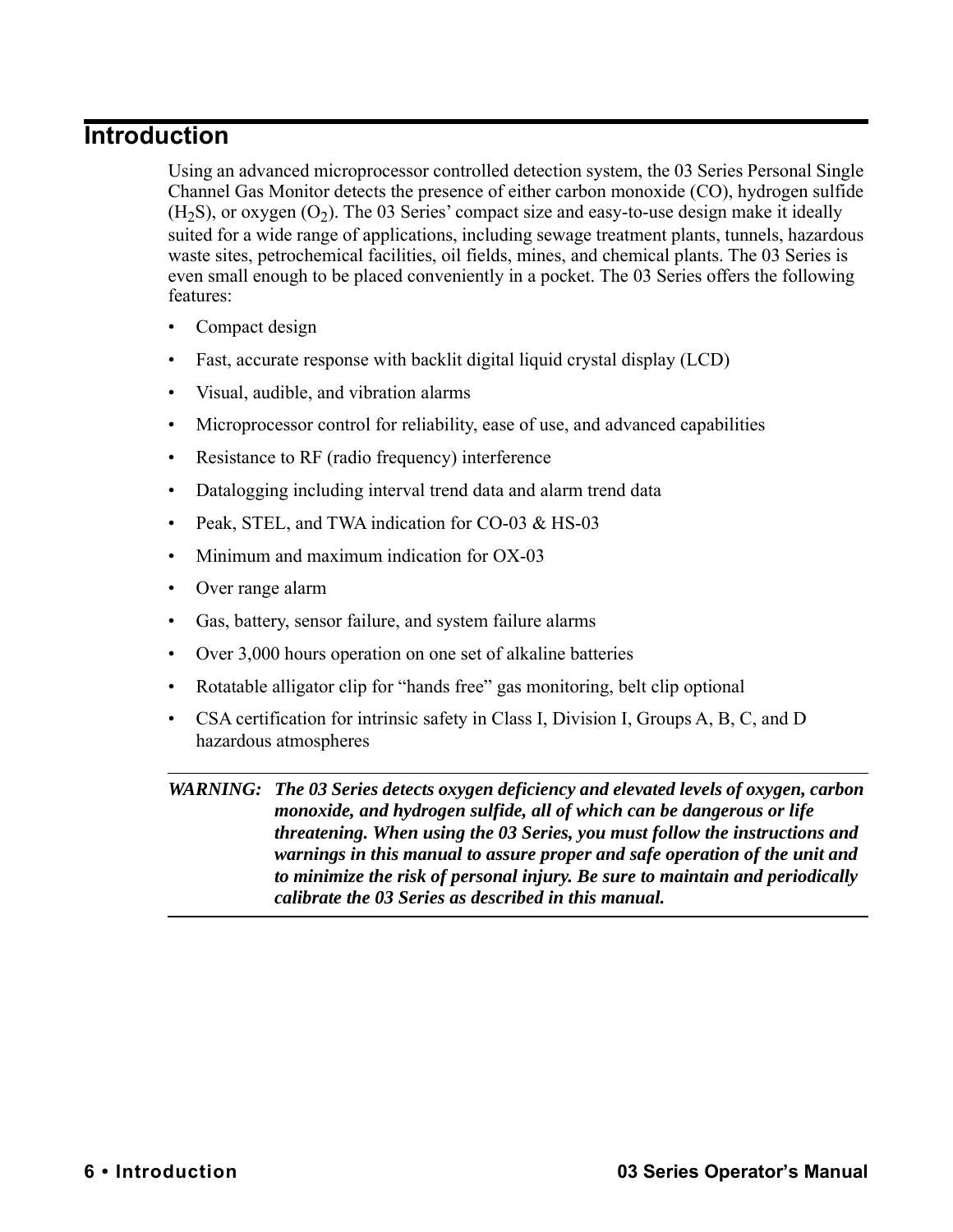# Introduction

Using an advanced microprocessor controlled detection system, the 03 Series Personal Single Channel Gas Monitor detects the presence of either carbon monoxide (CO), hydrogen sulfide ($H_2S$), or oxygen ($O_2$). The 03 Series' compact size and easy-to-use design make it ideally suited for a wide range of applications, including sewage treatment plants, tunnels, hazardous waste sites, petrochemical facilities, oil fields, mines, and chemical plants. The 03 Series is even small enough to be placed conveniently in a pocket. The 03 Series offers the following features:

- Compact design
- Fast, accurate response with backlit digital liquid crystal display (LCD)
- Visual, audible, and vibration alarms
- Microprocessor control for reliability, ease of use, and advanced capabilities
- Resistance to RF (radio frequency) interference
- Datalogging including interval trend data and alarm trend data
- Peak, STEL, and TWA indication for CO-03 & HS-03
- Minimum and maximum indication for OX-03
- Over range alarm
- Gas, battery, sensor failure, and system failure alarms
- Over 3,000 hours operation on one set of alkaline batteries
- Rotatable alligator clip for "hands free" gas monitoring, belt clip optional
- CSA certification for intrinsic safety in Class I, Division I, Groups A, B, C, and D hazardous atmospheres

***WARNING: The 03 Series detects oxygen deficiency and elevated levels of oxygen, carbon monoxide, and hydrogen sulfide, all of which can be dangerous or life threatening. When using the 03 Series, you must follow the instructions and warnings in this manual to assure proper and safe operation of the unit and to minimize the risk of personal injury. Be sure to maintain and periodically calibrate the 03 Series as described in this manual.***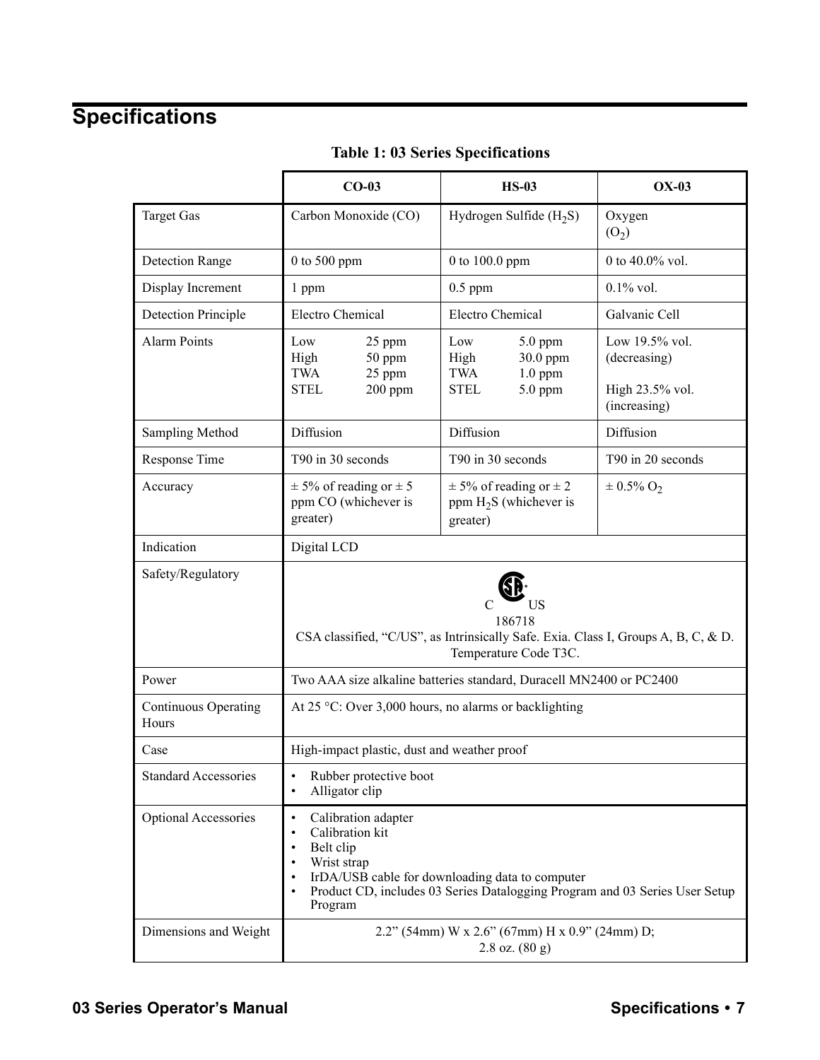# Specifications

**Table 1: 03 Series Specifications**

| | CO-03 | HS-03 | OX-03 |
|---|---|---|---|
| Target Gas | Carbon Monoxide (CO) | Hydrogen Sulfide ($H_2S$) | Oxygen ($O_2$) |
| Detection Range | 0 to 500 ppm | 0 to 100.0 ppm | 0 to 40.0% vol. |
| Display Increment | 1 ppm | 0.5 ppm | 0.1% vol. |
| Detection Principle | Electro Chemical | Electro Chemical | Galvanic Cell |
| Alarm Points | Low 25 ppm<br>High 50 ppm<br>TWA 25 ppm<br>STEL 200 ppm | Low 5.0 ppm<br>High 30.0 ppm<br>TWA 1.0 ppm<br>STEL 5.0 ppm | Low 19.5% vol. (decreasing)<br><br>High 23.5% vol. (increasing) |
| Sampling Method | Diffusion | Diffusion | Diffusion |
| Response Time | T90 in 30 seconds | T90 in 30 seconds | T90 in 20 seconds |
| Accuracy | ± 5% of reading or ± 5 ppm CO (whichever is greater) | ± 5% of reading or ± 2 ppm $H_2S$ (whichever is greater) | ± 0.5% $O_2$ |
| Indication | Digital LCD | | |
| Safety/Regulatory | C SP US<br>186718<br>CSA classified, "C/US", as Intrinsically Safe. Exia. Class I, Groups A, B, C, & D. Temperature Code T3C. | | |
| Power | Two AAA size alkaline batteries standard, Duracell MN2400 or PC2400 | | |
| Continuous Operating Hours | At 25 °C: Over 3,000 hours, no alarms or backlighting | | |
| Case | High-impact plastic, dust and weather proof | | |
| Standard Accessories | • Rubber protective boot<br>• Alligator clip | | |
| Optional Accessories | • Calibration adapter<br>• Calibration kit<br>• Belt clip<br>• Wrist strap<br>• IrDA/USB cable for downloading data to computer<br>• Product CD, includes 03 Series Datalogging Program and 03 Series User Setup Program | | |
| Dimensions and Weight | 2.2" (54mm) W x 2.6" (67mm) H x 0.9" (24mm) D;<br>2.8 oz. (80 g) | | |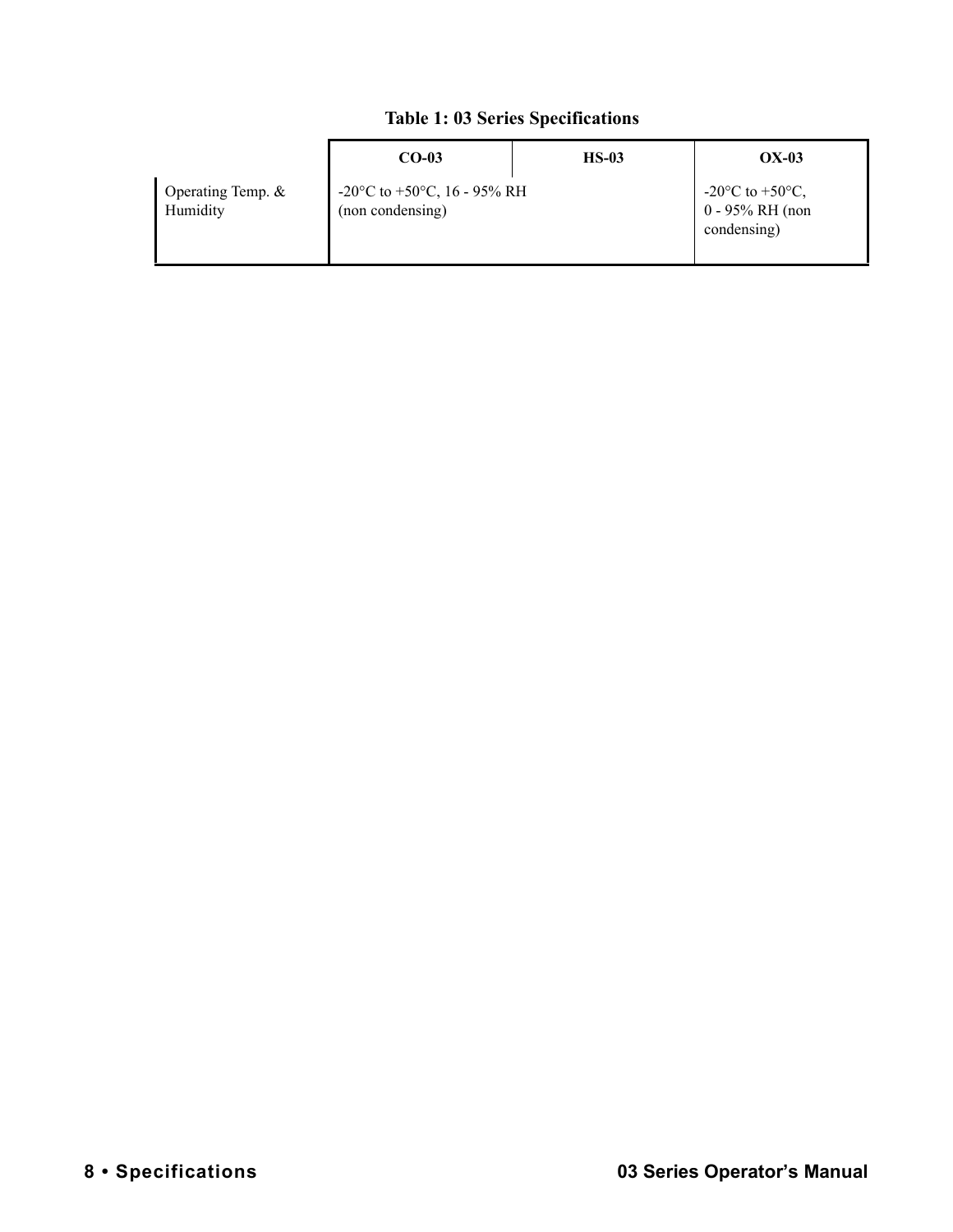**Table 1: 03 Series Specifications**

| | CO-03 | HS-03 | OX-03 |
|---|---|---|---|
| Operating Temp. & Humidity | -20°C to +50°C, 16 - 95% RH (non condensing) | | -20°C to +50°C, 0 - 95% RH (non condensing) |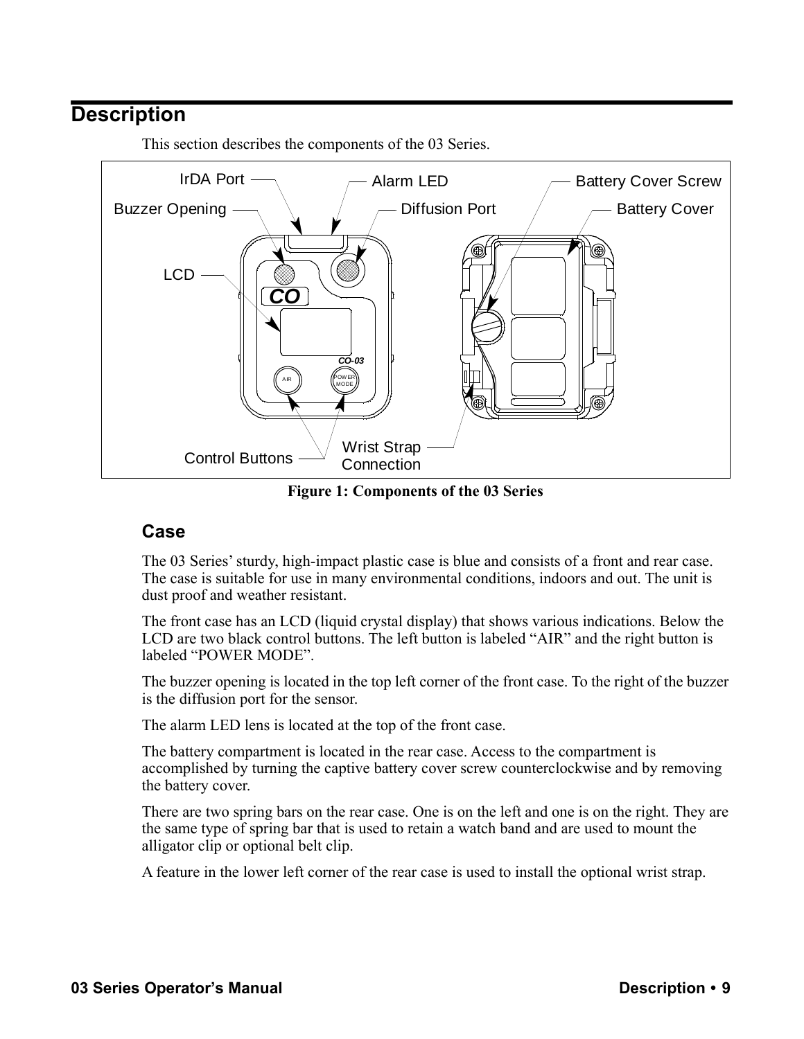# Description

This section describes the components of the 03 Series.

Figure 1: Components of the 03 Series

## Case

The 03 Series' sturdy, high-impact plastic case is blue and consists of a front and rear case. The case is suitable for use in many environmental conditions, indoors and out. The unit is dust proof and weather resistant.

The front case has an LCD (liquid crystal display) that shows various indications. Below the LCD are two black control buttons. The left button is labeled "AIR" and the right button is labeled "POWER MODE".

The buzzer opening is located in the top left corner of the front case. To the right of the buzzer is the diffusion port for the sensor.

The alarm LED lens is located at the top of the front case.

The battery compartment is located in the rear case. Access to the compartment is accomplished by turning the captive battery cover screw counterclockwise and by removing the battery cover.

There are two spring bars on the rear case. One is on the left and one is on the right. They are the same type of spring bar that is used to retain a watch band and are used to mount the alligator clip or optional belt clip.

A feature in the lower left corner of the rear case is used to install the optional wrist strap.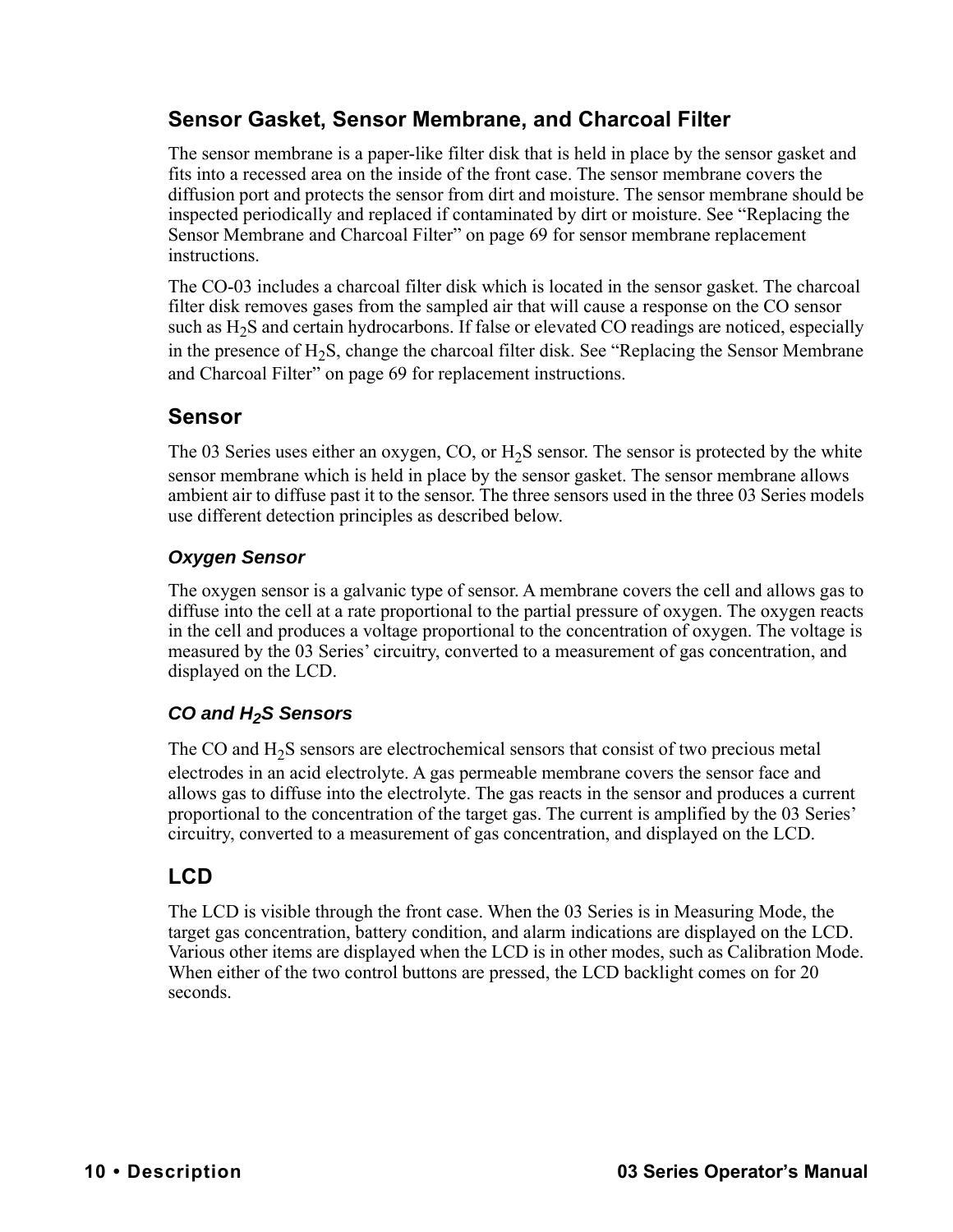## Sensor Gasket, Sensor Membrane, and Charcoal Filter

The sensor membrane is a paper-like filter disk that is held in place by the sensor gasket and fits into a recessed area on the inside of the front case. The sensor membrane covers the diffusion port and protects the sensor from dirt and moisture. The sensor membrane should be inspected periodically and replaced if contaminated by dirt or moisture. See "Replacing the Sensor Membrane and Charcoal Filter" on page 69 for sensor membrane replacement instructions.

The CO-03 includes a charcoal filter disk which is located in the sensor gasket. The charcoal filter disk removes gases from the sampled air that will cause a response on the CO sensor such as $H_2S$ and certain hydrocarbons. If false or elevated CO readings are noticed, especially in the presence of $H_2S$, change the charcoal filter disk. See "Replacing the Sensor Membrane and Charcoal Filter" on page 69 for replacement instructions.

## Sensor

The 03 Series uses either an oxygen, CO, or $H_2S$ sensor. The sensor is protected by the white sensor membrane which is held in place by the sensor gasket. The sensor membrane allows ambient air to diffuse past it to the sensor. The three sensors used in the three 03 Series models use different detection principles as described below.

### *Oxygen Sensor*

The oxygen sensor is a galvanic type of sensor. A membrane covers the cell and allows gas to diffuse into the cell at a rate proportional to the partial pressure of oxygen. The oxygen reacts in the cell and produces a voltage proportional to the concentration of oxygen. The voltage is measured by the 03 Series' circuitry, converted to a measurement of gas concentration, and displayed on the LCD.

### *CO and $H_2S$ Sensors*

The CO and $H_2S$ sensors are electrochemical sensors that consist of two precious metal electrodes in an acid electrolyte. A gas permeable membrane covers the sensor face and allows gas to diffuse into the electrolyte. The gas reacts in the sensor and produces a current proportional to the concentration of the target gas. The current is amplified by the 03 Series' circuitry, converted to a measurement of gas concentration, and displayed on the LCD.

## LCD

The LCD is visible through the front case. When the 03 Series is in Measuring Mode, the target gas concentration, battery condition, and alarm indications are displayed on the LCD. Various other items are displayed when the LCD is in other modes, such as Calibration Mode. When either of the two control buttons are pressed, the LCD backlight comes on for 20 seconds.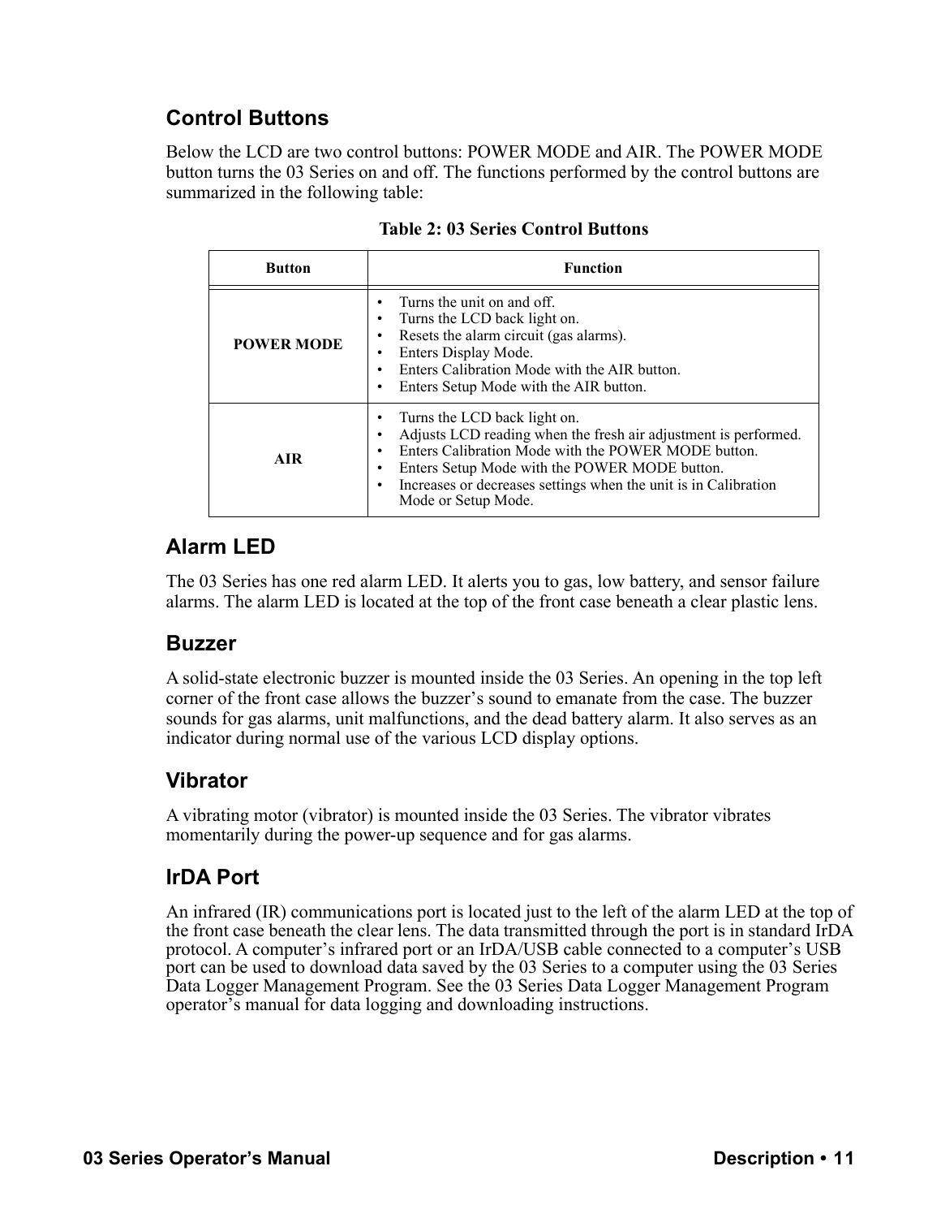## Control Buttons

Below the LCD are two control buttons: POWER MODE and AIR. The POWER MODE button turns the 03 Series on and off. The functions performed by the control buttons are summarized in the following table:

**Table 2: 03 Series Control Buttons**

| Button | Function |
|---|---|
| POWER MODE | • Turns the unit on and off.<br>• Turns the LCD back light on.<br>• Resets the alarm circuit (gas alarms).<br>• Enters Display Mode.<br>• Enters Calibration Mode with the AIR button.<br>• Enters Setup Mode with the AIR button. |
| AIR | • Turns the LCD back light on.<br>• Adjusts LCD reading when the fresh air adjustment is performed.<br>• Enters Calibration Mode with the POWER MODE button.<br>• Enters Setup Mode with the POWER MODE button.<br>• Increases or decreases settings when the unit is in Calibration Mode or Setup Mode. |

## Alarm LED

The 03 Series has one red alarm LED. It alerts you to gas, low battery, and sensor failure alarms. The alarm LED is located at the top of the front case beneath a clear plastic lens.

## Buzzer

A solid-state electronic buzzer is mounted inside the 03 Series. An opening in the top left corner of the front case allows the buzzer's sound to emanate from the case. The buzzer sounds for gas alarms, unit malfunctions, and the dead battery alarm. It also serves as an indicator during normal use of the various LCD display options.

## Vibrator

A vibrating motor (vibrator) is mounted inside the 03 Series. The vibrator vibrates momentarily during the power-up sequence and for gas alarms.

## IrDA Port

An infrared (IR) communications port is located just to the left of the alarm LED at the top of the front case beneath the clear lens. The data transmitted through the port is in standard IrDA protocol. A computer's infrared port or an IrDA/USB cable connected to a computer's USB port can be used to download data saved by the 03 Series to a computer using the 03 Series Data Logger Management Program. See the 03 Series Data Logger Management Program operator's manual for data logging and downloading instructions.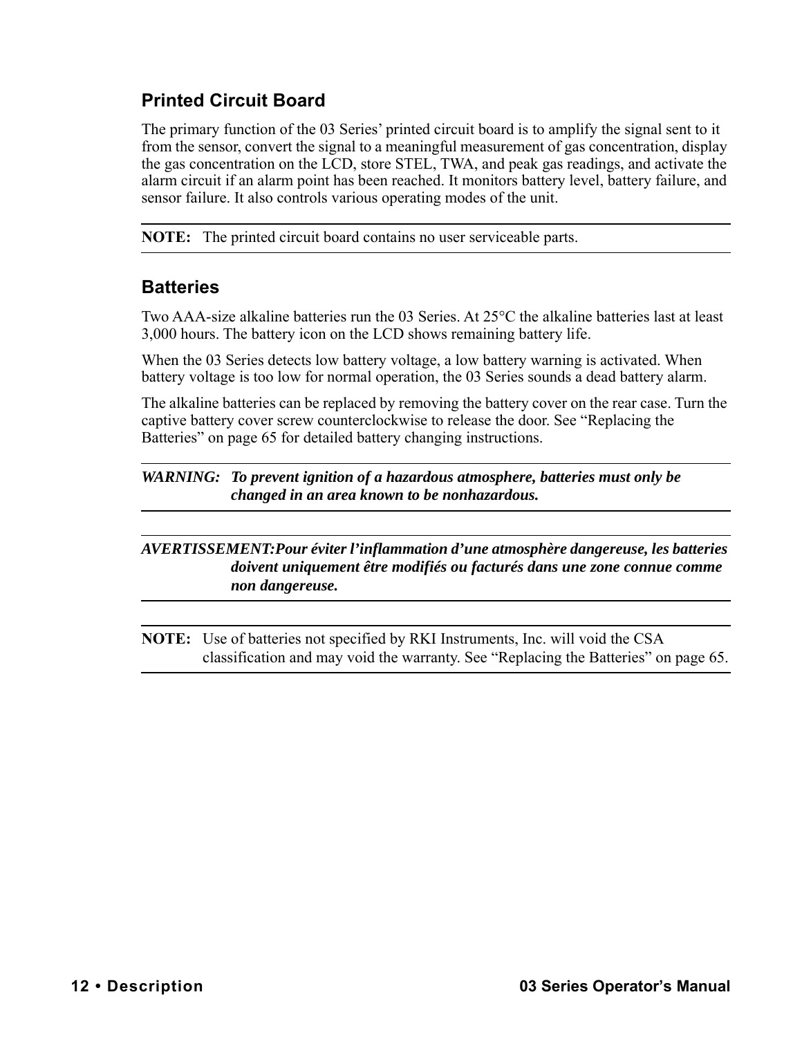## Printed Circuit Board

The primary function of the 03 Series' printed circuit board is to amplify the signal sent to it from the sensor, convert the signal to a meaningful measurement of gas concentration, display the gas concentration on the LCD, store STEL, TWA, and peak gas readings, and activate the alarm circuit if an alarm point has been reached. It monitors battery level, battery failure, and sensor failure. It also controls various operating modes of the unit.

---

**NOTE:** The printed circuit board contains no user serviceable parts.

---

## Batteries

Two AAA-size alkaline batteries run the 03 Series. At 25°C the alkaline batteries last at least 3,000 hours. The battery icon on the LCD shows remaining battery life.

When the 03 Series detects low battery voltage, a low battery warning is activated. When battery voltage is too low for normal operation, the 03 Series sounds a dead battery alarm.

The alkaline batteries can be replaced by removing the battery cover on the rear case. Turn the captive battery cover screw counterclockwise to release the door. See "Replacing the Batteries" on page 65 for detailed battery changing instructions.

---

***WARNING: To prevent ignition of a hazardous atmosphere, batteries must only be changed in an area known to be nonhazardous.***

---

***AVERTISSEMENT:Pour éviter l'inflammation d'une atmosphère dangereuse, les batteries doivent uniquement être modifiés ou facturés dans une zone connue comme non dangereuse.***

---

**NOTE:** Use of batteries not specified by RKI Instruments, Inc. will void the CSA classification and may void the warranty. See "Replacing the Batteries" on page 65.

---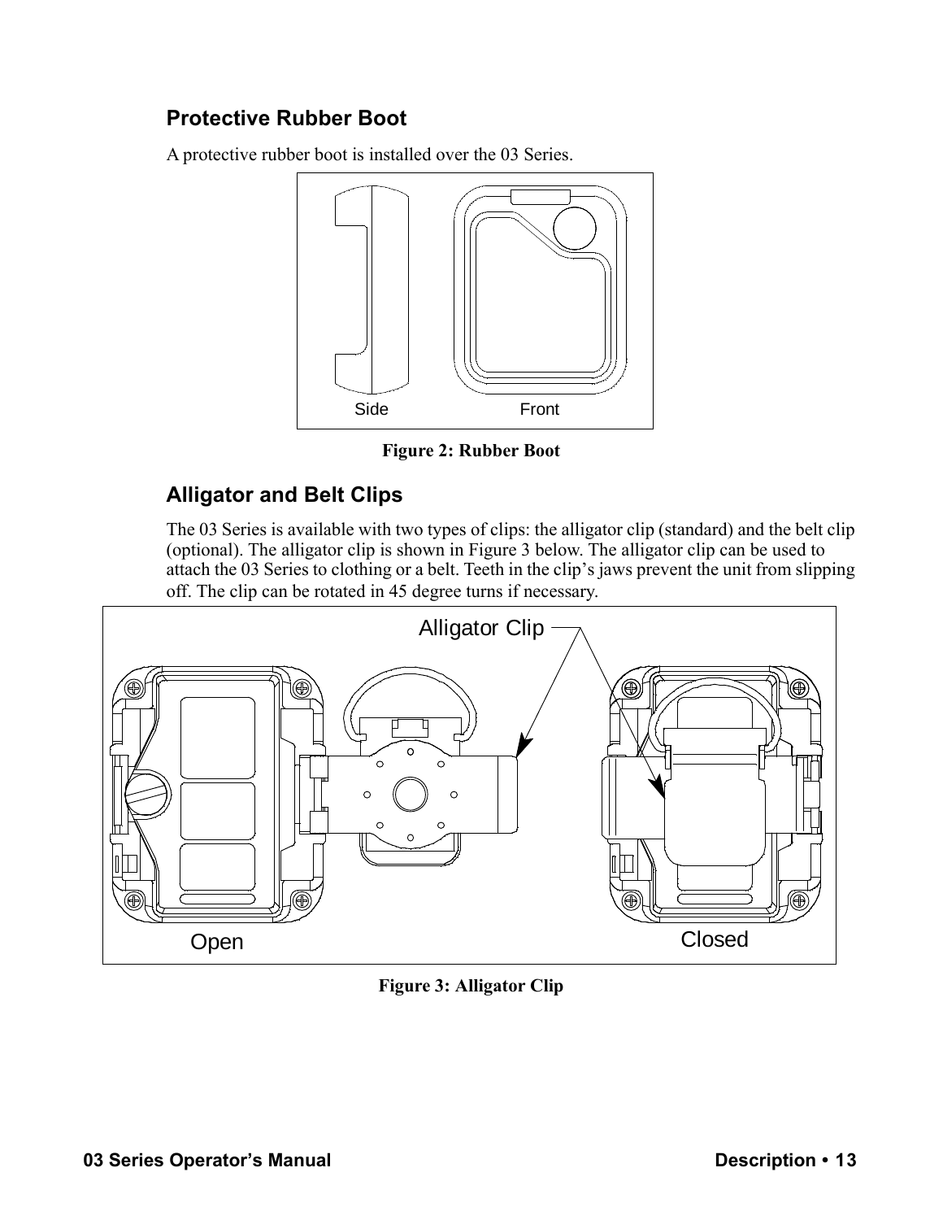## Protective Rubber Boot

A protective rubber boot is installed over the 03 Series.

Side Front

**Figure 2: Rubber Boot**

## Alligator and Belt Clips

The 03 Series is available with two types of clips: the alligator clip (standard) and the belt clip (optional). The alligator clip is shown in Figure 3 below. The alligator clip can be used to attach the 03 Series to clothing or a belt. Teeth in the clip's jaws prevent the unit from slipping off. The clip can be rotated in 45 degree turns if necessary.

Alligator Clip

Open Closed

**Figure 3: Alligator Clip**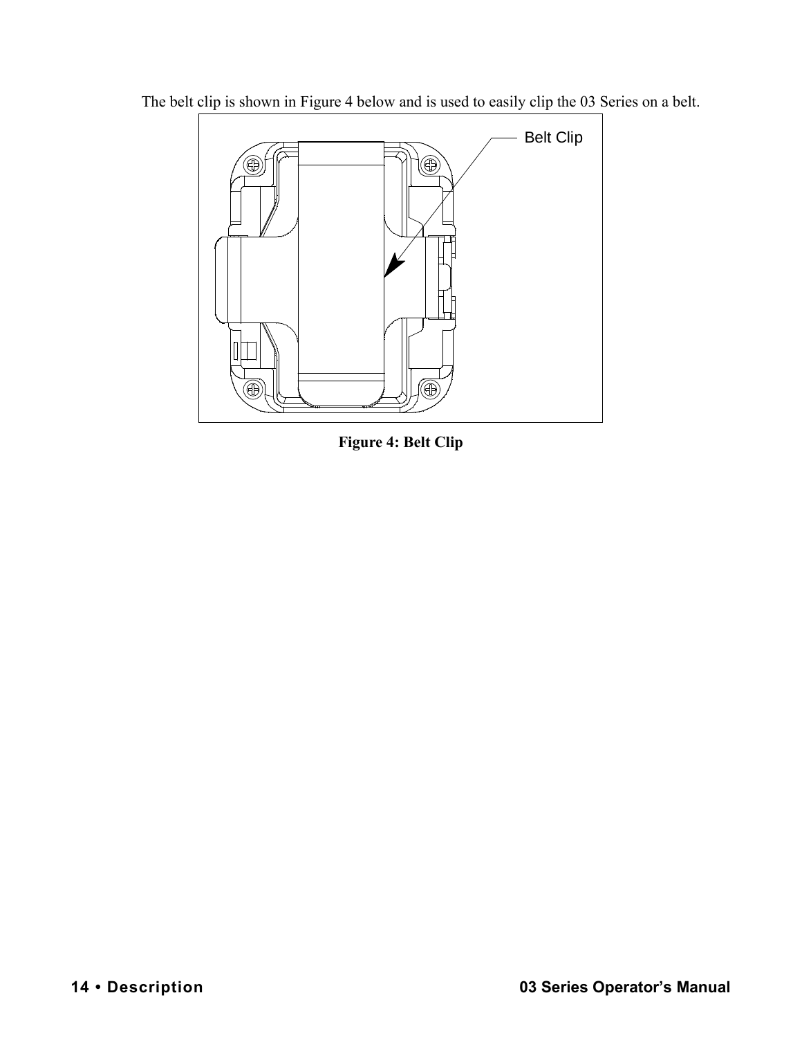The belt clip is shown in Figure 4 below and is used to easily clip the 03 Series on a belt.

**Figure 4: Belt Clip**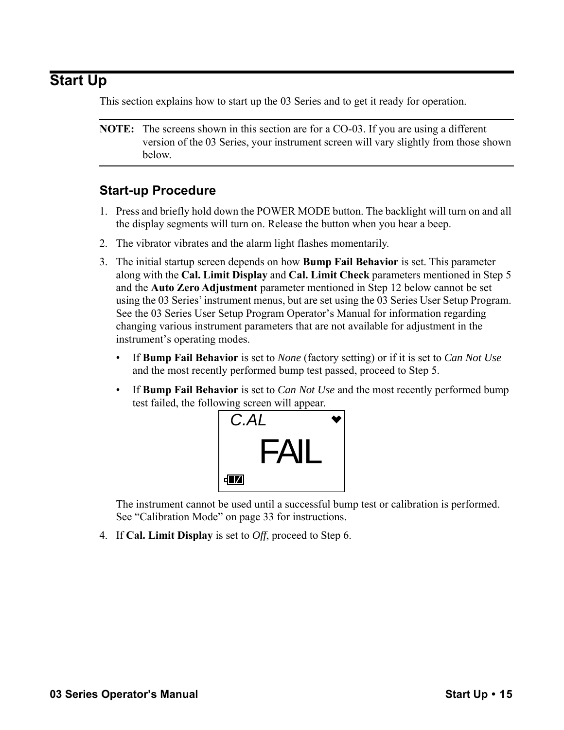## Start Up

This section explains how to start up the 03 Series and to get it ready for operation.

**NOTE:** The screens shown in this section are for a CO-03. If you are using a different version of the 03 Series, your instrument screen will vary slightly from those shown below.

### Start-up Procedure

1. Press and briefly hold down the POWER MODE button. The backlight will turn on and all the display segments will turn on. Release the button when you hear a beep.
2. The vibrator vibrates and the alarm light flashes momentarily.
3. The initial startup screen depends on how **Bump Fail Behavior** is set. This parameter along with the **Cal. Limit Display** and **Cal. Limit Check** parameters mentioned in Step 5 and the **Auto Zero Adjustment** parameter mentioned in Step 12 below cannot be set using the 03 Series' instrument menus, but are set using the 03 Series User Setup Program. See the 03 Series User Setup Program Operator's Manual for information regarding changing various instrument parameters that are not available for adjustment in the instrument's operating modes.
   - If **Bump Fail Behavior** is set to *None* (factory setting) or if it is set to *Can Not Use* and the most recently performed bump test passed, proceed to Step 5.
   - If **Bump Fail Behavior** is set to *Can Not Use* and the most recently performed bump test failed, the following screen will appear.

   C.AL

   FAIL

   The instrument cannot be used until a successful bump test or calibration is performed. See "Calibration Mode" on page 33 for instructions.
4. If **Cal. Limit Display** is set to *Off*, proceed to Step 6.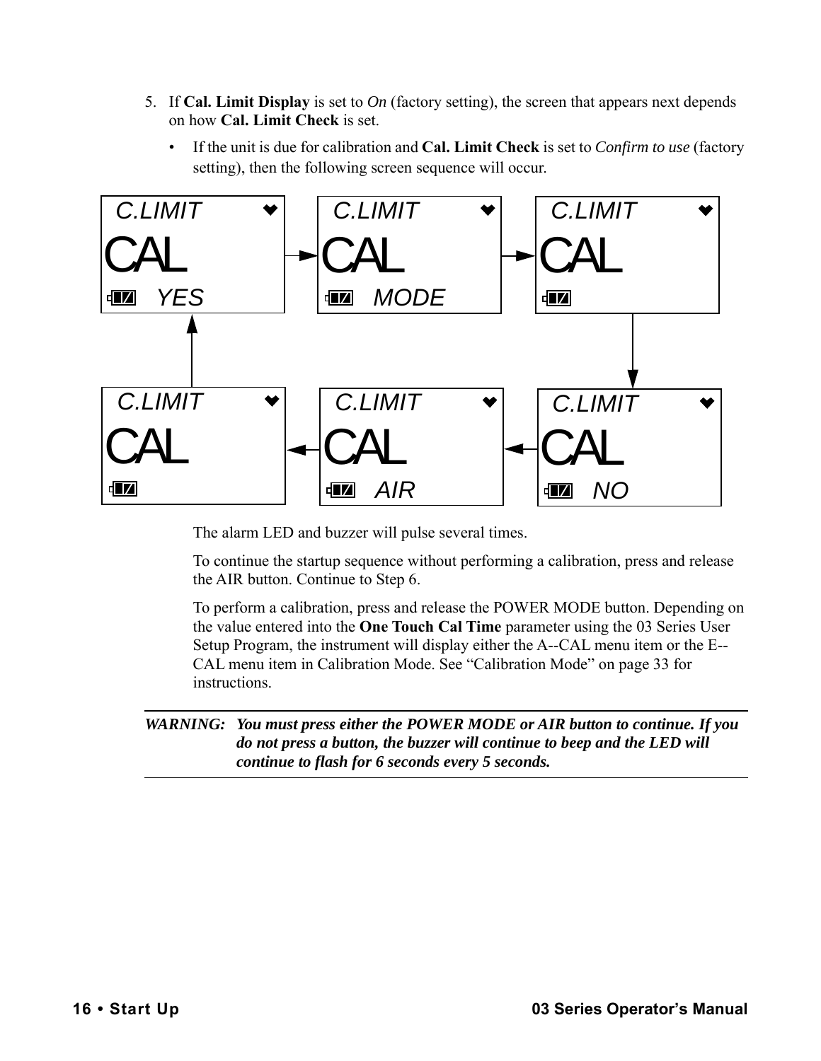5. If **Cal. Limit Display** is set to *On* (factory setting), the screen that appears next depends on how **Cal. Limit Check** is set.

   - If the unit is due for calibration and **Cal. Limit Check** is set to *Confirm to use* (factory setting), then the following screen sequence will occur.

     The alarm LED and buzzer will pulse several times.

     To continue the startup sequence without performing a calibration, press and release the AIR button. Continue to Step 6.

     To perform a calibration, press and release the POWER MODE button. Depending on the value entered into the **One Touch Cal Time** parameter using the 03 Series User Setup Program, the instrument will display either the A--CAL menu item or the E--CAL menu item in Calibration Mode. See "Calibration Mode" on page 33 for instructions.

---

*WARNING:* ***You must press either the POWER MODE or AIR button to continue. If you do not press a button, the buzzer will continue to beep and the LED will continue to flash for 6 seconds every 5 seconds.***

---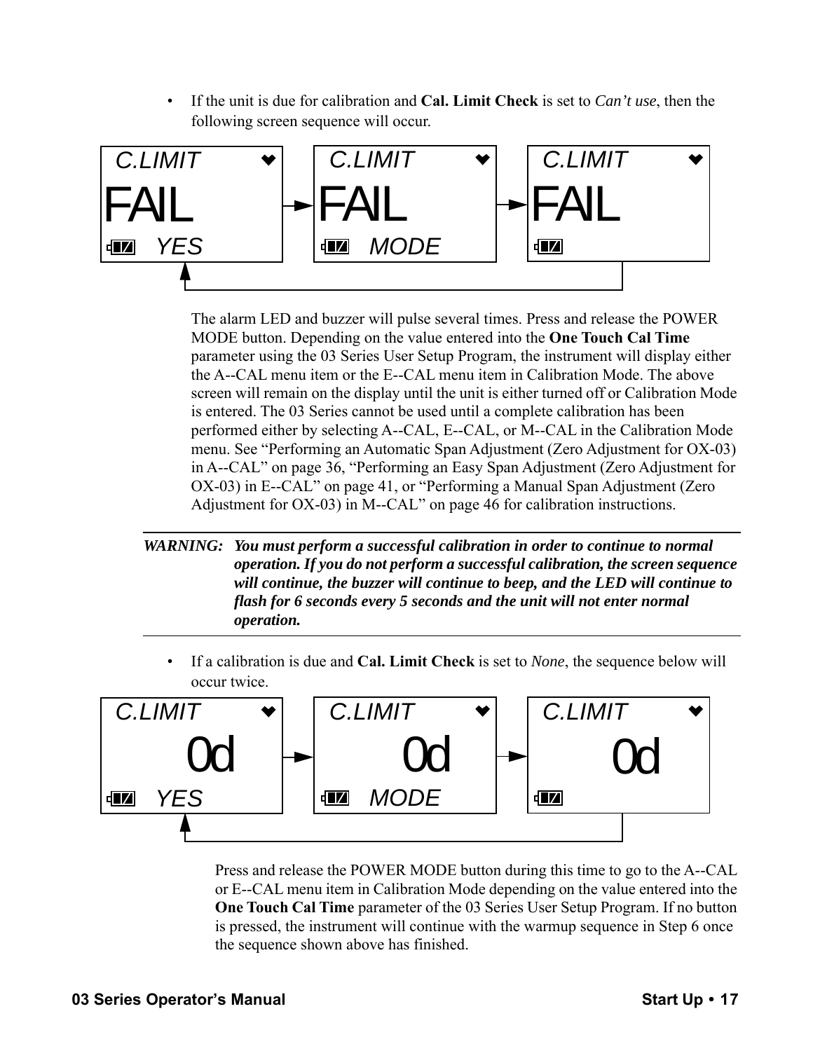- If the unit is due for calibration and **Cal. Limit Check** is set to *Can't use*, then the following screen sequence will occur.

C.LIMIT FAIL YES → C.LIMIT FAIL MODE → C.LIMIT FAIL

The alarm LED and buzzer will pulse several times. Press and release the POWER MODE button. Depending on the value entered into the **One Touch Cal Time** parameter using the 03 Series User Setup Program, the instrument will display either the A--CAL menu item or the E--CAL menu item in Calibration Mode. The above screen will remain on the display until the unit is either turned off or Calibration Mode is entered. The 03 Series cannot be used until a complete calibration has been performed either by selecting A--CAL, E--CAL, or M--CAL in the Calibration Mode menu. See "Performing an Automatic Span Adjustment (Zero Adjustment for OX-03) in A--CAL" on page 36, "Performing an Easy Span Adjustment (Zero Adjustment for OX-03) in E--CAL" on page 41, or "Performing a Manual Span Adjustment (Zero Adjustment for OX-03) in M--CAL" on page 46 for calibration instructions.

***WARNING:*** ***You must perform a successful calibration in order to continue to normal operation. If you do not perform a successful calibration, the screen sequence will continue, the buzzer will continue to beep, and the LED will continue to flash for 6 seconds every 5 seconds and the unit will not enter normal operation.***

- If a calibration is due and **Cal. Limit Check** is set to *None*, the sequence below will occur twice.

C.LIMIT 0d YES → C.LIMIT 0d MODE → C.LIMIT 0d

Press and release the POWER MODE button during this time to go to the A--CAL or E--CAL menu item in Calibration Mode depending on the value entered into the **One Touch Cal Time** parameter of the 03 Series User Setup Program. If no button is pressed, the instrument will continue with the warmup sequence in Step 6 once the sequence shown above has finished.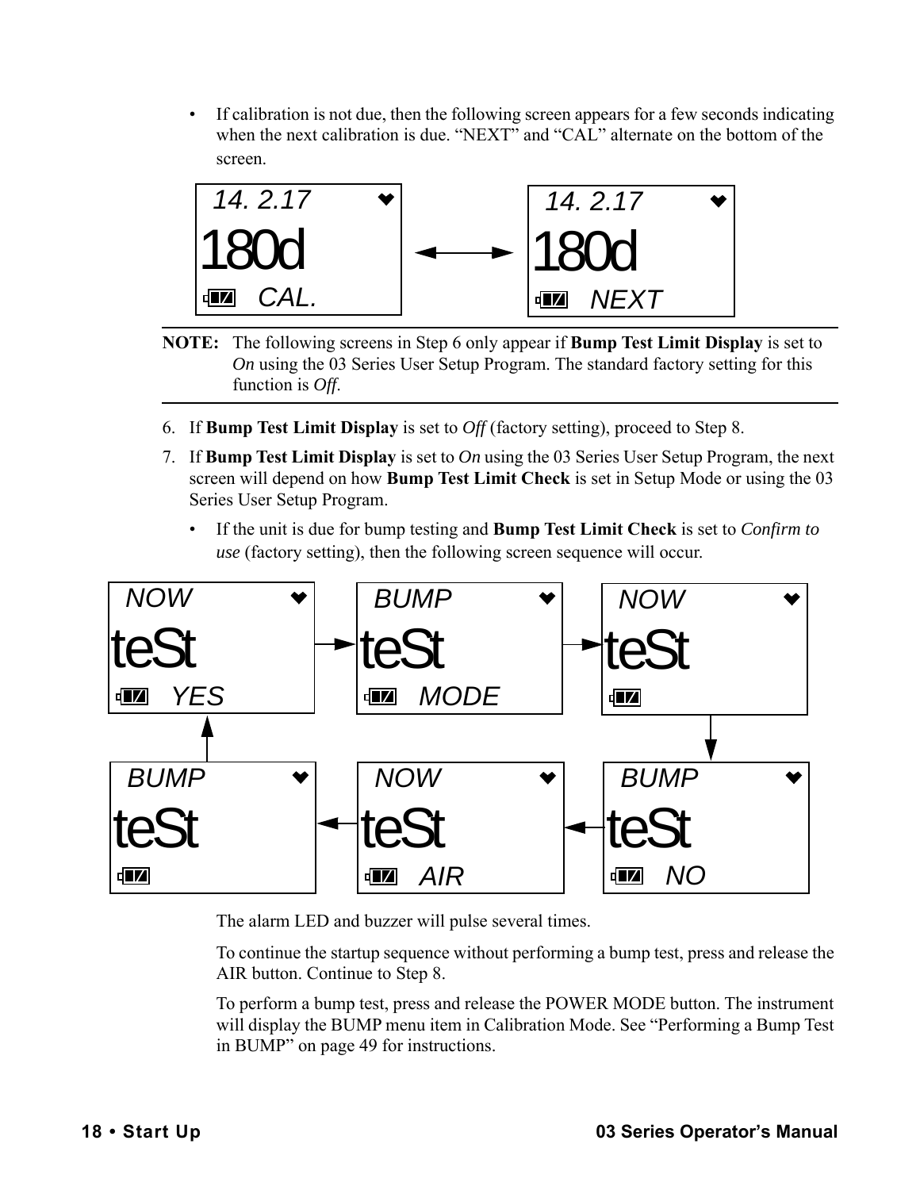- If calibration is not due, then the following screen appears for a few seconds indicating when the next calibration is due. “NEXT” and “CAL” alternate on the bottom of the screen.

**NOTE:** The following screens in Step 6 only appear if **Bump Test Limit Display** is set to *On* using the 03 Series User Setup Program. The standard factory setting for this function is *Off*.

6. If **Bump Test Limit Display** is set to *Off* (factory setting), proceed to Step 8.
7. If **Bump Test Limit Display** is set to *On* using the 03 Series User Setup Program, the next screen will depend on how **Bump Test Limit Check** is set in Setup Mode or using the 03 Series User Setup Program.
   - If the unit is due for bump testing and **Bump Test Limit Check** is set to *Confirm to use* (factory setting), then the following screen sequence will occur.

   The alarm LED and buzzer will pulse several times.

   To continue the startup sequence without performing a bump test, press and release the AIR button. Continue to Step 8.

   To perform a bump test, press and release the POWER MODE button. The instrument will display the BUMP menu item in Calibration Mode. See “Performing a Bump Test in BUMP” on page 49 for instructions.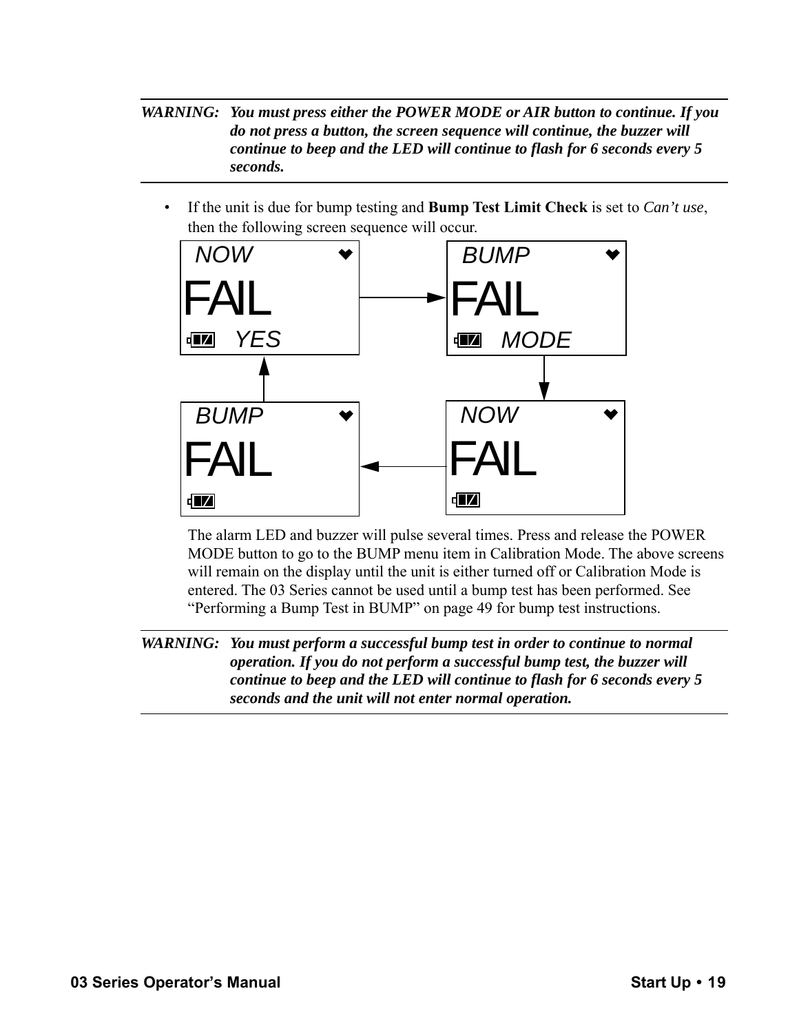*WARNING:* ***You must press either the POWER MODE or AIR button to continue. If you do not press a button, the screen sequence will continue, the buzzer will continue to beep and the LED will continue to flash for 6 seconds every 5 seconds.***

- If the unit is due for bump testing and **Bump Test Limit Check** is set to *Can't use*, then the following screen sequence will occur.

NOW FAIL YES → BUMP FAIL MODE → NOW FAIL → BUMP FAIL → NOW FAIL YES

The alarm LED and buzzer will pulse several times. Press and release the POWER MODE button to go to the BUMP menu item in Calibration Mode. The above screens will remain on the display until the unit is either turned off or Calibration Mode is entered. The 03 Series cannot be used until a bump test has been performed. See "Performing a Bump Test in BUMP" on page 49 for bump test instructions.

*WARNING:* ***You must perform a successful bump test in order to continue to normal operation. If you do not perform a successful bump test, the buzzer will continue to beep and the LED will continue to flash for 6 seconds every 5 seconds and the unit will not enter normal operation.***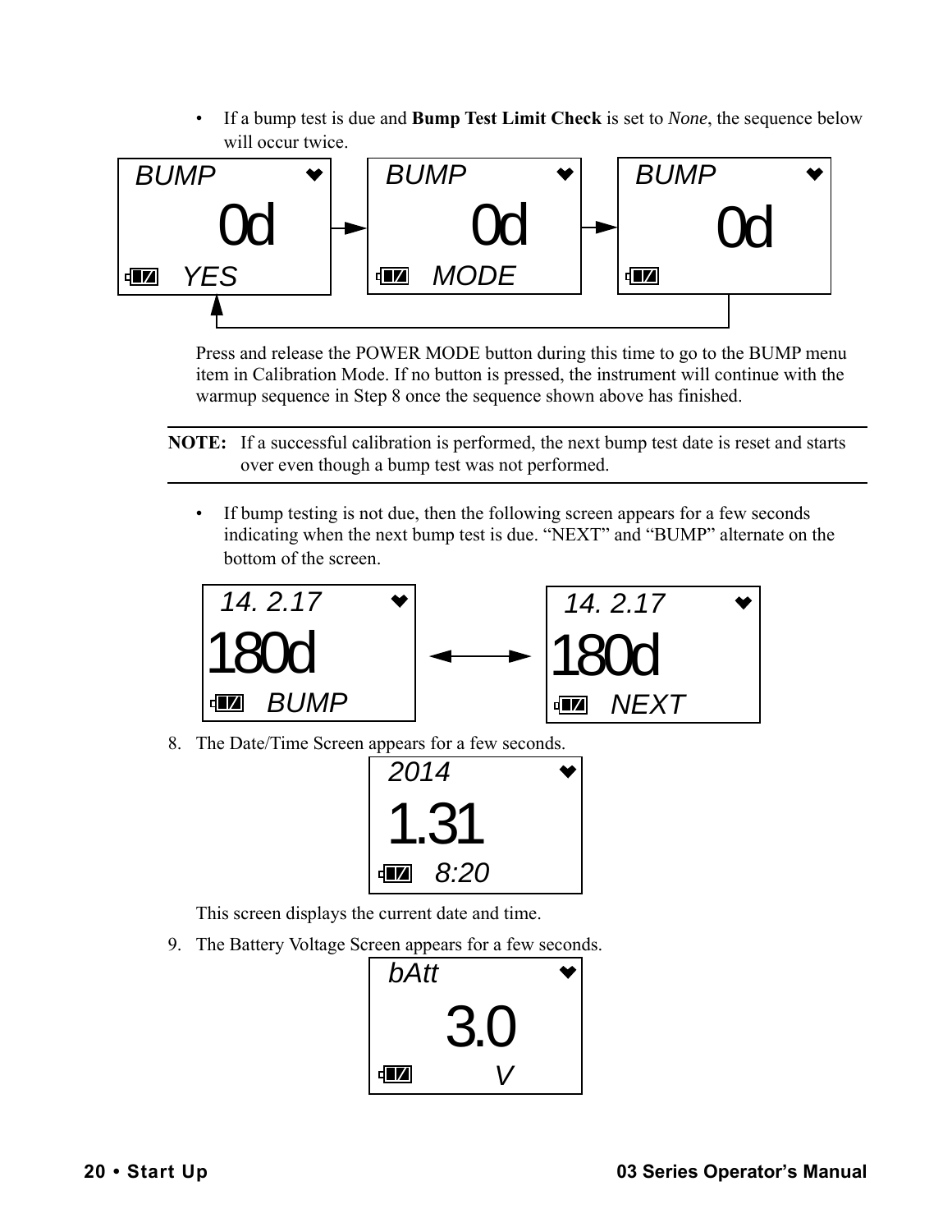- If a bump test is due and **Bump Test Limit Check** is set to *None*, the sequence below will occur twice.

```
BUMP        BUMP        BUMP
  0d   -->    0d   -->    0d
YES         MODE
```

Press and release the POWER MODE button during this time to go to the BUMP menu item in Calibration Mode. If no button is pressed, the instrument will continue with the warmup sequence in Step 8 once the sequence shown above has finished.

---

**NOTE:** If a successful calibration is performed, the next bump test date is reset and starts over even though a bump test was not performed.

---

- If bump testing is not due, then the following screen appears for a few seconds indicating when the next bump test is due. “NEXT” and “BUMP” alternate on the bottom of the screen.

```
14. 2.17          14. 2.17
180d      <-->    180d
BUMP              NEXT
```

8. The Date/Time Screen appears for a few seconds.

```
2014
1.31
8:20
```

This screen displays the current date and time.

9. The Battery Voltage Screen appears for a few seconds.

```
bAtt
3.0
V
```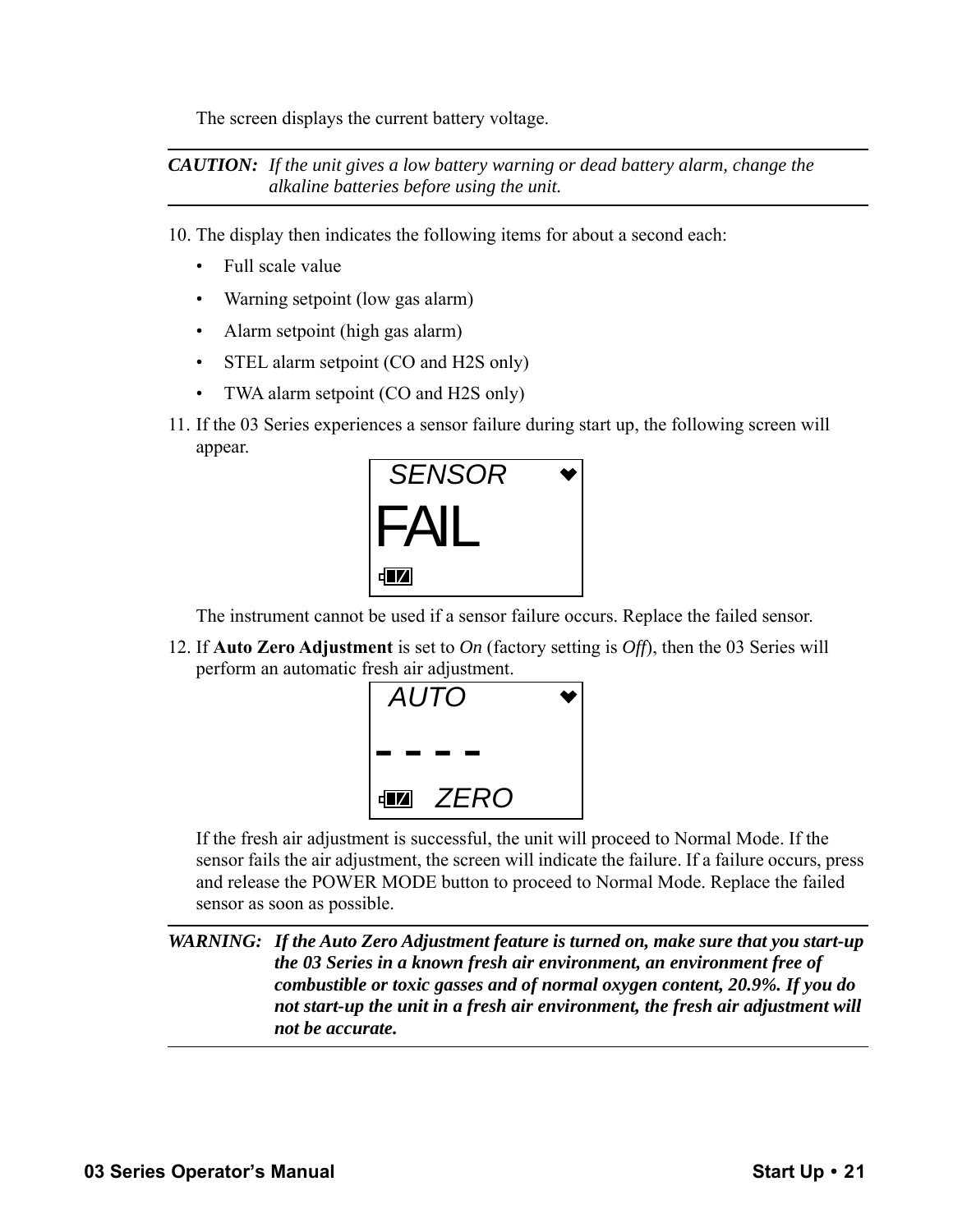The screen displays the current battery voltage.

---

**CAUTION:** *If the unit gives a low battery warning or dead battery alarm, change the alkaline batteries before using the unit.*

---

10. The display then indicates the following items for about a second each:
    - Full scale value
    - Warning setpoint (low gas alarm)
    - Alarm setpoint (high gas alarm)
    - STEL alarm setpoint (CO and H2S only)
    - TWA alarm setpoint (CO and H2S only)

11. If the 03 Series experiences a sensor failure during start up, the following screen will appear.

    SENSOR
    FAIL

    The instrument cannot be used if a sensor failure occurs. Replace the failed sensor.

12. If **Auto Zero Adjustment** is set to *On* (factory setting is *Off*), then the 03 Series will perform an automatic fresh air adjustment.

    AUTO
    - - - -
    ZERO

    If the fresh air adjustment is successful, the unit will proceed to Normal Mode. If the sensor fails the air adjustment, the screen will indicate the failure. If a failure occurs, press and release the POWER MODE button to proceed to Normal Mode. Replace the failed sensor as soon as possible.

---

**WARNING:** ***If the Auto Zero Adjustment feature is turned on, make sure that you start-up the 03 Series in a known fresh air environment, an environment free of combustible or toxic gasses and of normal oxygen content, 20.9%. If you do not start-up the unit in a fresh air environment, the fresh air adjustment will not be accurate.***

---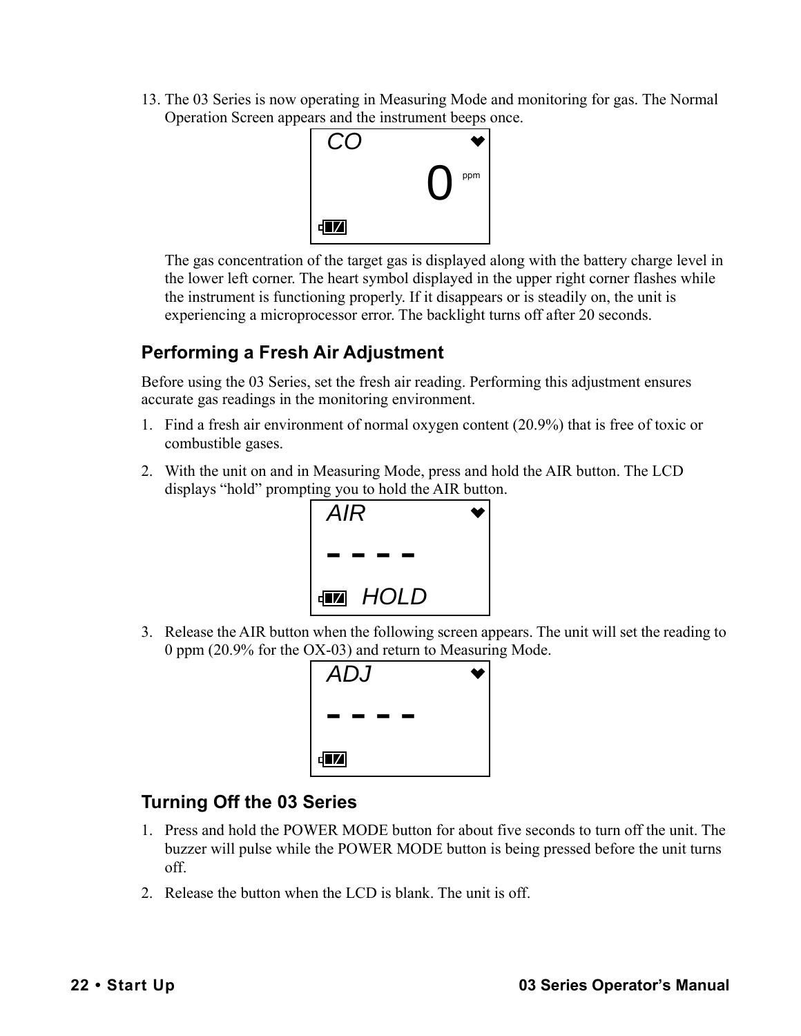13. The 03 Series is now operating in Measuring Mode and monitoring for gas. The Normal Operation Screen appears and the instrument beeps once.

    The gas concentration of the target gas is displayed along with the battery charge level in the lower left corner. The heart symbol displayed in the upper right corner flashes while the instrument is functioning properly. If it disappears or is steadily on, the unit is experiencing a microprocessor error. The backlight turns off after 20 seconds.

## Performing a Fresh Air Adjustment

Before using the 03 Series, set the fresh air reading. Performing this adjustment ensures accurate gas readings in the monitoring environment.

1. Find a fresh air environment of normal oxygen content (20.9%) that is free of toxic or combustible gases.
2. With the unit on and in Measuring Mode, press and hold the AIR button. The LCD displays “hold” prompting you to hold the AIR button.
3. Release the AIR button when the following screen appears. The unit will set the reading to 0 ppm (20.9% for the OX-03) and return to Measuring Mode.

## Turning Off the 03 Series

1. Press and hold the POWER MODE button for about five seconds to turn off the unit. The buzzer will pulse while the POWER MODE button is being pressed before the unit turns off.
2. Release the button when the LCD is blank. The unit is off.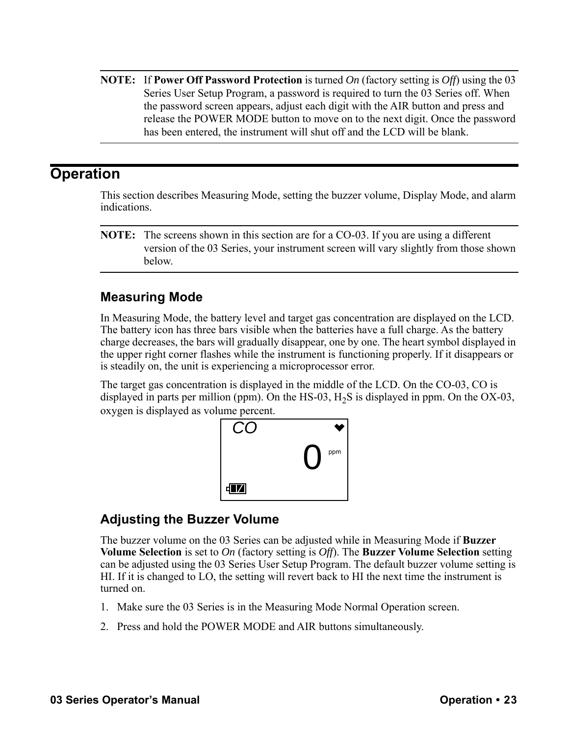**NOTE:** If **Power Off Password Protection** is turned *On* (factory setting is *Off*) using the 03 Series User Setup Program, a password is required to turn the 03 Series off. When the password screen appears, adjust each digit with the AIR button and press and release the POWER MODE button to move on to the next digit. Once the password has been entered, the instrument will shut off and the LCD will be blank.

# Operation

This section describes Measuring Mode, setting the buzzer volume, Display Mode, and alarm indications.

**NOTE:** The screens shown in this section are for a CO-03. If you are using a different version of the 03 Series, your instrument screen will vary slightly from those shown below.

## Measuring Mode

In Measuring Mode, the battery level and target gas concentration are displayed on the LCD. The battery icon has three bars visible when the batteries have a full charge. As the battery charge decreases, the bars will gradually disappear, one by one. The heart symbol displayed in the upper right corner flashes while the instrument is functioning properly. If it disappears or is steadily on, the unit is experiencing a microprocessor error.

The target gas concentration is displayed in the middle of the LCD. On the CO-03, CO is displayed in parts per million (ppm). On the HS-03, $H_2S$ is displayed in ppm. On the OX-03, oxygen is displayed as volume percent.

CO

0 ppm

## Adjusting the Buzzer Volume

The buzzer volume on the 03 Series can be adjusted while in Measuring Mode if **Buzzer Volume Selection** is set to *On* (factory setting is *Off*). The **Buzzer Volume Selection** setting can be adjusted using the 03 Series User Setup Program. The default buzzer volume setting is HI. If it is changed to LO, the setting will revert back to HI the next time the instrument is turned on.

1. Make sure the 03 Series is in the Measuring Mode Normal Operation screen.
2. Press and hold the POWER MODE and AIR buttons simultaneously.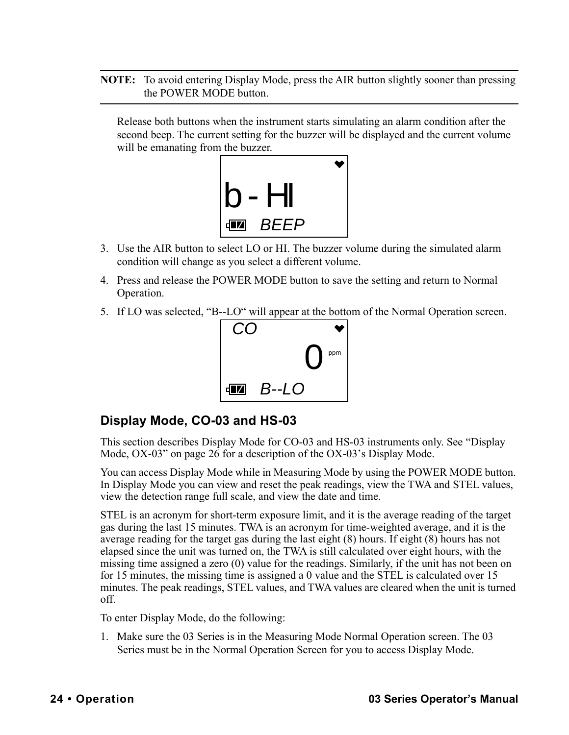**NOTE:** To avoid entering Display Mode, press the AIR button slightly sooner than pressing the POWER MODE button.

Release both buttons when the instrument starts simulating an alarm condition after the second beep. The current setting for the buzzer will be displayed and the current volume will be emanating from the buzzer.

b - HI

BEEP

3. Use the AIR button to select LO or HI. The buzzer volume during the simulated alarm condition will change as you select a different volume.
4. Press and release the POWER MODE button to save the setting and return to Normal Operation.
5. If LO was selected, "B--LO" will appear at the bottom of the Normal Operation screen.

CO

0 ppm

B--LO

## Display Mode, CO-03 and HS-03

This section describes Display Mode for CO-03 and HS-03 instruments only. See "Display Mode, OX-03" on page 26 for a description of the OX-03's Display Mode.

You can access Display Mode while in Measuring Mode by using the POWER MODE button. In Display Mode you can view and reset the peak readings, view the TWA and STEL values, view the detection range full scale, and view the date and time.

STEL is an acronym for short-term exposure limit, and it is the average reading of the target gas during the last 15 minutes. TWA is an acronym for time-weighted average, and it is the average reading for the target gas during the last eight (8) hours. If eight (8) hours has not elapsed since the unit was turned on, the TWA is still calculated over eight hours, with the missing time assigned a zero (0) value for the readings. Similarly, if the unit has not been on for 15 minutes, the missing time is assigned a 0 value and the STEL is calculated over 15 minutes. The peak readings, STEL values, and TWA values are cleared when the unit is turned off.

To enter Display Mode, do the following:

1. Make sure the 03 Series is in the Measuring Mode Normal Operation screen. The 03 Series must be in the Normal Operation Screen for you to access Display Mode.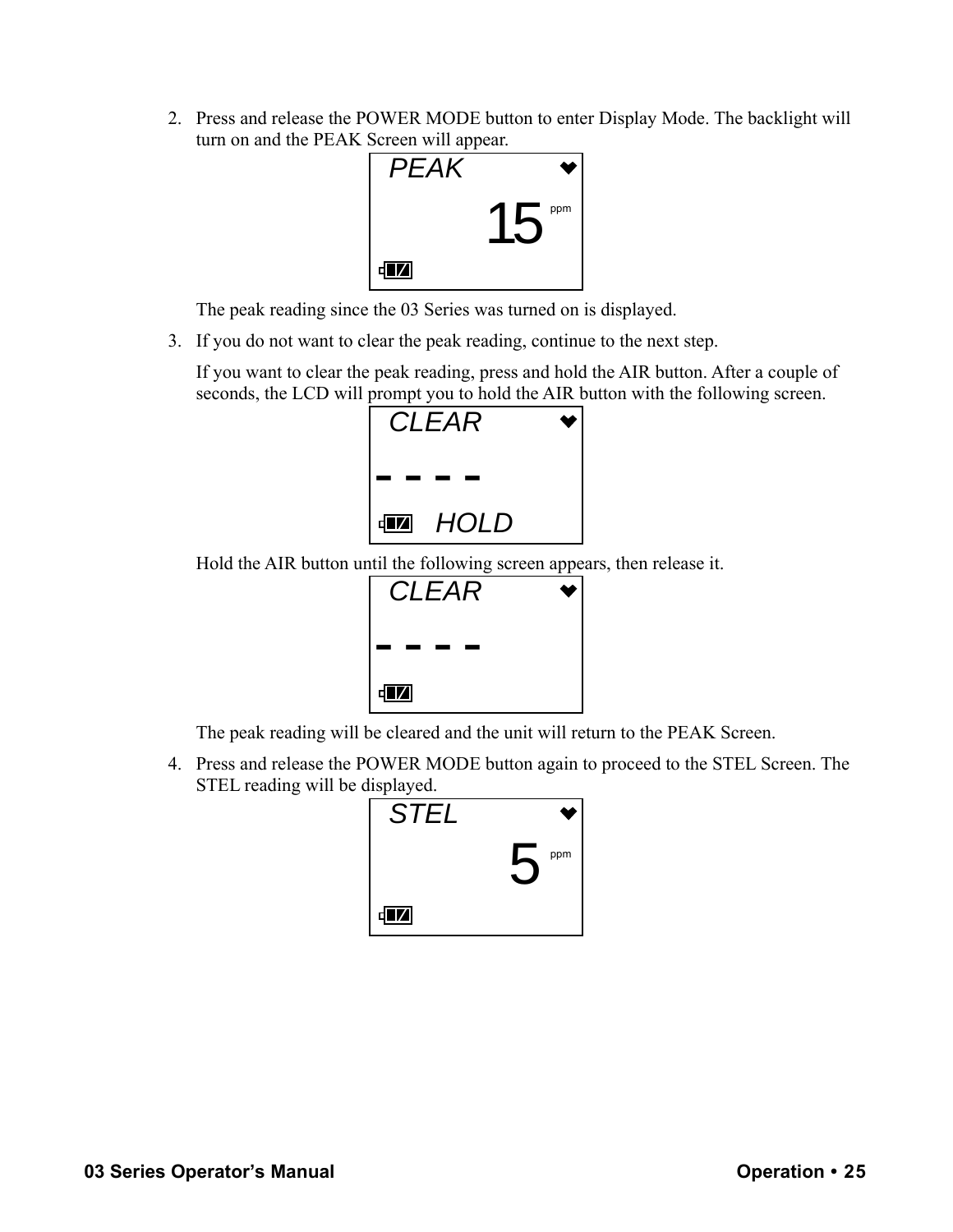2. Press and release the POWER MODE button to enter Display Mode. The backlight will turn on and the PEAK Screen will appear.

   ```
   PEAK
             15 ppm
   ```

   The peak reading since the 03 Series was turned on is displayed.

3. If you do not want to clear the peak reading, continue to the next step.

   If you want to clear the peak reading, press and hold the AIR button. After a couple of seconds, the LCD will prompt you to hold the AIR button with the following screen.

   ```
   CLEAR
   - - - -
        HOLD
   ```

   Hold the AIR button until the following screen appears, then release it.

   ```
   CLEAR
   - - - -
   ```

   The peak reading will be cleared and the unit will return to the PEAK Screen.

4. Press and release the POWER MODE button again to proceed to the STEL Screen. The STEL reading will be displayed.

   ```
   STEL
              5 ppm
   ```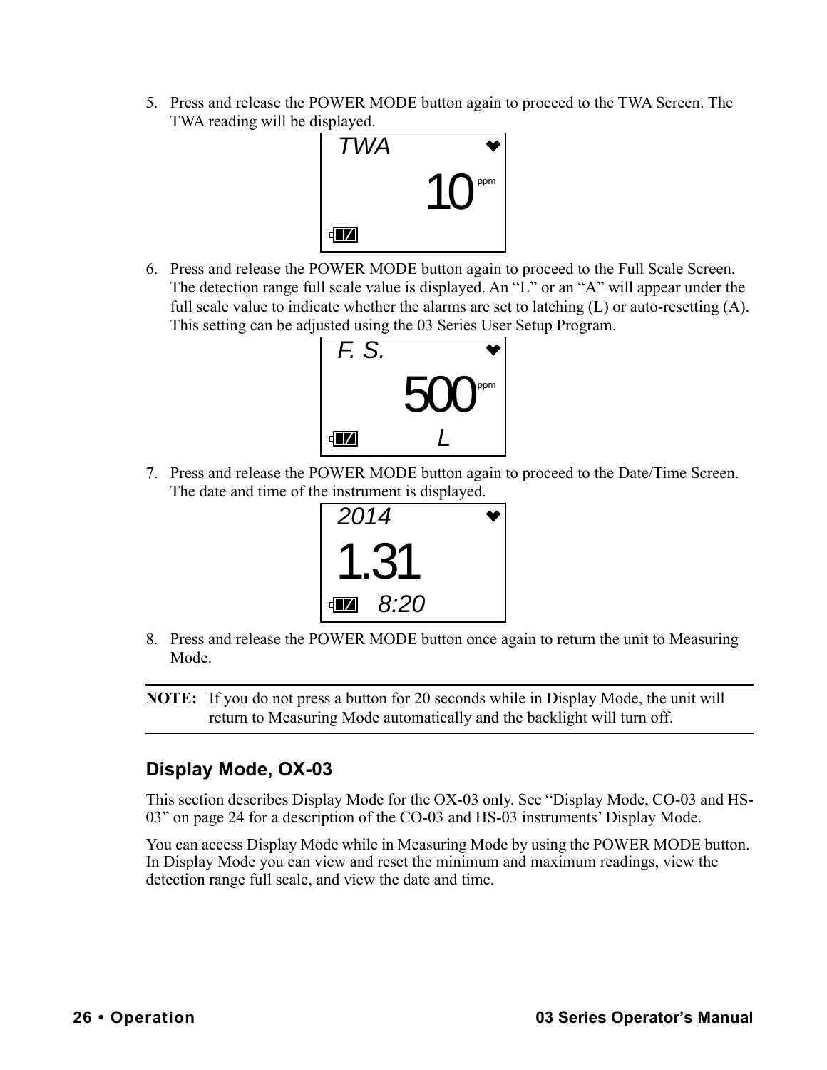5. Press and release the POWER MODE button again to proceed to the TWA Screen. The TWA reading will be displayed.

   TWA
   10 ppm

6. Press and release the POWER MODE button again to proceed to the Full Scale Screen. The detection range full scale value is displayed. An “L” or an “A” will appear under the full scale value to indicate whether the alarms are set to latching (L) or auto-resetting (A). This setting can be adjusted using the 03 Series User Setup Program.

   F. S.
   500 ppm
   L

7. Press and release the POWER MODE button again to proceed to the Date/Time Screen. The date and time of the instrument is displayed.

   2014
   1.31
   8:20

8. Press and release the POWER MODE button once again to return the unit to Measuring Mode.

**NOTE:** If you do not press a button for 20 seconds while in Display Mode, the unit will return to Measuring Mode automatically and the backlight will turn off.

## Display Mode, OX-03

This section describes Display Mode for the OX-03 only. See “Display Mode, CO-03 and HS-03” on page 24 for a description of the CO-03 and HS-03 instruments’ Display Mode.

You can access Display Mode while in Measuring Mode by using the POWER MODE button. In Display Mode you can view and reset the minimum and maximum readings, view the detection range full scale, and view the date and time.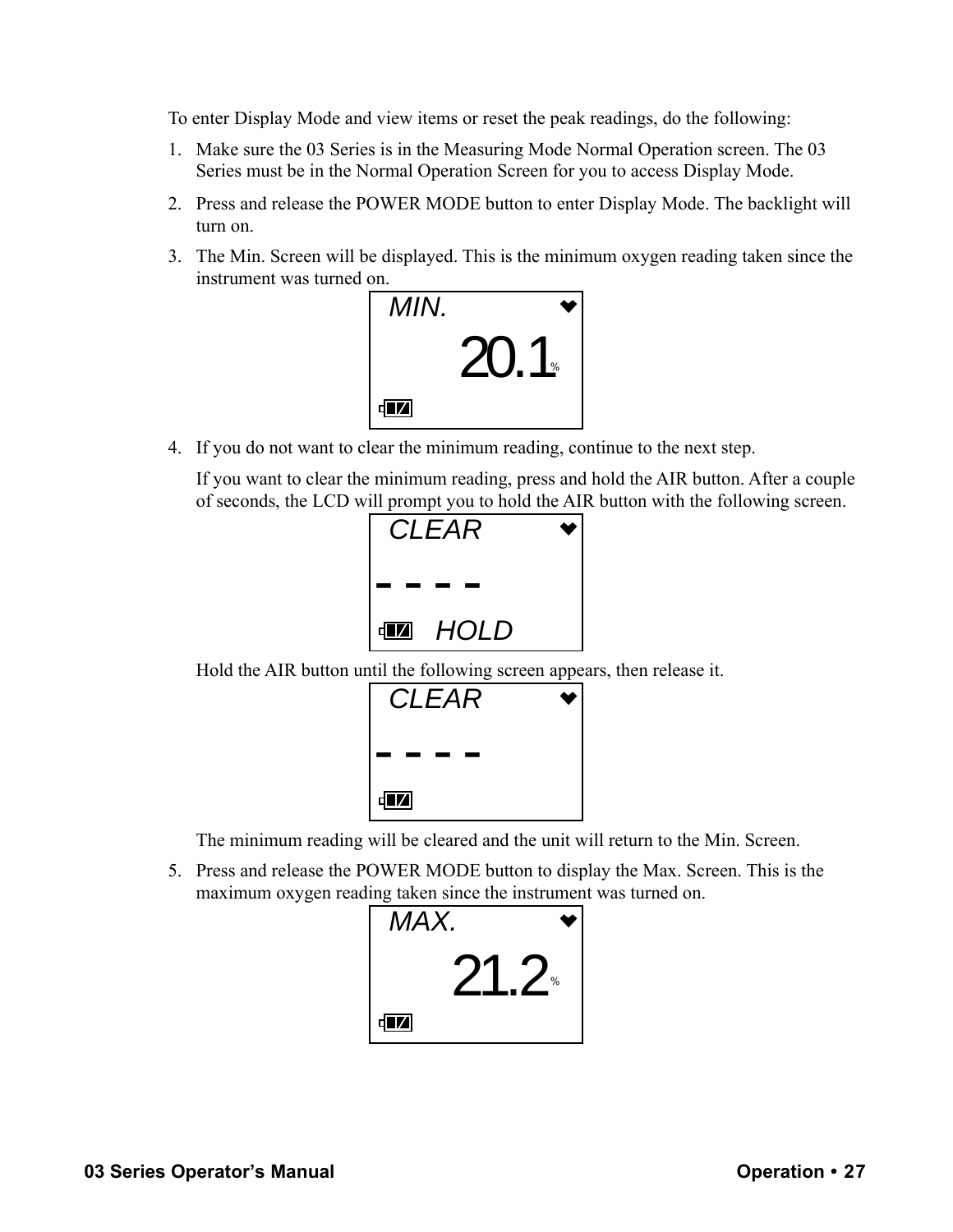To enter Display Mode and view items or reset the peak readings, do the following:

1. Make sure the 03 Series is in the Measuring Mode Normal Operation screen. The 03 Series must be in the Normal Operation Screen for you to access Display Mode.
2. Press and release the POWER MODE button to enter Display Mode. The backlight will turn on.
3. The Min. Screen will be displayed. This is the minimum oxygen reading taken since the instrument was turned on.

   ```
   MIN.
           20.1 %
   ```

4. If you do not want to clear the minimum reading, continue to the next step.

   If you want to clear the minimum reading, press and hold the AIR button. After a couple of seconds, the LCD will prompt you to hold the AIR button with the following screen.

   ```
   CLEAR
   - - - -
         HOLD
   ```

   Hold the AIR button until the following screen appears, then release it.

   ```
   CLEAR
   - - - -
   ```

   The minimum reading will be cleared and the unit will return to the Min. Screen.

5. Press and release the POWER MODE button to display the Max. Screen. This is the maximum oxygen reading taken since the instrument was turned on.

   ```
   MAX.
           21.2 %
   ```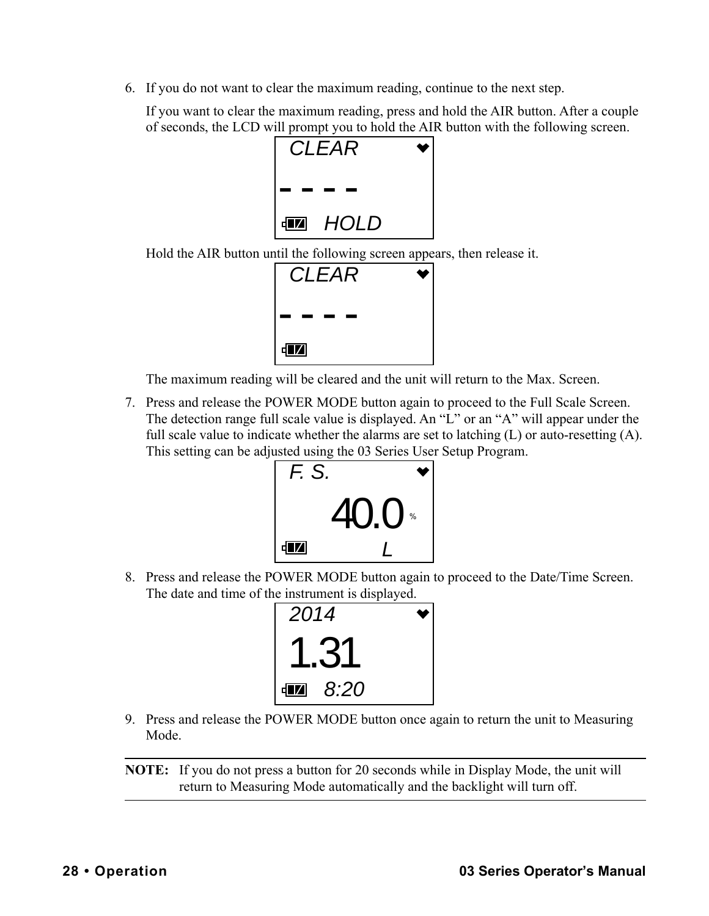6. If you do not want to clear the maximum reading, continue to the next step.

   If you want to clear the maximum reading, press and hold the AIR button. After a couple of seconds, the LCD will prompt you to hold the AIR button with the following screen.

   ```
   CLEAR
   - - - -
   HOLD
   ```

   Hold the AIR button until the following screen appears, then release it.

   ```
   CLEAR
   - - - -
   ```

   The maximum reading will be cleared and the unit will return to the Max. Screen.

7. Press and release the POWER MODE button again to proceed to the Full Scale Screen. The detection range full scale value is displayed. An “L” or an “A” will appear under the full scale value to indicate whether the alarms are set to latching (L) or auto-resetting (A). This setting can be adjusted using the 03 Series User Setup Program.

   ```
   F. S.
   40.0 %
   L
   ```

8. Press and release the POWER MODE button again to proceed to the Date/Time Screen. The date and time of the instrument is displayed.

   ```
   2014
   1.31
   8:20
   ```

9. Press and release the POWER MODE button once again to return the unit to Measuring Mode.

---

**NOTE:** If you do not press a button for 20 seconds while in Display Mode, the unit will return to Measuring Mode automatically and the backlight will turn off.

---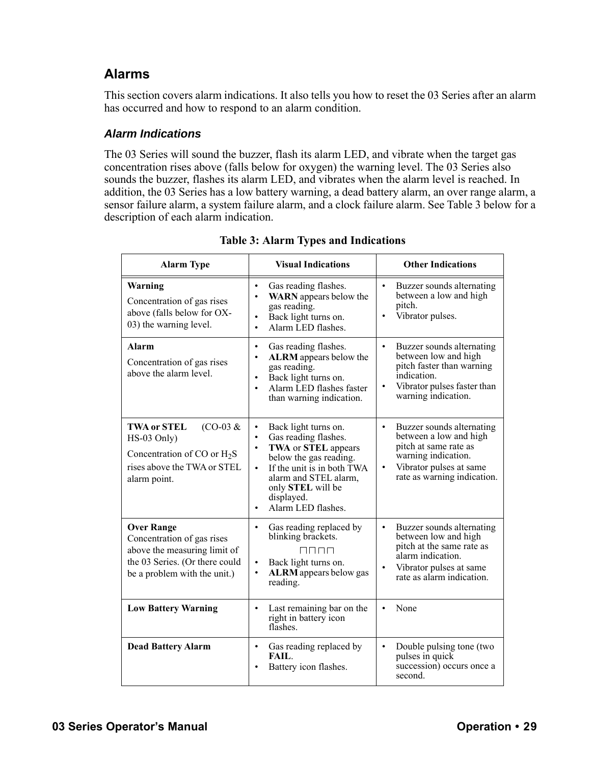## Alarms

This section covers alarm indications. It also tells you how to reset the 03 Series after an alarm has occurred and how to respond to an alarm condition.

### *Alarm Indications*

The 03 Series will sound the buzzer, flash its alarm LED, and vibrate when the target gas concentration rises above (falls below for oxygen) the warning level. The 03 Series also sounds the buzzer, flashes its alarm LED, and vibrates when the alarm level is reached. In addition, the 03 Series has a low battery warning, a dead battery alarm, an over range alarm, a sensor failure alarm, a system failure alarm, and a clock failure alarm. See Table 3 below for a description of each alarm indication.

**Table 3: Alarm Types and Indications**

| Alarm Type | Visual Indications | Other Indications |
|---|---|---|
| **Warning**<br>Concentration of gas rises above (falls below for OX-03) the warning level. | • Gas reading flashes.<br>• **WARN** appears below the gas reading.<br>• Back light turns on.<br>• Alarm LED flashes. | • Buzzer sounds alternating between a low and high pitch.<br>• Vibrator pulses. |
| **Alarm**<br>Concentration of gas rises above the alarm level. | • Gas reading flashes.<br>• **ALRM** appears below the gas reading.<br>• Back light turns on.<br>• Alarm LED flashes faster than warning indication. | • Buzzer sounds alternating between low and high pitch faster than warning indication.<br>• Vibrator pulses faster than warning indication. |
| **TWA or STEL** (CO-03 & HS-03 Only)<br>Concentration of CO or $H_2S$ rises above the TWA or STEL alarm point. | • Back light turns on.<br>• Gas reading flashes.<br>• **TWA** or **STEL** appears below the gas reading.<br>• If the unit is in both TWA alarm and STEL alarm, only **STEL** will be displayed.<br>• Alarm LED flashes. | • Buzzer sounds alternating between a low and high pitch at same rate as warning indication.<br>• Vibrator pulses at same rate as warning indication. |
| **Over Range**<br>Concentration of gas rises above the measuring limit of the 03 Series. (Or there could be a problem with the unit.) | • Gas reading replaced by blinking brackets. ⊓⊓⊓⊓<br>• Back light turns on.<br>• **ALRM** appears below gas reading. | • Buzzer sounds alternating between low and high pitch at the same rate as alarm indication.<br>• Vibrator pulses at same rate as alarm indication. |
| **Low Battery Warning** | • Last remaining bar on the right in battery icon flashes. | • None |
| **Dead Battery Alarm** | • Gas reading replaced by **FAIL**.<br>• Battery icon flashes. | • Double pulsing tone (two pulses in quick succession) occurs once a second. |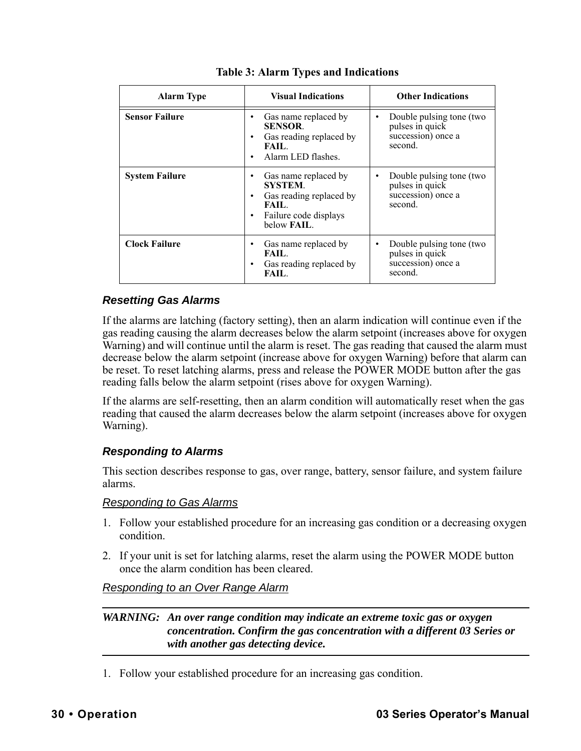**Table 3: Alarm Types and Indications**

| Alarm Type | Visual Indications | Other Indications |
|---|---|---|
| **Sensor Failure** | • Gas name replaced by **SENSOR**.<br>• Gas reading replaced by **FAIL**.<br>• Alarm LED flashes. | • Double pulsing tone (two pulses in quick succession) once a second. |
| **System Failure** | • Gas name replaced by **SYSTEM**.<br>• Gas reading replaced by **FAIL**.<br>• Failure code displays below **FAIL**. | • Double pulsing tone (two pulses in quick succession) once a second. |
| **Clock Failure** | • Gas name replaced by **FAIL**.<br>• Gas reading replaced by **FAIL**. | • Double pulsing tone (two pulses in quick succession) once a second. |

### *Resetting Gas Alarms*

If the alarms are latching (factory setting), then an alarm indication will continue even if the gas reading causing the alarm decreases below the alarm setpoint (increases above for oxygen Warning) and will continue until the alarm is reset. The gas reading that caused the alarm must decrease below the alarm setpoint (increase above for oxygen Warning) before that alarm can be reset. To reset latching alarms, press and release the POWER MODE button after the gas reading falls below the alarm setpoint (rises above for oxygen Warning).

If the alarms are self-resetting, then an alarm condition will automatically reset when the gas reading that caused the alarm decreases below the alarm setpoint (increases above for oxygen Warning).

### *Responding to Alarms*

This section describes response to gas, over range, battery, sensor failure, and system failure alarms.

#### *Responding to Gas Alarms*

1. Follow your established procedure for an increasing gas condition or a decreasing oxygen condition.
2. If your unit is set for latching alarms, reset the alarm using the POWER MODE button once the alarm condition has been cleared.

#### *Responding to an Over Range Alarm*

---

***WARNING: An over range condition may indicate an extreme toxic gas or oxygen concentration. Confirm the gas concentration with a different 03 Series or with another gas detecting device.***

---

1. Follow your established procedure for an increasing gas condition.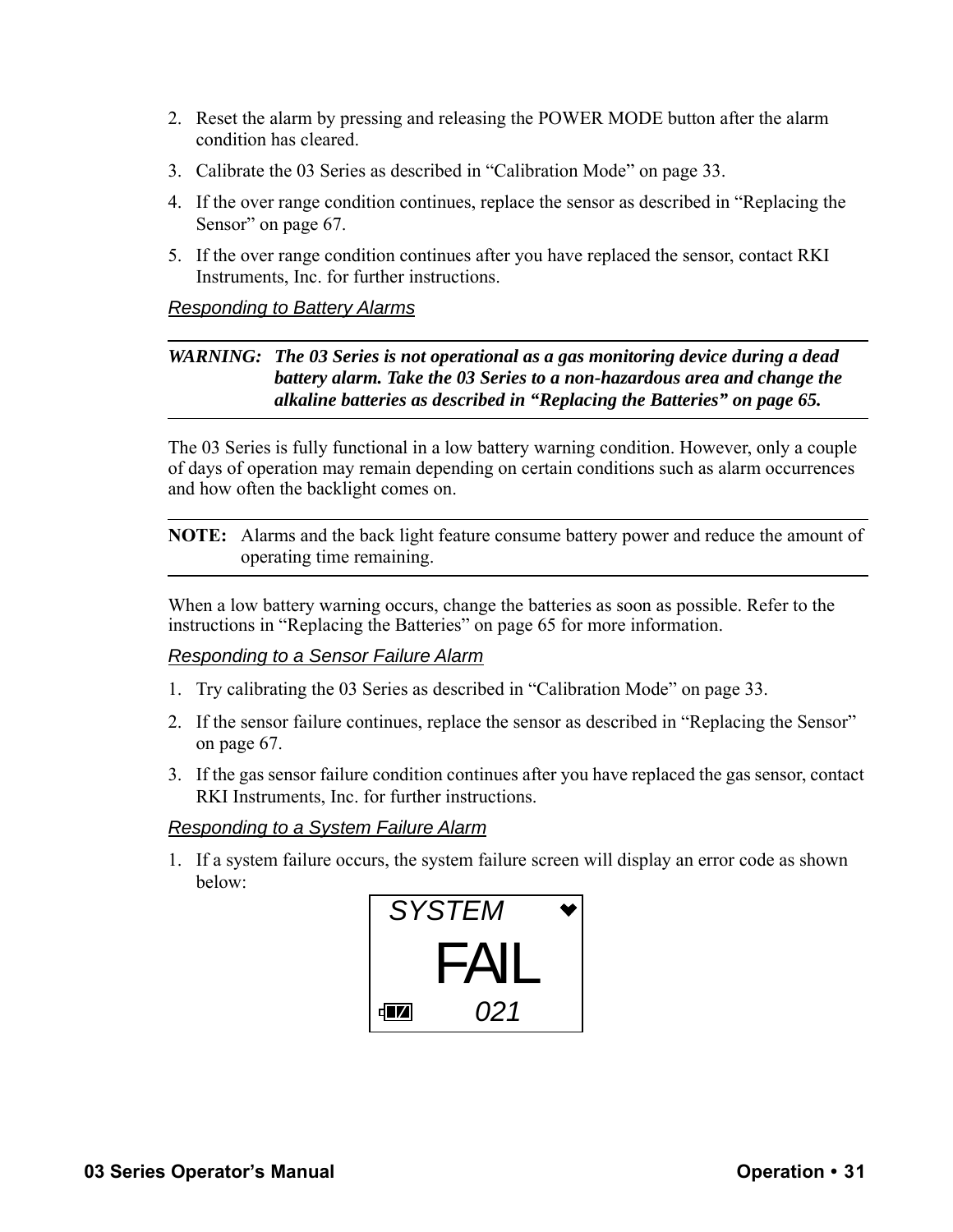2. Reset the alarm by pressing and releasing the POWER MODE button after the alarm condition has cleared.
3. Calibrate the 03 Series as described in “Calibration Mode” on page 33.
4. If the over range condition continues, replace the sensor as described in “Replacing the Sensor” on page 67.
5. If the over range condition continues after you have replaced the sensor, contact RKI Instruments, Inc. for further instructions.

### *Responding to Battery Alarms*

---

***WARNING:*** ***The 03 Series is not operational as a gas monitoring device during a dead battery alarm. Take the 03 Series to a non-hazardous area and change the alkaline batteries as described in “Replacing the Batteries” on page 65.***

---

The 03 Series is fully functional in a low battery warning condition. However, only a couple of days of operation may remain depending on certain conditions such as alarm occurrences and how often the backlight comes on.

---

**NOTE:** Alarms and the back light feature consume battery power and reduce the amount of operating time remaining.

---

When a low battery warning occurs, change the batteries as soon as possible. Refer to the instructions in “Replacing the Batteries” on page 65 for more information.

### *Responding to a Sensor Failure Alarm*

1. Try calibrating the 03 Series as described in “Calibration Mode” on page 33.
2. If the sensor failure continues, replace the sensor as described in “Replacing the Sensor” on page 67.
3. If the gas sensor failure condition continues after you have replaced the gas sensor, contact RKI Instruments, Inc. for further instructions.

### *Responding to a System Failure Alarm*

1. If a system failure occurs, the system failure screen will display an error code as shown below:

```
SYSTEM
FAIL
021
```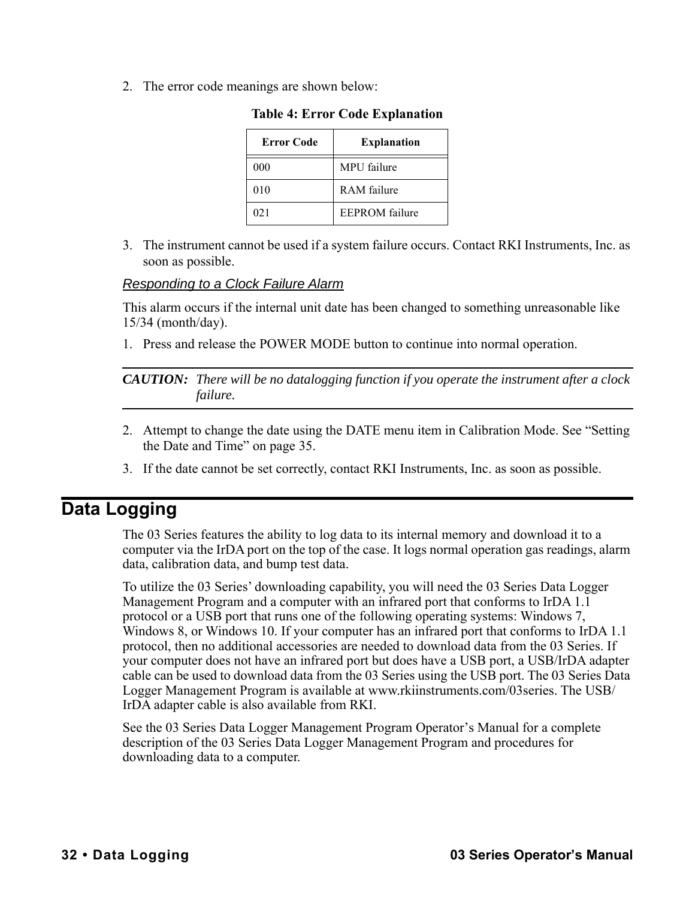2. The error code meanings are shown below:

**Table 4: Error Code Explanation**

| Error Code | Explanation |
|---|---|
| 000 | MPU failure |
| 010 | RAM failure |
| 021 | EEPROM failure |

3. The instrument cannot be used if a system failure occurs. Contact RKI Instruments, Inc. as soon as possible.

### *Responding to a Clock Failure Alarm*

This alarm occurs if the internal unit date has been changed to something unreasonable like 15/34 (month/day).

1. Press and release the POWER MODE button to continue into normal operation.

---

***CAUTION:*** *There will be no datalogging function if you operate the instrument after a clock failure.*

---

2. Attempt to change the date using the DATE menu item in Calibration Mode. See “Setting the Date and Time” on page 35.
3. If the date cannot be set correctly, contact RKI Instruments, Inc. as soon as possible.

## Data Logging

The 03 Series features the ability to log data to its internal memory and download it to a computer via the IrDA port on the top of the case. It logs normal operation gas readings, alarm data, calibration data, and bump test data.

To utilize the 03 Series’ downloading capability, you will need the 03 Series Data Logger Management Program and a computer with an infrared port that conforms to IrDA 1.1 protocol or a USB port that runs one of the following operating systems: Windows 7, Windows 8, or Windows 10. If your computer has an infrared port that conforms to IrDA 1.1 protocol, then no additional accessories are needed to download data from the 03 Series. If your computer does not have an infrared port but does have a USB port, a USB/IrDA adapter cable can be used to download data from the 03 Series using the USB port. The 03 Series Data Logger Management Program is available at www.rkiinstruments.com/03series. The USB/IrDA adapter cable is also available from RKI.

See the 03 Series Data Logger Management Program Operator’s Manual for a complete description of the 03 Series Data Logger Management Program and procedures for downloading data to a computer.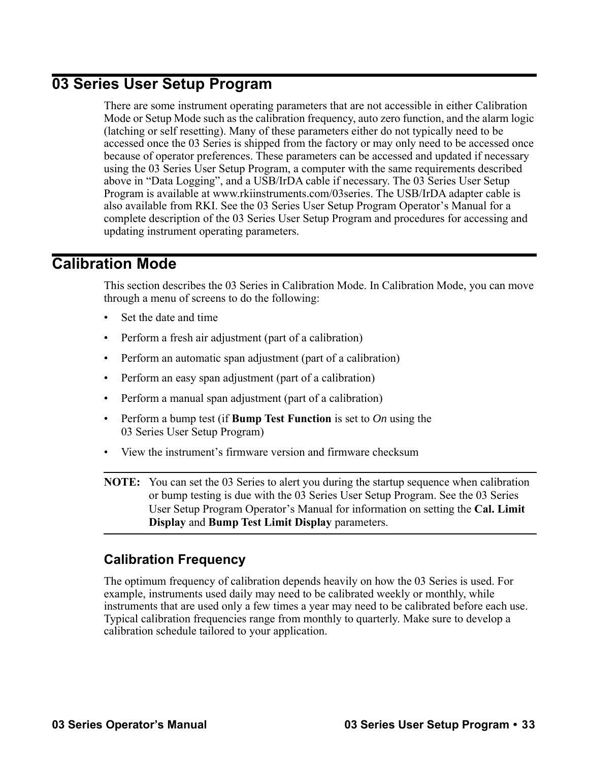# 03 Series User Setup Program

There are some instrument operating parameters that are not accessible in either Calibration Mode or Setup Mode such as the calibration frequency, auto zero function, and the alarm logic (latching or self resetting). Many of these parameters either do not typically need to be accessed once the 03 Series is shipped from the factory or may only need to be accessed once because of operator preferences. These parameters can be accessed and updated if necessary using the 03 Series User Setup Program, a computer with the same requirements described above in “Data Logging”, and a USB/IrDA cable if necessary. The 03 Series User Setup Program is available at www.rkiinstruments.com/03series. The USB/IrDA adapter cable is also available from RKI. See the 03 Series User Setup Program Operator’s Manual for a complete description of the 03 Series User Setup Program and procedures for accessing and updating instrument operating parameters.

# Calibration Mode

This section describes the 03 Series in Calibration Mode. In Calibration Mode, you can move through a menu of screens to do the following:

- Set the date and time
- Perform a fresh air adjustment (part of a calibration)
- Perform an automatic span adjustment (part of a calibration)
- Perform an easy span adjustment (part of a calibration)
- Perform a manual span adjustment (part of a calibration)
- Perform a bump test (if **Bump Test Function** is set to *On* using the 03 Series User Setup Program)
- View the instrument’s firmware version and firmware checksum

---

**NOTE:** You can set the 03 Series to alert you during the startup sequence when calibration or bump testing is due with the 03 Series User Setup Program. See the 03 Series User Setup Program Operator’s Manual for information on setting the **Cal. Limit Display** and **Bump Test Limit Display** parameters.

---

## Calibration Frequency

The optimum frequency of calibration depends heavily on how the 03 Series is used. For example, instruments used daily may need to be calibrated weekly or monthly, while instruments that are used only a few times a year may need to be calibrated before each use. Typical calibration frequencies range from monthly to quarterly. Make sure to develop a calibration schedule tailored to your application.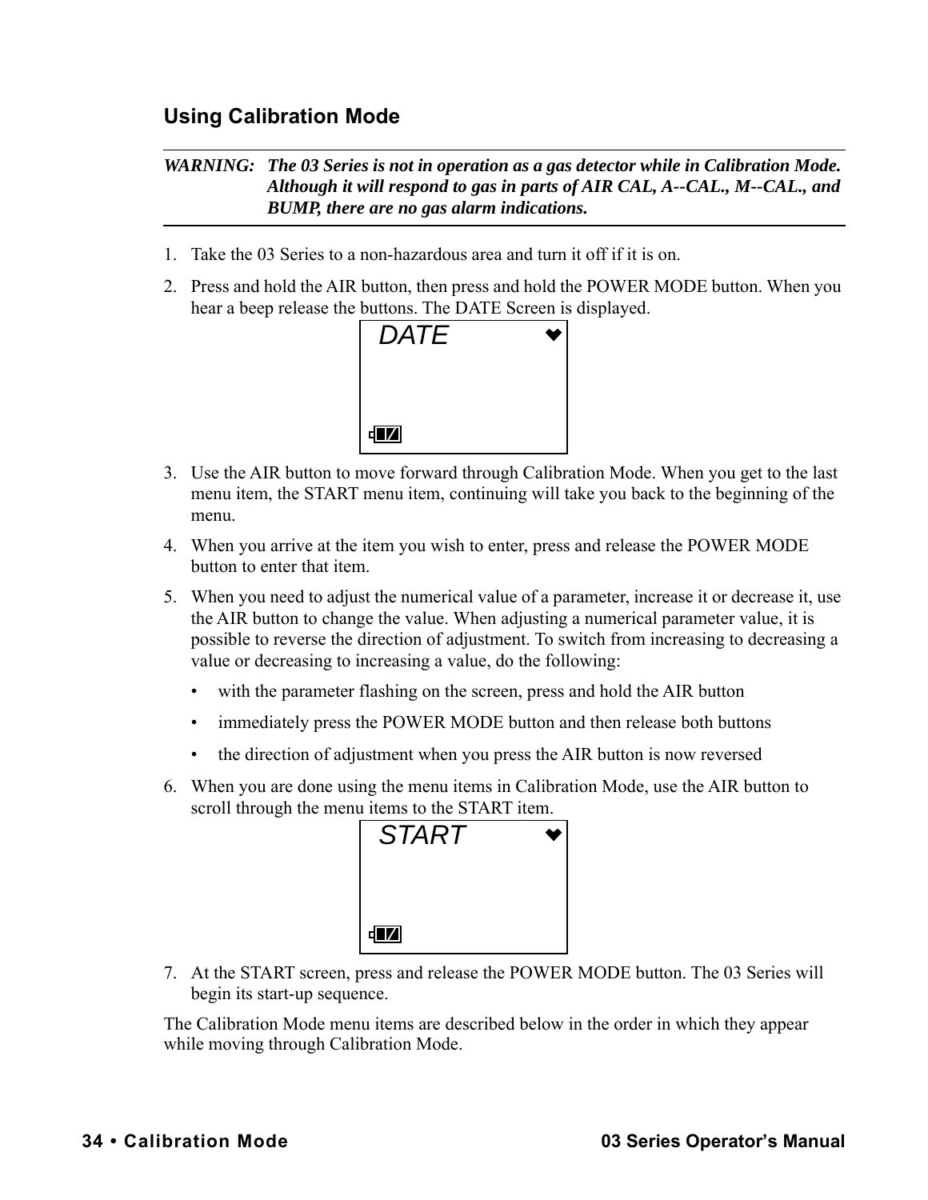## Using Calibration Mode

---

***WARNING: The 03 Series is not in operation as a gas detector while in Calibration Mode. Although it will respond to gas in parts of AIR CAL, A--CAL., M--CAL., and BUMP, there are no gas alarm indications.***

---

1. Take the 03 Series to a non-hazardous area and turn it off if it is on.
2. Press and hold the AIR button, then press and hold the POWER MODE button. When you hear a beep release the buttons. The DATE Screen is displayed.

   DATE

3. Use the AIR button to move forward through Calibration Mode. When you get to the last menu item, the START menu item, continuing will take you back to the beginning of the menu.
4. When you arrive at the item you wish to enter, press and release the POWER MODE button to enter that item.
5. When you need to adjust the numerical value of a parameter, increase it or decrease it, use the AIR button to change the value. When adjusting a numerical parameter value, it is possible to reverse the direction of adjustment. To switch from increasing to decreasing a value or decreasing to increasing a value, do the following:
   - with the parameter flashing on the screen, press and hold the AIR button
   - immediately press the POWER MODE button and then release both buttons
   - the direction of adjustment when you press the AIR button is now reversed
6. When you are done using the menu items in Calibration Mode, use the AIR button to scroll through the menu items to the START item.

   START

7. At the START screen, press and release the POWER MODE button. The 03 Series will begin its start-up sequence.

The Calibration Mode menu items are described below in the order in which they appear while moving through Calibration Mode.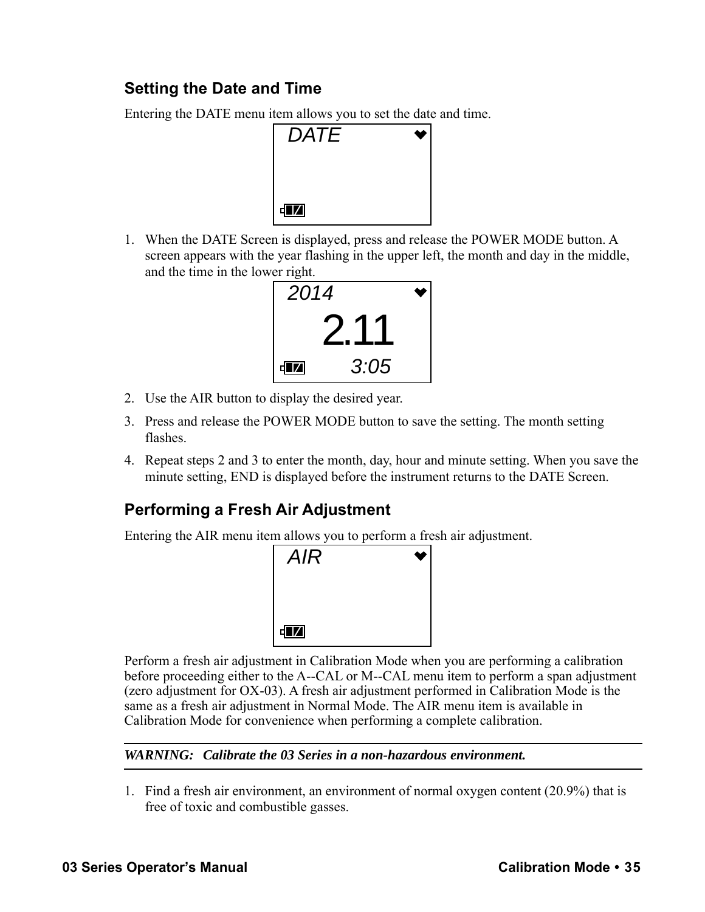## Setting the Date and Time

Entering the DATE menu item allows you to set the date and time.

```
DATE
```

1. When the DATE Screen is displayed, press and release the POWER MODE button. A screen appears with the year flashing in the upper left, the month and day in the middle, and the time in the lower right.

```
2014
2.11
3:05
```

2. Use the AIR button to display the desired year.
3. Press and release the POWER MODE button to save the setting. The month setting flashes.
4. Repeat steps 2 and 3 to enter the month, day, hour and minute setting. When you save the minute setting, END is displayed before the instrument returns to the DATE Screen.

## Performing a Fresh Air Adjustment

Entering the AIR menu item allows you to perform a fresh air adjustment.

```
AIR
```

Perform a fresh air adjustment in Calibration Mode when you are performing a calibration before proceeding either to the A--CAL or M--CAL menu item to perform a span adjustment (zero adjustment for OX-03). A fresh air adjustment performed in Calibration Mode is the same as a fresh air adjustment in Normal Mode. The AIR menu item is available in Calibration Mode for convenience when performing a complete calibration.

---

***WARNING: Calibrate the 03 Series in a non-hazardous environment.***

---

1. Find a fresh air environment, an environment of normal oxygen content (20.9%) that is free of toxic and combustible gasses.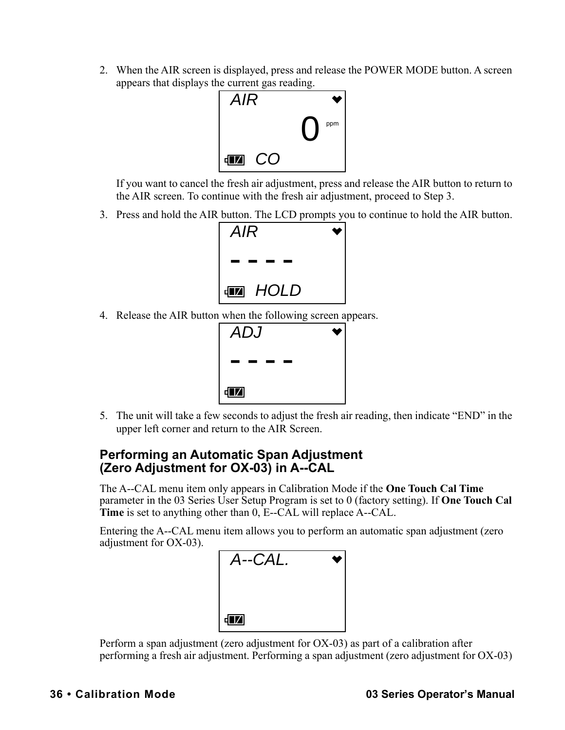2. When the AIR screen is displayed, press and release the POWER MODE button. A screen appears that displays the current gas reading.

   AIR
   0 ppm
   CO

   If you want to cancel the fresh air adjustment, press and release the AIR button to return to the AIR screen. To continue with the fresh air adjustment, proceed to Step 3.

3. Press and hold the AIR button. The LCD prompts you to continue to hold the AIR button.

   AIR
   - - - -
   HOLD

4. Release the AIR button when the following screen appears.

   ADJ
   - - - -

5. The unit will take a few seconds to adjust the fresh air reading, then indicate "END" in the upper left corner and return to the AIR Screen.

### Performing an Automatic Span Adjustment (Zero Adjustment for OX-03) in A--CAL

The A--CAL menu item only appears in Calibration Mode if the **One Touch Cal Time** parameter in the 03 Series User Setup Program is set to 0 (factory setting). If **One Touch Cal Time** is set to anything other than 0, E--CAL will replace A--CAL.

Entering the A--CAL menu item allows you to perform an automatic span adjustment (zero adjustment for OX-03).

A--CAL.

Perform a span adjustment (zero adjustment for OX-03) as part of a calibration after performing a fresh air adjustment. Performing a span adjustment (zero adjustment for OX-03)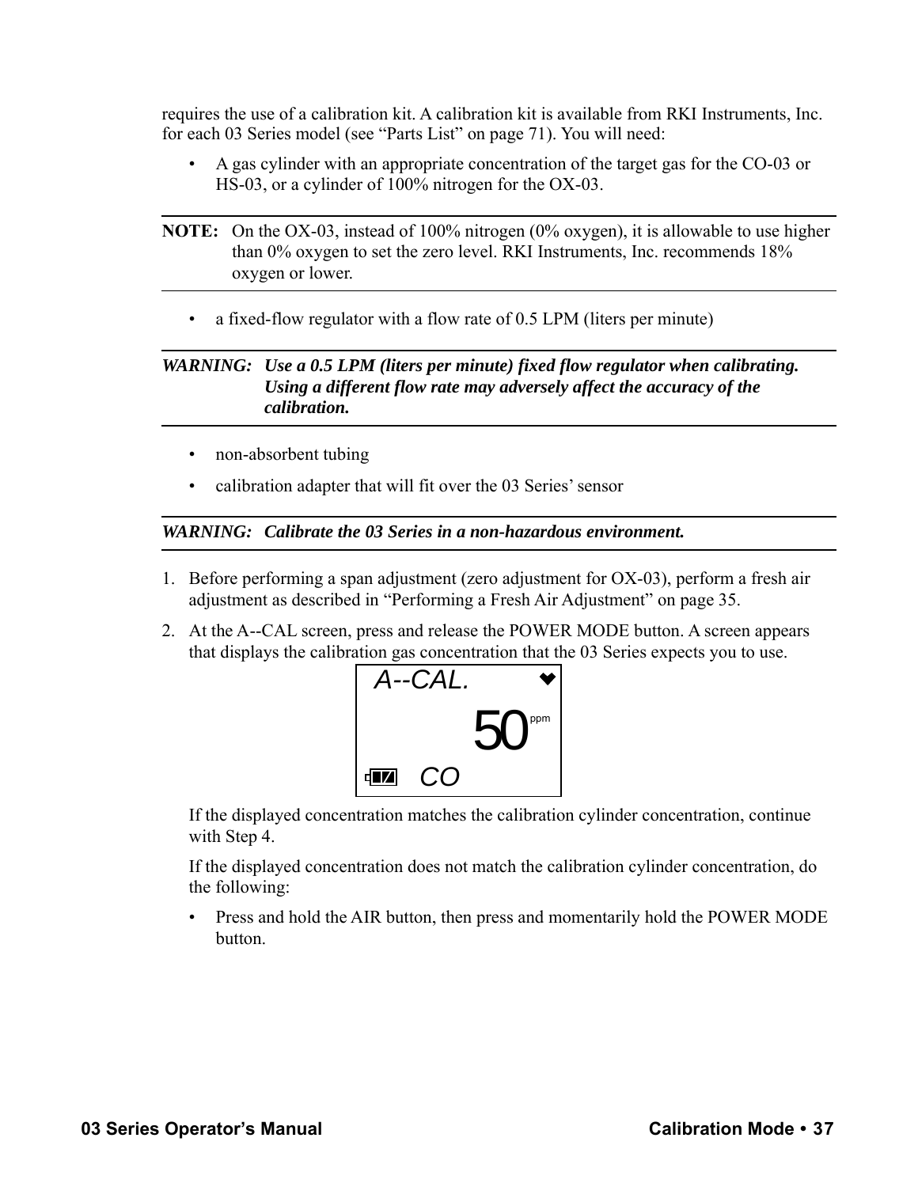requires the use of a calibration kit. A calibration kit is available from RKI Instruments, Inc. for each 03 Series model (see “Parts List” on page 71). You will need:

- A gas cylinder with an appropriate concentration of the target gas for the CO-03 or HS-03, or a cylinder of 100% nitrogen for the OX-03.

---

**NOTE:** On the OX-03, instead of 100% nitrogen (0% oxygen), it is allowable to use higher than 0% oxygen to set the zero level. RKI Instruments, Inc. recommends 18% oxygen or lower.

---

- a fixed-flow regulator with a flow rate of 0.5 LPM (liters per minute)

---

***WARNING: Use a 0.5 LPM (liters per minute) fixed flow regulator when calibrating. Using a different flow rate may adversely affect the accuracy of the calibration.***

---

- non-absorbent tubing
- calibration adapter that will fit over the 03 Series’ sensor

---

***WARNING: Calibrate the 03 Series in a non-hazardous environment.***

---

1. Before performing a span adjustment (zero adjustment for OX-03), perform a fresh air adjustment as described in “Performing a Fresh Air Adjustment” on page 35.
2. At the A--CAL screen, press and release the POWER MODE button. A screen appears that displays the calibration gas concentration that the 03 Series expects you to use.

   A--CAL.
   50 ppm
   CO

   If the displayed concentration matches the calibration cylinder concentration, continue with Step 4.

   If the displayed concentration does not match the calibration cylinder concentration, do the following:

   - Press and hold the AIR button, then press and momentarily hold the POWER MODE button.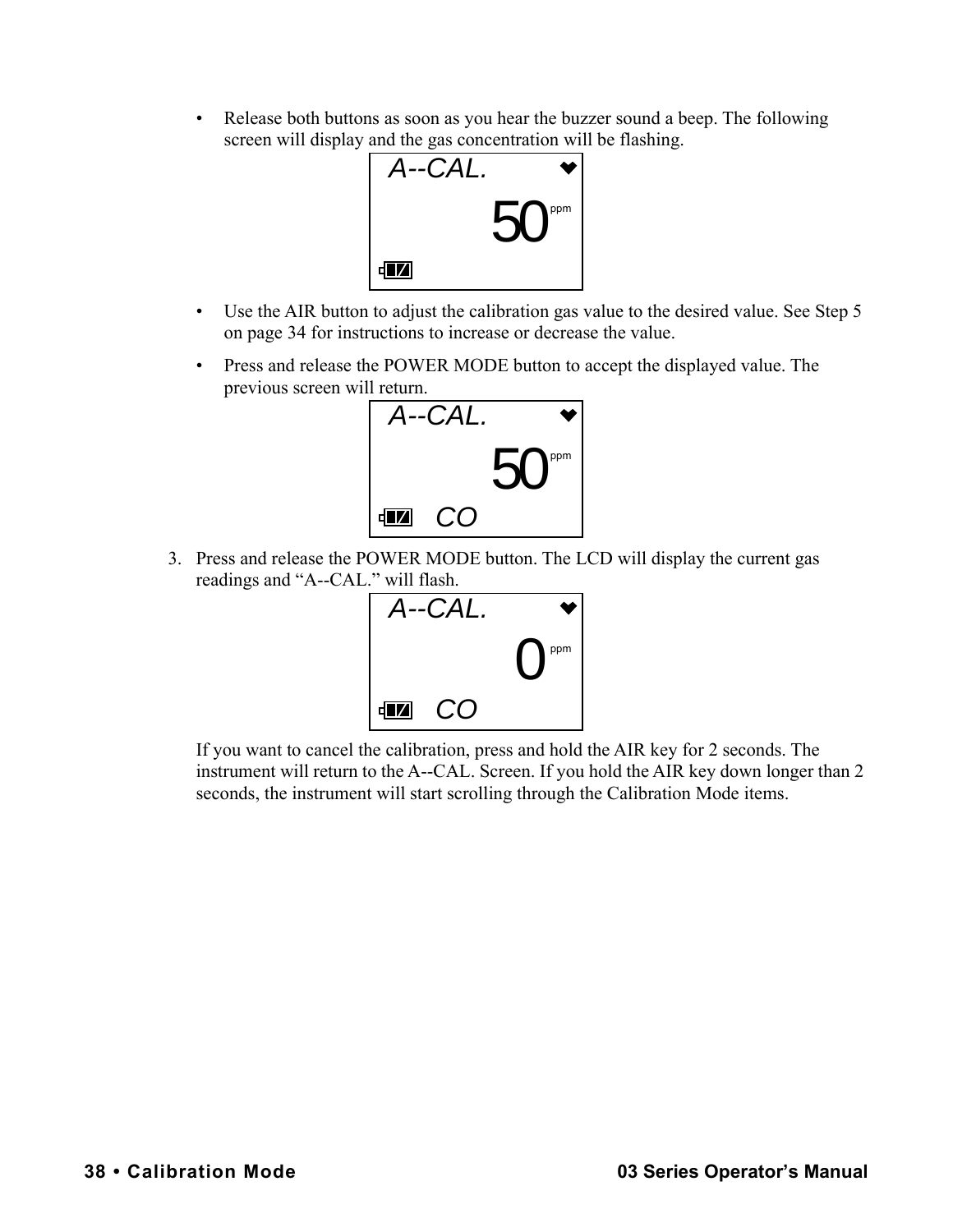- Release both buttons as soon as you hear the buzzer sound a beep. The following screen will display and the gas concentration will be flashing.

```
A--CAL.
     50 ppm
```

- Use the AIR button to adjust the calibration gas value to the desired value. See Step 5 on page 34 for instructions to increase or decrease the value.
- Press and release the POWER MODE button to accept the displayed value. The previous screen will return.

```
A--CAL.
     50 ppm
   CO
```

3. Press and release the POWER MODE button. The LCD will display the current gas readings and “A--CAL.” will flash.

```
A--CAL.
      0 ppm
   CO
```

   If you want to cancel the calibration, press and hold the AIR key for 2 seconds. The instrument will return to the A--CAL. Screen. If you hold the AIR key down longer than 2 seconds, the instrument will start scrolling through the Calibration Mode items.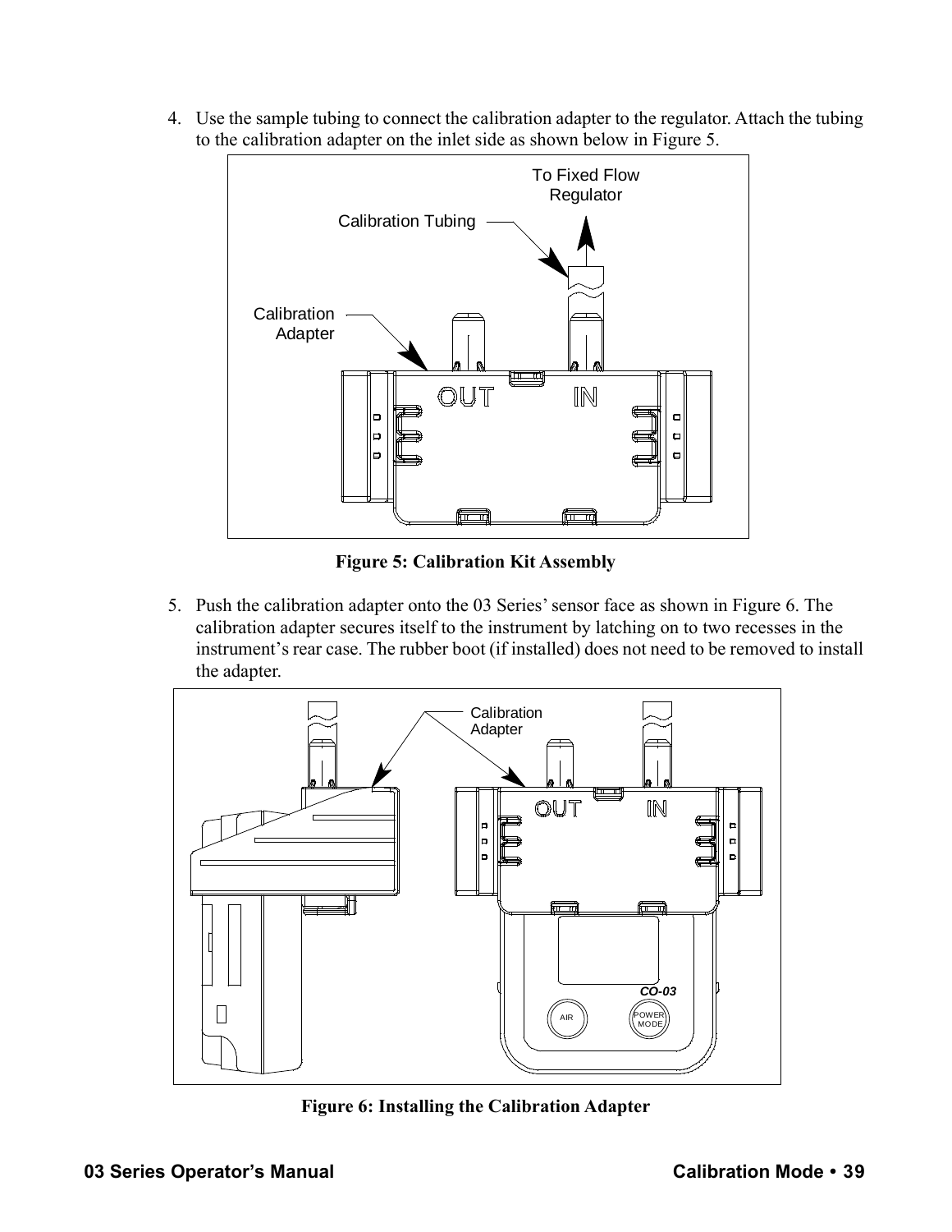4. Use the sample tubing to connect the calibration adapter to the regulator. Attach the tubing to the calibration adapter on the inlet side as shown below in Figure 5.

**Figure 5: Calibration Kit Assembly**

5. Push the calibration adapter onto the 03 Series' sensor face as shown in Figure 6. The calibration adapter secures itself to the instrument by latching on to two recesses in the instrument's rear case. The rubber boot (if installed) does not need to be removed to install the adapter.

**Figure 6: Installing the Calibration Adapter**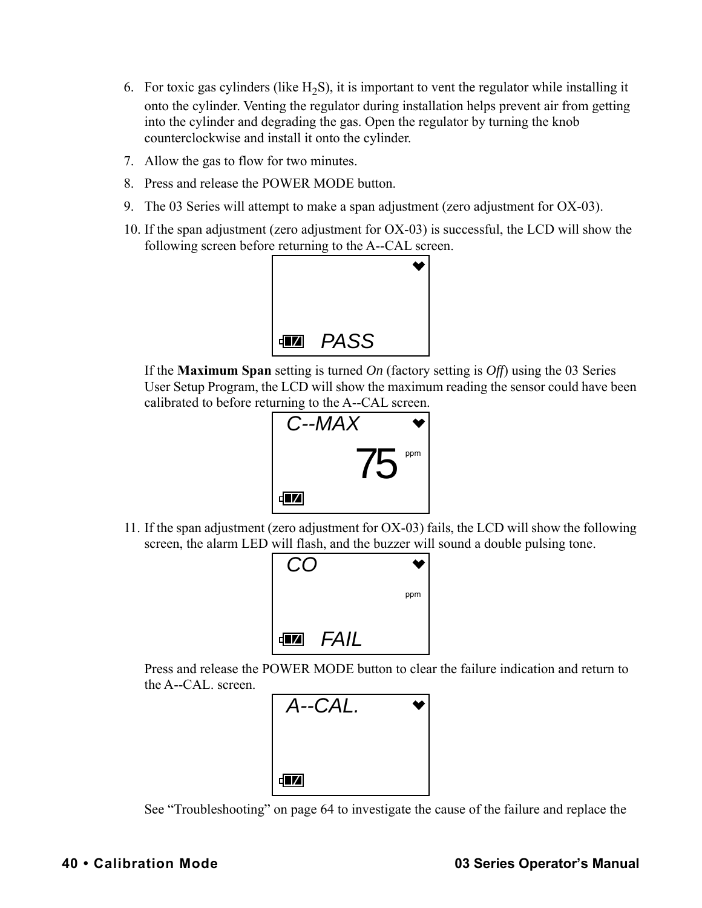6. For toxic gas cylinders (like $H_2S$), it is important to vent the regulator while installing it onto the cylinder. Venting the regulator during installation helps prevent air from getting into the cylinder and degrading the gas. Open the regulator by turning the knob counterclockwise and install it onto the cylinder.
7. Allow the gas to flow for two minutes.
8. Press and release the POWER MODE button.
9. The 03 Series will attempt to make a span adjustment (zero adjustment for OX-03).
10. If the span adjustment (zero adjustment for OX-03) is successful, the LCD will show the following screen before returning to the A--CAL screen.

    PASS

    If the **Maximum Span** setting is turned *On* (factory setting is *Off*) using the 03 Series User Setup Program, the LCD will show the maximum reading the sensor could have been calibrated to before returning to the A--CAL screen.

    C--MAX
    75 ppm

11. If the span adjustment (zero adjustment for OX-03) fails, the LCD will show the following screen, the alarm LED will flash, and the buzzer will sound a double pulsing tone.

    CO
    ppm
    FAIL

    Press and release the POWER MODE button to clear the failure indication and return to the A--CAL. screen.

    A--CAL.

    See “Troubleshooting” on page 64 to investigate the cause of the failure and replace the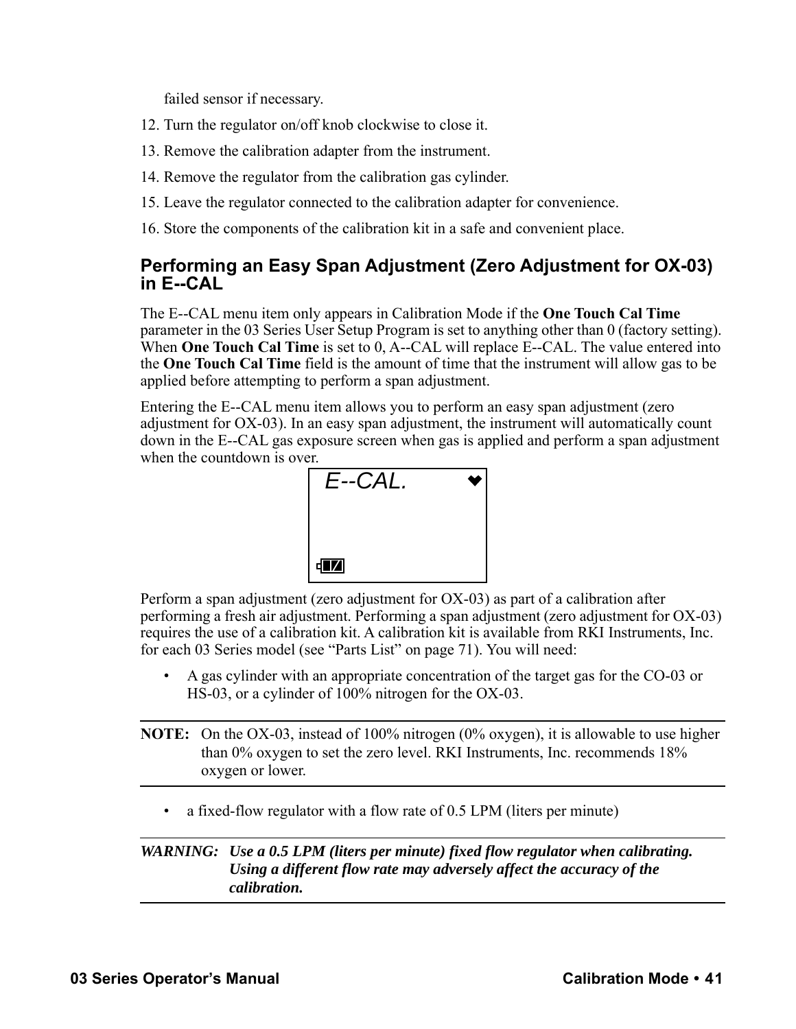failed sensor if necessary.

12. Turn the regulator on/off knob clockwise to close it.
13. Remove the calibration adapter from the instrument.
14. Remove the regulator from the calibration gas cylinder.
15. Leave the regulator connected to the calibration adapter for convenience.
16. Store the components of the calibration kit in a safe and convenient place.

### Performing an Easy Span Adjustment (Zero Adjustment for OX-03) in E--CAL

The E--CAL menu item only appears in Calibration Mode if the **One Touch Cal Time** parameter in the 03 Series User Setup Program is set to anything other than 0 (factory setting). When **One Touch Cal Time** is set to 0, A--CAL will replace E--CAL. The value entered into the **One Touch Cal Time** field is the amount of time that the instrument will allow gas to be applied before attempting to perform a span adjustment.

Entering the E--CAL menu item allows you to perform an easy span adjustment (zero adjustment for OX-03). In an easy span adjustment, the instrument will automatically count down in the E--CAL gas exposure screen when gas is applied and perform a span adjustment when the countdown is over.

E--CAL.

Perform a span adjustment (zero adjustment for OX-03) as part of a calibration after performing a fresh air adjustment. Performing a span adjustment (zero adjustment for OX-03) requires the use of a calibration kit. A calibration kit is available from RKI Instruments, Inc. for each 03 Series model (see “Parts List” on page 71). You will need:

- A gas cylinder with an appropriate concentration of the target gas for the CO-03 or HS-03, or a cylinder of 100% nitrogen for the OX-03.

---

**NOTE:** On the OX-03, instead of 100% nitrogen (0% oxygen), it is allowable to use higher than 0% oxygen to set the zero level. RKI Instruments, Inc. recommends 18% oxygen or lower.

---

- a fixed-flow regulator with a flow rate of 0.5 LPM (liters per minute)

---

***WARNING:*** ***Use a 0.5 LPM (liters per minute) fixed flow regulator when calibrating. Using a different flow rate may adversely affect the accuracy of the calibration.***

---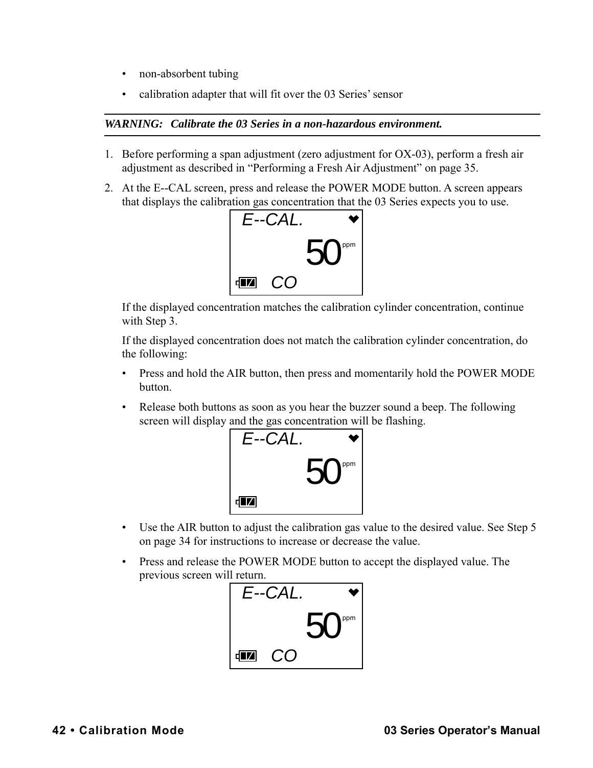- non-absorbent tubing
- calibration adapter that will fit over the 03 Series' sensor

---

***WARNING: Calibrate the 03 Series in a non-hazardous environment.***

---

1. Before performing a span adjustment (zero adjustment for OX-03), perform a fresh air adjustment as described in "Performing a Fresh Air Adjustment" on page 35.
2. At the E--CAL screen, press and release the POWER MODE button. A screen appears that displays the calibration gas concentration that the 03 Series expects you to use.

   E--CAL.
   50 ppm
   CO

   If the displayed concentration matches the calibration cylinder concentration, continue with Step 3.

   If the displayed concentration does not match the calibration cylinder concentration, do the following:

   - Press and hold the AIR button, then press and momentarily hold the POWER MODE button.
   - Release both buttons as soon as you hear the buzzer sound a beep. The following screen will display and the gas concentration will be flashing.

     E--CAL.
     50 ppm

   - Use the AIR button to adjust the calibration gas value to the desired value. See Step 5 on page 34 for instructions to increase or decrease the value.
   - Press and release the POWER MODE button to accept the displayed value. The previous screen will return.

     E--CAL.
     50 ppm
     CO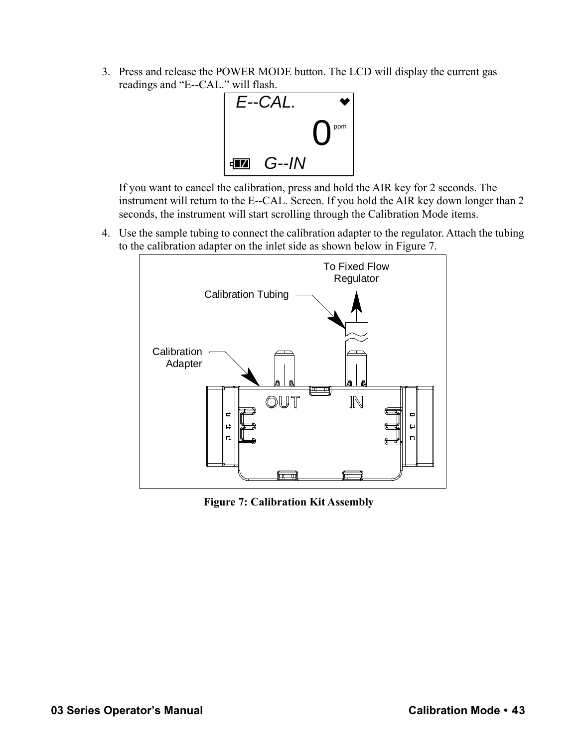3. Press and release the POWER MODE button. The LCD will display the current gas readings and “E--CAL.” will flash.

   If you want to cancel the calibration, press and hold the AIR key for 2 seconds. The instrument will return to the E--CAL. Screen. If you hold the AIR key down longer than 2 seconds, the instrument will start scrolling through the Calibration Mode items.

4. Use the sample tubing to connect the calibration adapter to the regulator. Attach the tubing to the calibration adapter on the inlet side as shown below in Figure 7.

**Figure 7: Calibration Kit Assembly**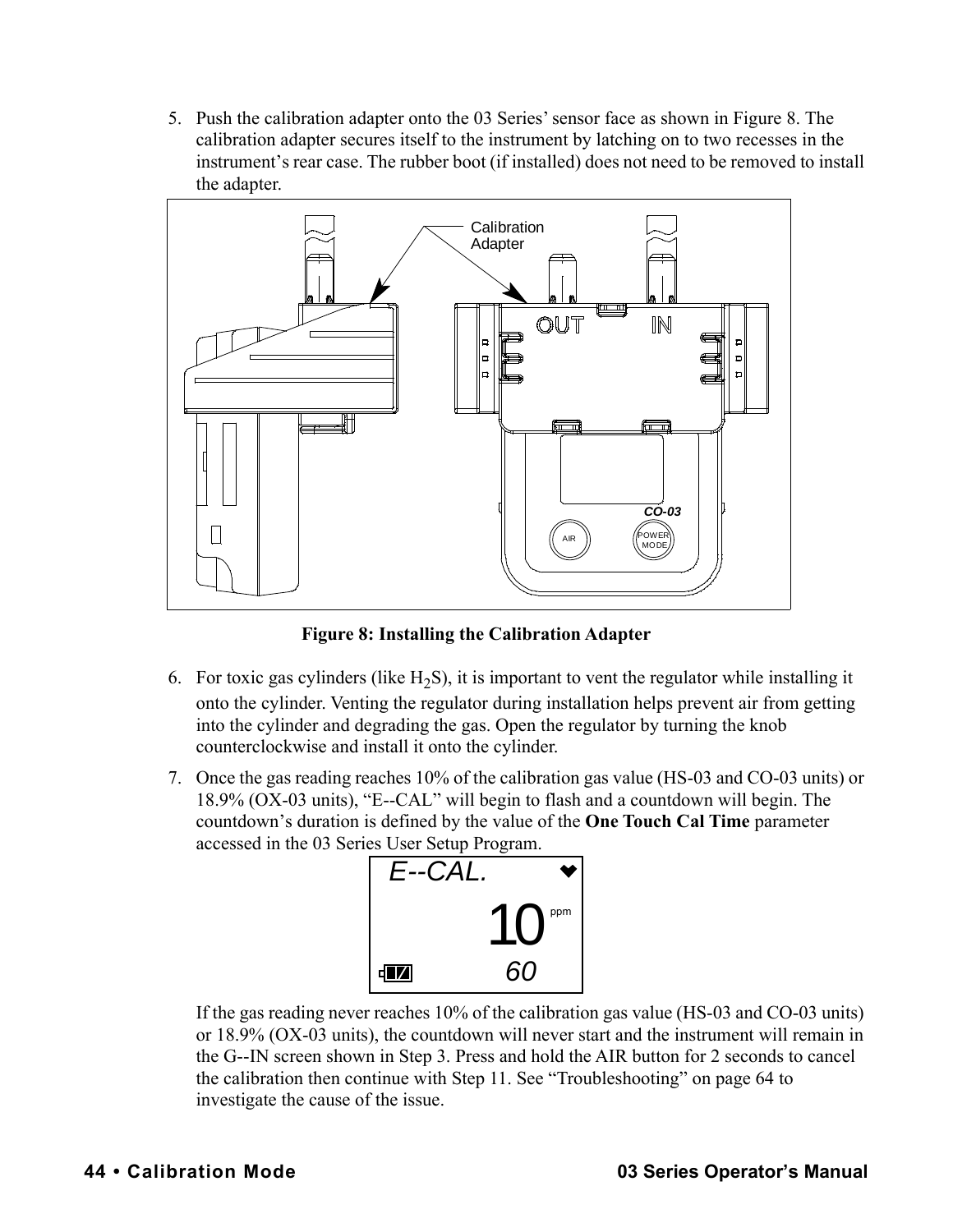5. Push the calibration adapter onto the 03 Series' sensor face as shown in Figure 8. The calibration adapter secures itself to the instrument by latching on to two recesses in the instrument's rear case. The rubber boot (if installed) does not need to be removed to install the adapter.

**Figure 8: Installing the Calibration Adapter**

6. For toxic gas cylinders (like $H_2S$), it is important to vent the regulator while installing it onto the cylinder. Venting the regulator during installation helps prevent air from getting into the cylinder and degrading the gas. Open the regulator by turning the knob counterclockwise and install it onto the cylinder.

7. Once the gas reading reaches 10% of the calibration gas value (HS-03 and CO-03 units) or 18.9% (OX-03 units), "E--CAL" will begin to flash and a countdown will begin. The countdown's duration is defined by the value of the **One Touch Cal Time** parameter accessed in the 03 Series User Setup Program.

   If the gas reading never reaches 10% of the calibration gas value (HS-03 and CO-03 units) or 18.9% (OX-03 units), the countdown will never start and the instrument will remain in the G--IN screen shown in Step 3. Press and hold the AIR button for 2 seconds to cancel the calibration then continue with Step 11. See "Troubleshooting" on page 64 to investigate the cause of the issue.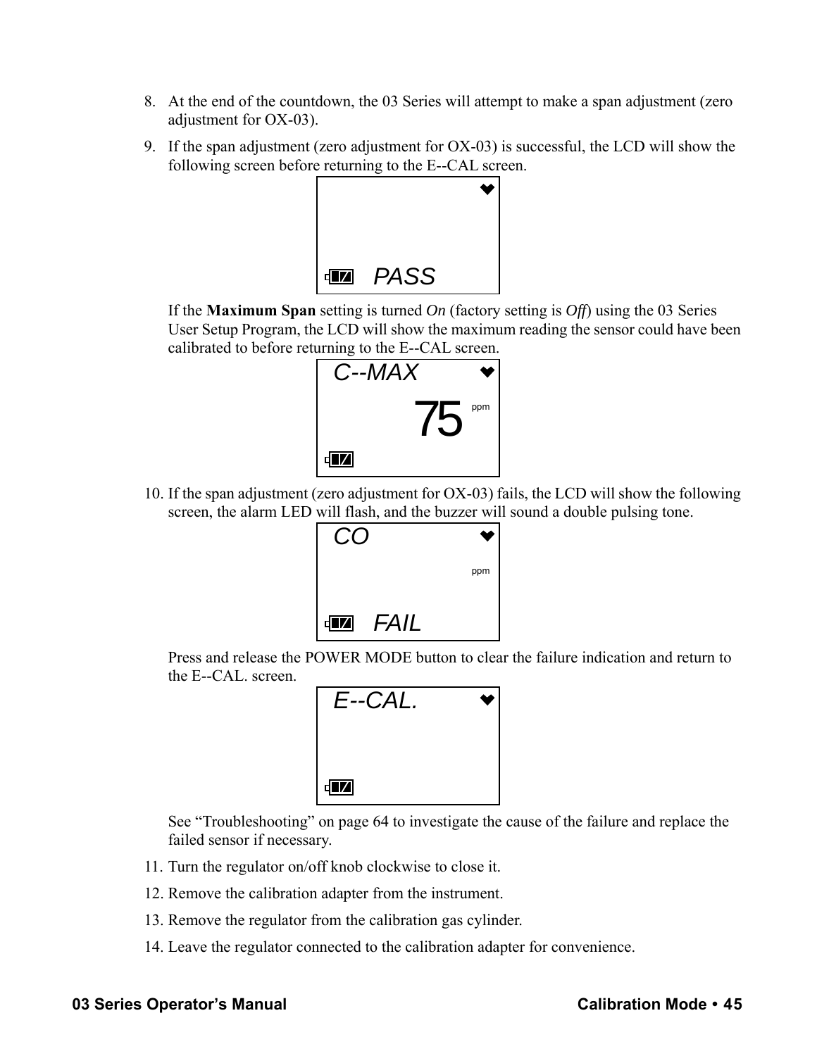8. At the end of the countdown, the 03 Series will attempt to make a span adjustment (zero adjustment for OX-03).

9. If the span adjustment (zero adjustment for OX-03) is successful, the LCD will show the following screen before returning to the E--CAL screen.

   PASS

   If the **Maximum Span** setting is turned *On* (factory setting is *Off*) using the 03 Series User Setup Program, the LCD will show the maximum reading the sensor could have been calibrated to before returning to the E--CAL screen.

   C--MAX
   75 ppm

10. If the span adjustment (zero adjustment for OX-03) fails, the LCD will show the following screen, the alarm LED will flash, and the buzzer will sound a double pulsing tone.

    CO
    ppm
    FAIL

    Press and release the POWER MODE button to clear the failure indication and return to the E--CAL. screen.

    E--CAL.

    See "Troubleshooting" on page 64 to investigate the cause of the failure and replace the failed sensor if necessary.

11. Turn the regulator on/off knob clockwise to close it.

12. Remove the calibration adapter from the instrument.

13. Remove the regulator from the calibration gas cylinder.

14. Leave the regulator connected to the calibration adapter for convenience.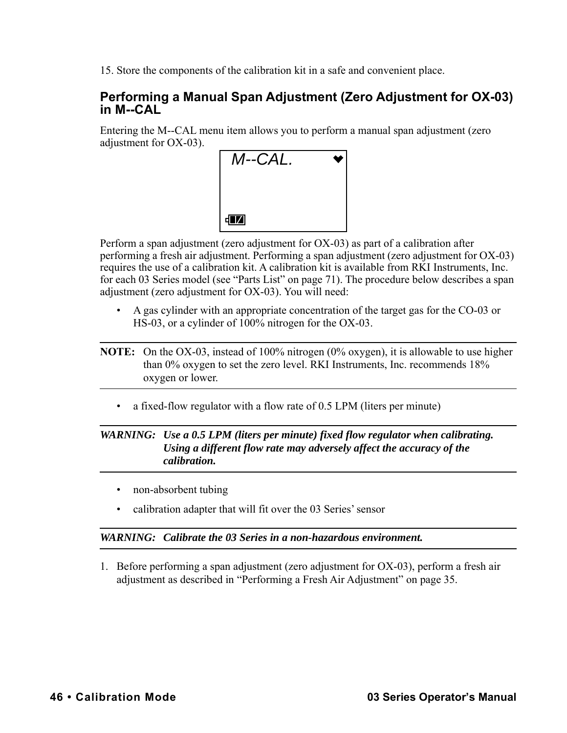15. Store the components of the calibration kit in a safe and convenient place.

## Performing a Manual Span Adjustment (Zero Adjustment for OX-03) in M--CAL

Entering the M--CAL menu item allows you to perform a manual span adjustment (zero adjustment for OX-03).

M--CAL.

Perform a span adjustment (zero adjustment for OX-03) as part of a calibration after performing a fresh air adjustment. Performing a span adjustment (zero adjustment for OX-03) requires the use of a calibration kit. A calibration kit is available from RKI Instruments, Inc. for each 03 Series model (see “Parts List” on page 71). The procedure below describes a span adjustment (zero adjustment for OX-03). You will need:

- A gas cylinder with an appropriate concentration of the target gas for the CO-03 or HS-03, or a cylinder of 100% nitrogen for the OX-03.

---

**NOTE:** On the OX-03, instead of 100% nitrogen (0% oxygen), it is allowable to use higher than 0% oxygen to set the zero level. RKI Instruments, Inc. recommends 18% oxygen or lower.

---

- a fixed-flow regulator with a flow rate of 0.5 LPM (liters per minute)

---

***WARNING:** Use a 0.5 LPM (liters per minute) fixed flow regulator when calibrating. Using a different flow rate may adversely affect the accuracy of the calibration.*

---

- non-absorbent tubing
- calibration adapter that will fit over the 03 Series’ sensor

---

***WARNING:** Calibrate the 03 Series in a non-hazardous environment.*

---

1. Before performing a span adjustment (zero adjustment for OX-03), perform a fresh air adjustment as described in “Performing a Fresh Air Adjustment” on page 35.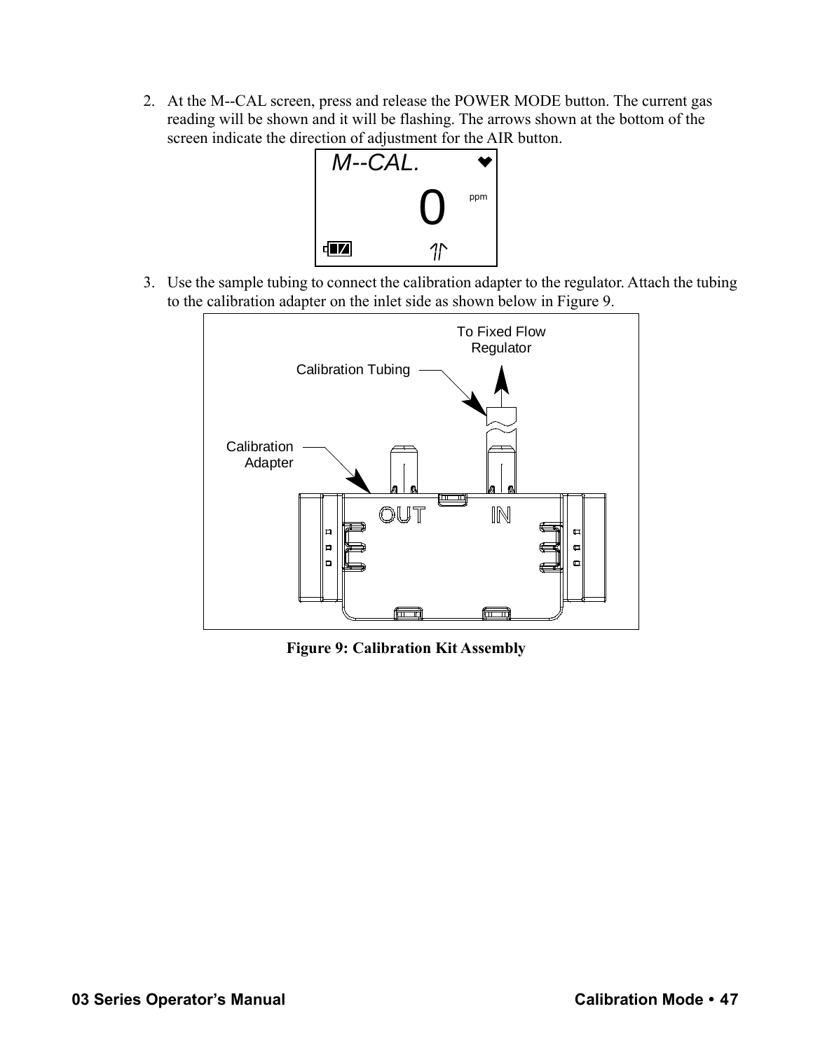2. At the M--CAL screen, press and release the POWER MODE button. The current gas reading will be shown and it will be flashing. The arrows shown at the bottom of the screen indicate the direction of adjustment for the AIR button.

3. Use the sample tubing to connect the calibration adapter to the regulator. Attach the tubing to the calibration adapter on the inlet side as shown below in Figure 9.

**Figure 9: Calibration Kit Assembly**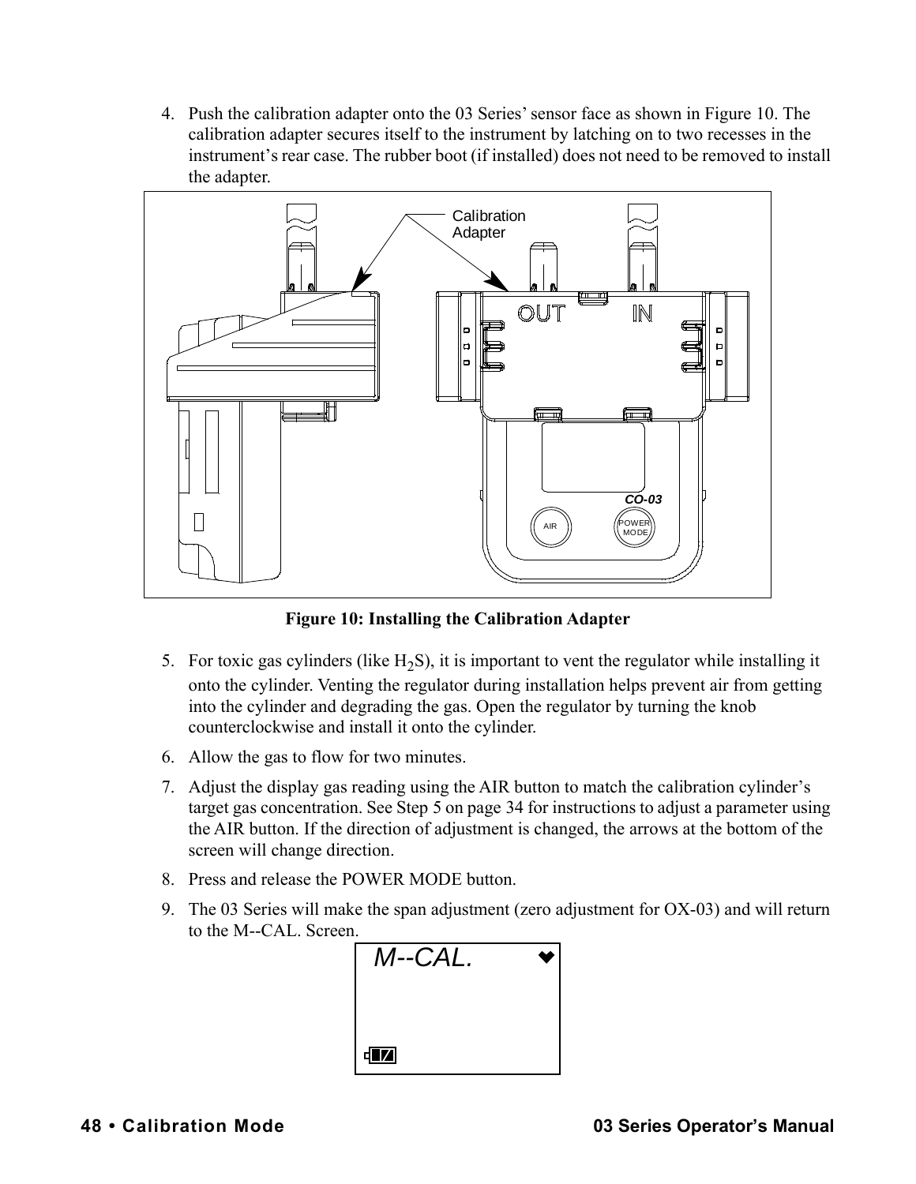4. Push the calibration adapter onto the 03 Series' sensor face as shown in Figure 10. The calibration adapter secures itself to the instrument by latching on to two recesses in the instrument's rear case. The rubber boot (if installed) does not need to be removed to install the adapter.

**Figure 10: Installing the Calibration Adapter**

5. For toxic gas cylinders (like $H_2S$), it is important to vent the regulator while installing it onto the cylinder. Venting the regulator during installation helps prevent air from getting into the cylinder and degrading the gas. Open the regulator by turning the knob counterclockwise and install it onto the cylinder.
6. Allow the gas to flow for two minutes.
7. Adjust the display gas reading using the AIR button to match the calibration cylinder's target gas concentration. See Step 5 on page 34 for instructions to adjust a parameter using the AIR button. If the direction of adjustment is changed, the arrows at the bottom of the screen will change direction.
8. Press and release the POWER MODE button.
9. The 03 Series will make the span adjustment (zero adjustment for OX-03) and will return to the M--CAL. Screen.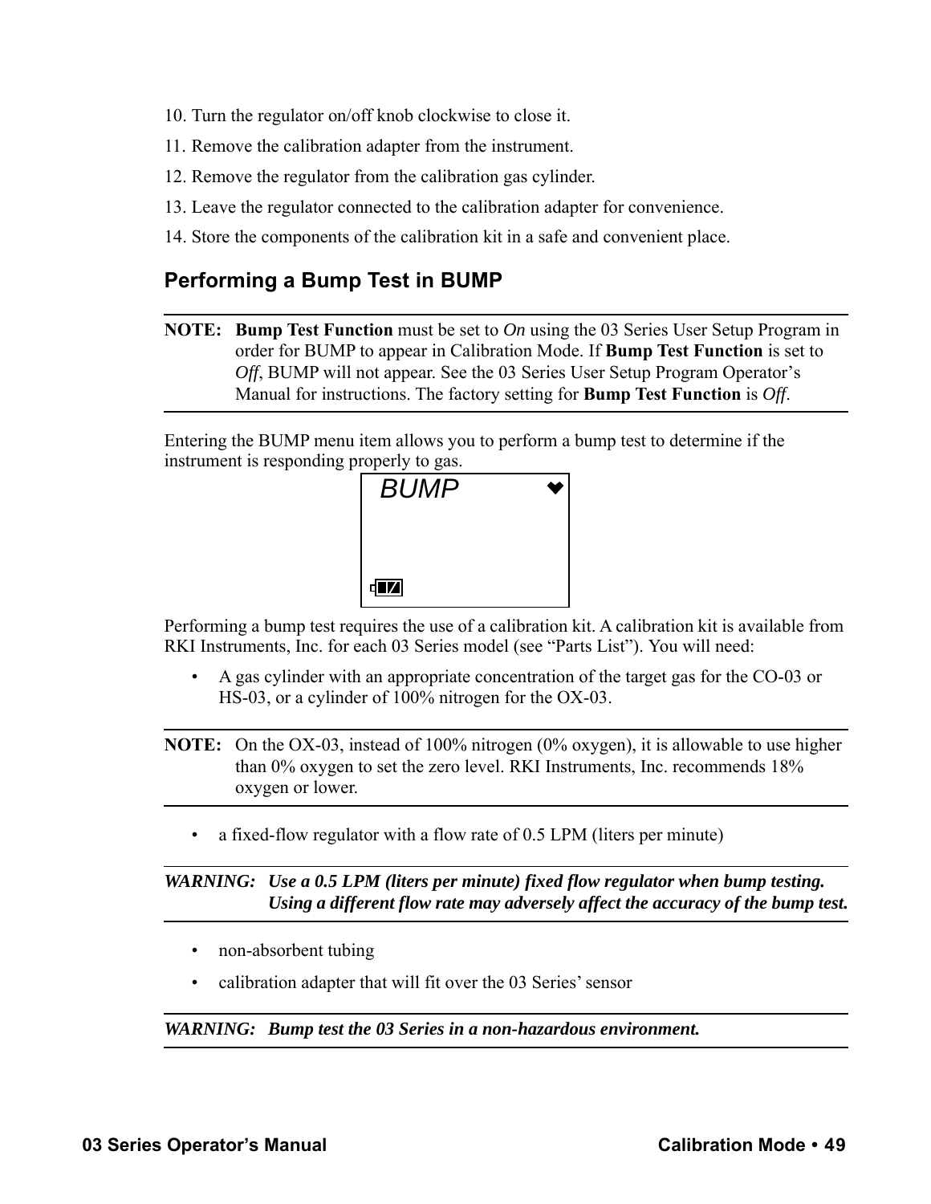10. Turn the regulator on/off knob clockwise to close it.
11. Remove the calibration adapter from the instrument.
12. Remove the regulator from the calibration gas cylinder.
13. Leave the regulator connected to the calibration adapter for convenience.
14. Store the components of the calibration kit in a safe and convenient place.

## Performing a Bump Test in BUMP

**NOTE:** **Bump Test Function** must be set to *On* using the 03 Series User Setup Program in order for BUMP to appear in Calibration Mode. If **Bump Test Function** is set to *Off*, BUMP will not appear. See the 03 Series User Setup Program Operator's Manual for instructions. The factory setting for **Bump Test Function** is *Off*.

Entering the BUMP menu item allows you to perform a bump test to determine if the instrument is responding properly to gas.

BUMP

Performing a bump test requires the use of a calibration kit. A calibration kit is available from RKI Instruments, Inc. for each 03 Series model (see "Parts List"). You will need:

- A gas cylinder with an appropriate concentration of the target gas for the CO-03 or HS-03, or a cylinder of 100% nitrogen for the OX-03.

**NOTE:** On the OX-03, instead of 100% nitrogen (0% oxygen), it is allowable to use higher than 0% oxygen to set the zero level. RKI Instruments, Inc. recommends 18% oxygen or lower.

- a fixed-flow regulator with a flow rate of 0.5 LPM (liters per minute)

***WARNING: Use a 0.5 LPM (liters per minute) fixed flow regulator when bump testing. Using a different flow rate may adversely affect the accuracy of the bump test.***

- non-absorbent tubing
- calibration adapter that will fit over the 03 Series' sensor

***WARNING: Bump test the 03 Series in a non-hazardous environment.***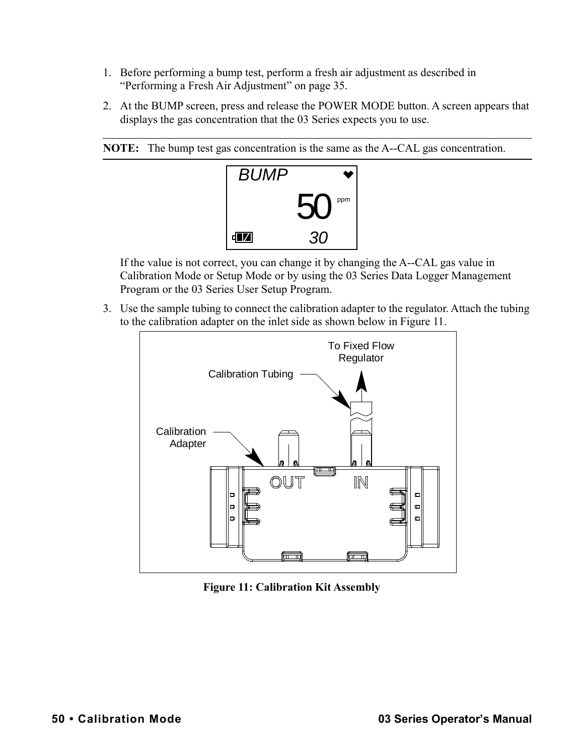1. Before performing a bump test, perform a fresh air adjustment as described in "Performing a Fresh Air Adjustment" on page 35.
2. At the BUMP screen, press and release the POWER MODE button. A screen appears that displays the gas concentration that the 03 Series expects you to use.

**NOTE:** The bump test gas concentration is the same as the A--CAL gas concentration.

If the value is not correct, you can change it by changing the A--CAL gas value in Calibration Mode or Setup Mode or by using the 03 Series Data Logger Management Program or the 03 Series User Setup Program.

3. Use the sample tubing to connect the calibration adapter to the regulator. Attach the tubing to the calibration adapter on the inlet side as shown below in Figure 11.

**Figure 11: Calibration Kit Assembly**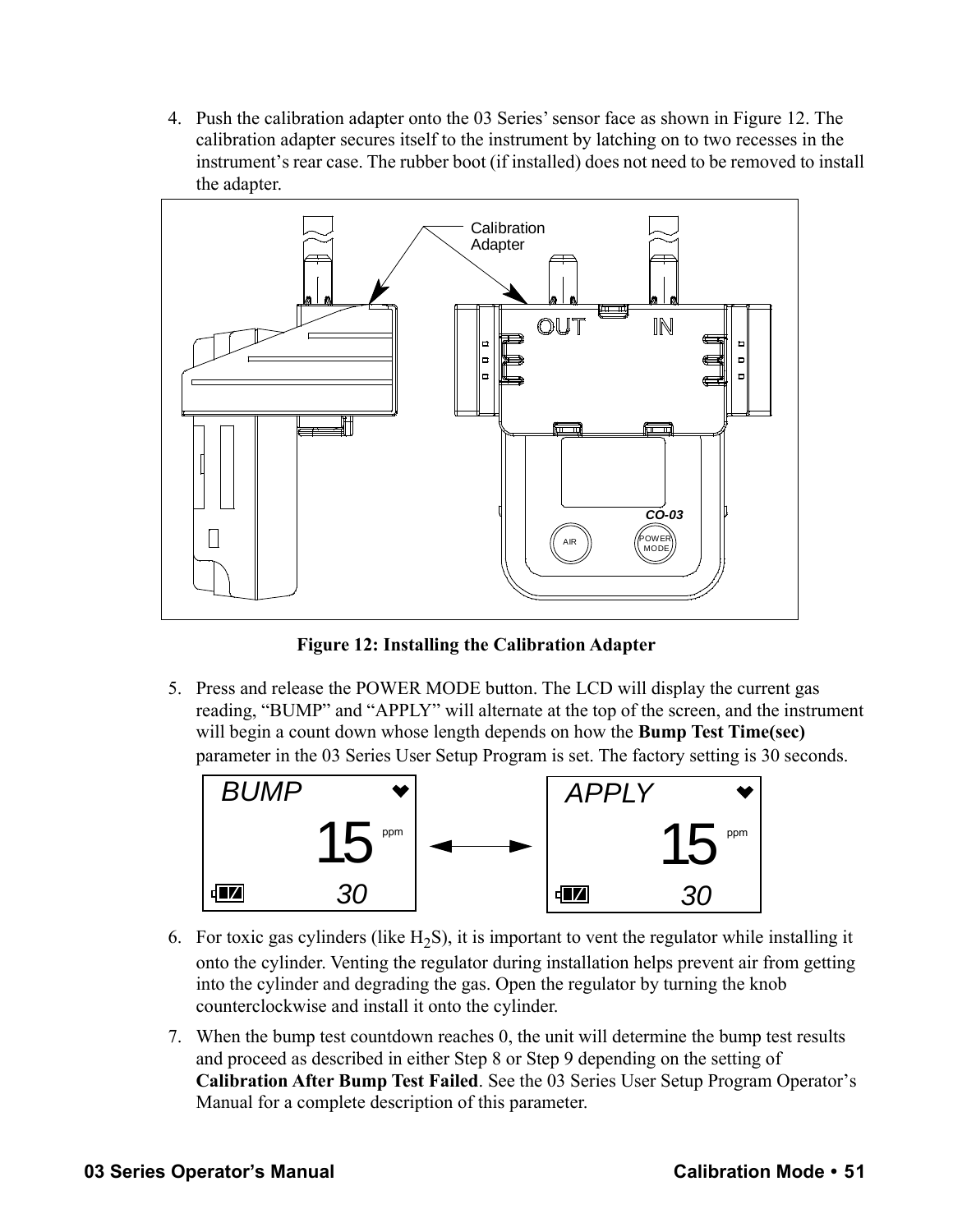4. Push the calibration adapter onto the 03 Series' sensor face as shown in Figure 12. The calibration adapter secures itself to the instrument by latching on to two recesses in the instrument's rear case. The rubber boot (if installed) does not need to be removed to install the adapter.

**Figure 12: Installing the Calibration Adapter**

5. Press and release the POWER MODE button. The LCD will display the current gas reading, "BUMP" and "APPLY" will alternate at the top of the screen, and the instrument will begin a count down whose length depends on how the **Bump Test Time(sec)** parameter in the 03 Series User Setup Program is set. The factory setting is 30 seconds.

6. For toxic gas cylinders (like $H_2S$), it is important to vent the regulator while installing it onto the cylinder. Venting the regulator during installation helps prevent air from getting into the cylinder and degrading the gas. Open the regulator by turning the knob counterclockwise and install it onto the cylinder.

7. When the bump test countdown reaches 0, the unit will determine the bump test results and proceed as described in either Step 8 or Step 9 depending on the setting of **Calibration After Bump Test Failed**. See the 03 Series User Setup Program Operator's Manual for a complete description of this parameter.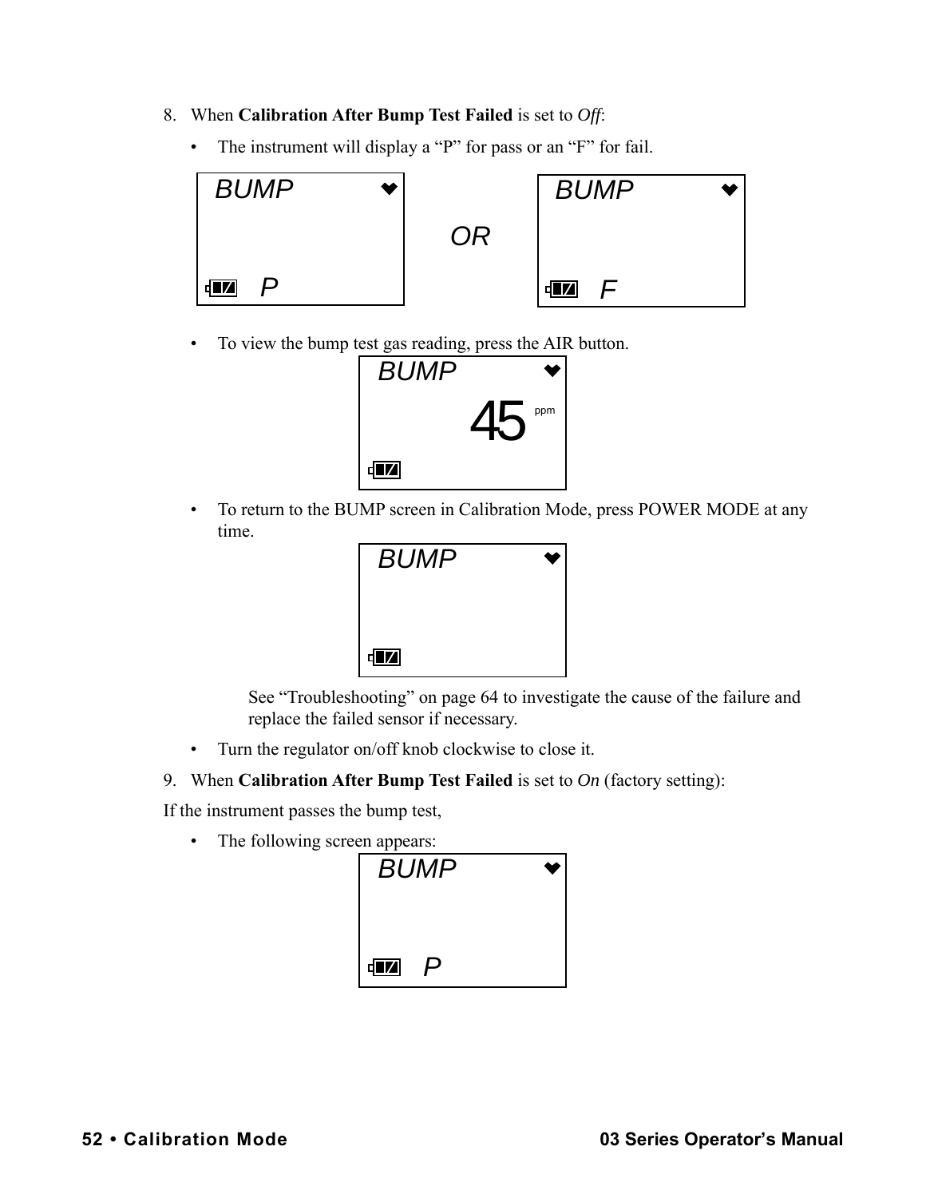8. When **Calibration After Bump Test Failed** is set to *Off*:

   - The instrument will display a "P" for pass or an "F" for fail.

   BUMP P OR BUMP F

   - To view the bump test gas reading, press the AIR button.

   BUMP 45 ppm

   - To return to the BUMP screen in Calibration Mode, press POWER MODE at any time.

   BUMP

     See "Troubleshooting" on page 64 to investigate the cause of the failure and replace the failed sensor if necessary.

   - Turn the regulator on/off knob clockwise to close it.

9. When **Calibration After Bump Test Failed** is set to *On* (factory setting):

If the instrument passes the bump test,

   - The following screen appears:

   BUMP P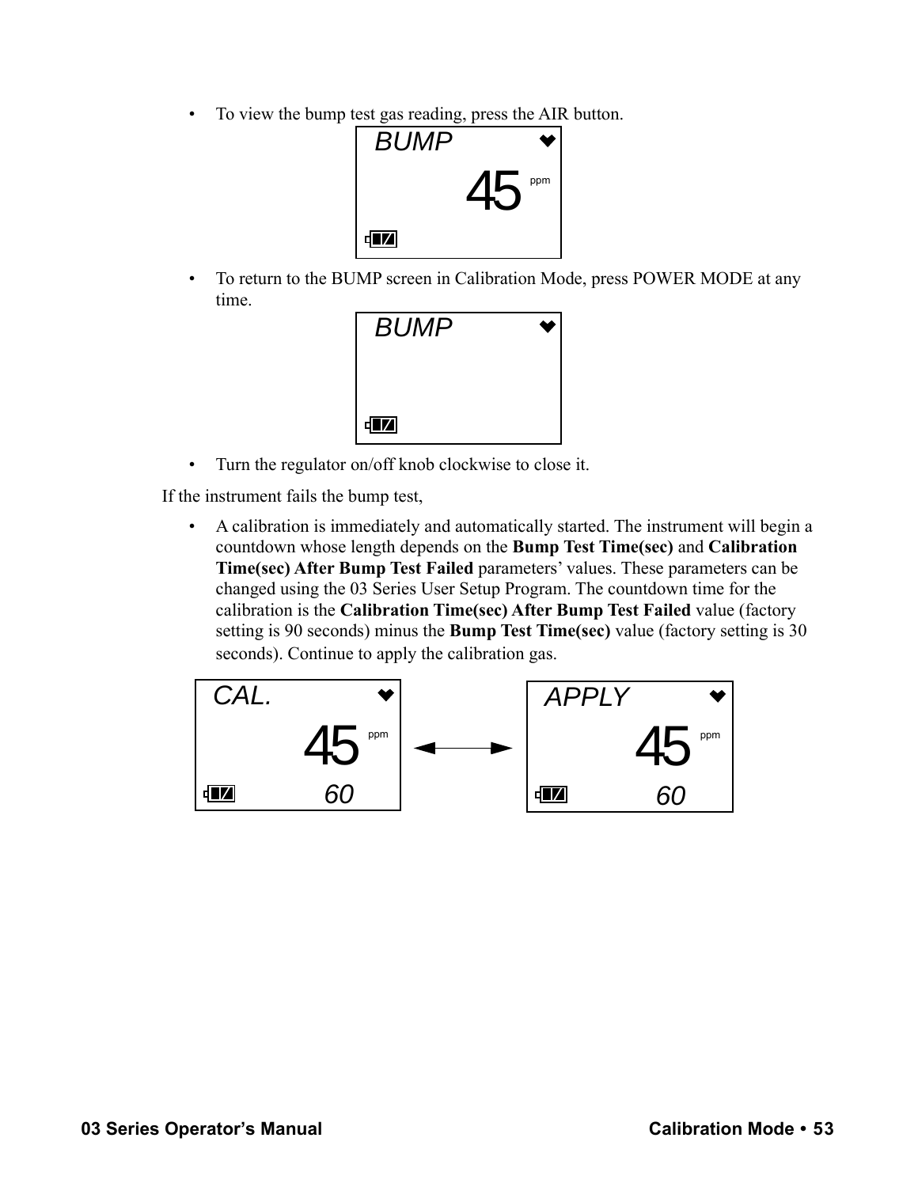- To view the bump test gas reading, press the AIR button.

BUMP

45 ppm

- To return to the BUMP screen in Calibration Mode, press POWER MODE at any time.

BUMP

- Turn the regulator on/off knob clockwise to close it.

If the instrument fails the bump test,

- A calibration is immediately and automatically started. The instrument will begin a countdown whose length depends on the **Bump Test Time(sec)** and **Calibration Time(sec) After Bump Test Failed** parameters' values. These parameters can be changed using the 03 Series User Setup Program. The countdown time for the calibration is the **Calibration Time(sec) After Bump Test Failed** value (factory setting is 90 seconds) minus the **Bump Test Time(sec)** value (factory setting is 30 seconds). Continue to apply the calibration gas.

CAL. 45 ppm 60 ↔ APPLY 45 ppm 60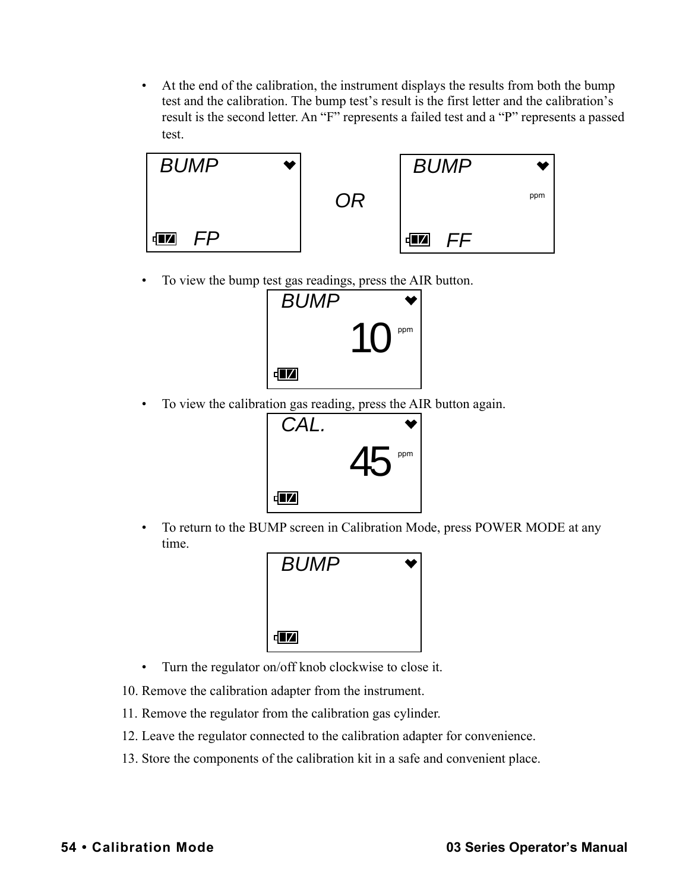- At the end of the calibration, the instrument displays the results from both the bump test and the calibration. The bump test's result is the first letter and the calibration's result is the second letter. An "F" represents a failed test and a "P" represents a passed test.

```
BUMP                    BUMP
            OR                  ppm
FP                      FF
```

- To view the bump test gas readings, press the AIR button.

```
BUMP
      10 ppm
```

- To view the calibration gas reading, press the AIR button again.

```
CAL.
      45 ppm
```

- To return to the BUMP screen in Calibration Mode, press POWER MODE at any time.

```
BUMP
```

- Turn the regulator on/off knob clockwise to close it.

10. Remove the calibration adapter from the instrument.
11. Remove the regulator from the calibration gas cylinder.
12. Leave the regulator connected to the calibration adapter for convenience.
13. Store the components of the calibration kit in a safe and convenient place.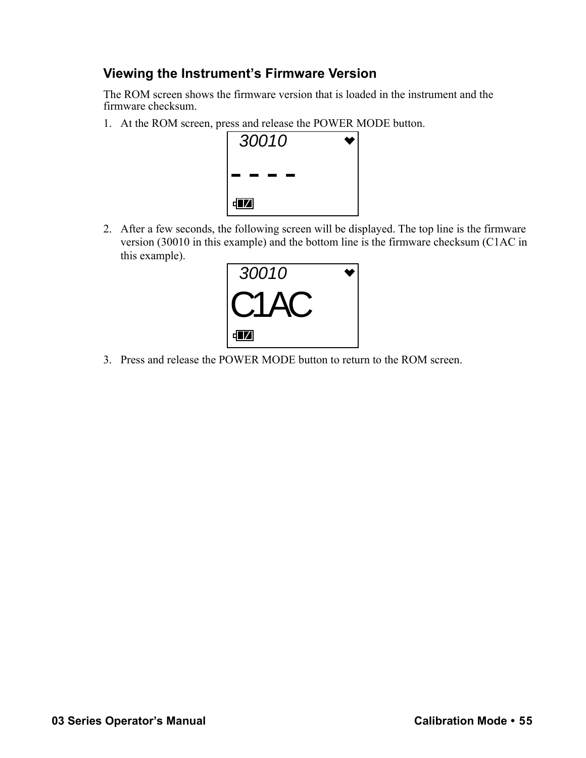### Viewing the Instrument's Firmware Version

The ROM screen shows the firmware version that is loaded in the instrument and the firmware checksum.

1. At the ROM screen, press and release the POWER MODE button.

   30010
   - - - -

2. After a few seconds, the following screen will be displayed. The top line is the firmware version (30010 in this example) and the bottom line is the firmware checksum (C1AC in this example).

   30010
   C1AC

3. Press and release the POWER MODE button to return to the ROM screen.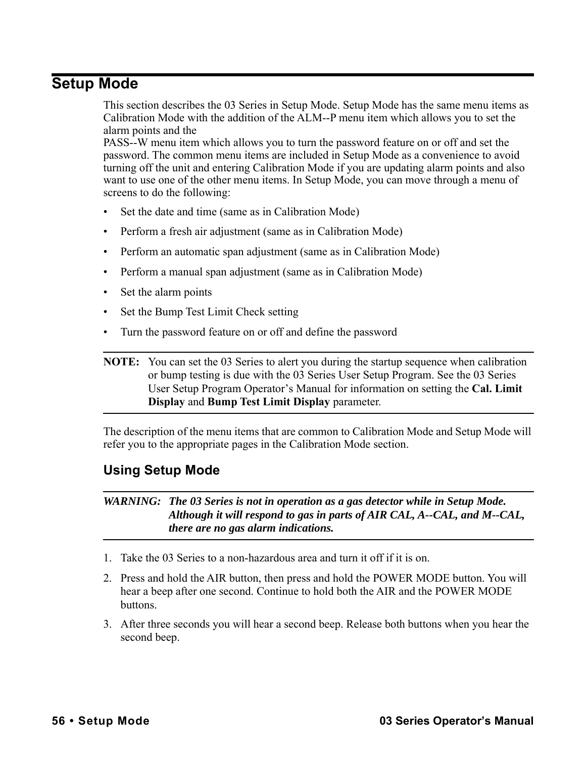# Setup Mode

This section describes the 03 Series in Setup Mode. Setup Mode has the same menu items as Calibration Mode with the addition of the ALM--P menu item which allows you to set the alarm points and the
PASS--W menu item which allows you to turn the password feature on or off and set the password. The common menu items are included in Setup Mode as a convenience to avoid turning off the unit and entering Calibration Mode if you are updating alarm points and also want to use one of the other menu items. In Setup Mode, you can move through a menu of screens to do the following:

- Set the date and time (same as in Calibration Mode)
- Perform a fresh air adjustment (same as in Calibration Mode)
- Perform an automatic span adjustment (same as in Calibration Mode)
- Perform a manual span adjustment (same as in Calibration Mode)
- Set the alarm points
- Set the Bump Test Limit Check setting
- Turn the password feature on or off and define the password

---

**NOTE:** You can set the 03 Series to alert you during the startup sequence when calibration or bump testing is due with the 03 Series User Setup Program. See the 03 Series User Setup Program Operator's Manual for information on setting the **Cal. Limit Display** and **Bump Test Limit Display** parameter.

---

The description of the menu items that are common to Calibration Mode and Setup Mode will refer you to the appropriate pages in the Calibration Mode section.

## Using Setup Mode

---

***WARNING: The 03 Series is not in operation as a gas detector while in Setup Mode. Although it will respond to gas in parts of AIR CAL, A--CAL, and M--CAL, there are no gas alarm indications.***

---

1. Take the 03 Series to a non-hazardous area and turn it off if it is on.
2. Press and hold the AIR button, then press and hold the POWER MODE button. You will hear a beep after one second. Continue to hold both the AIR and the POWER MODE buttons.
3. After three seconds you will hear a second beep. Release both buttons when you hear the second beep.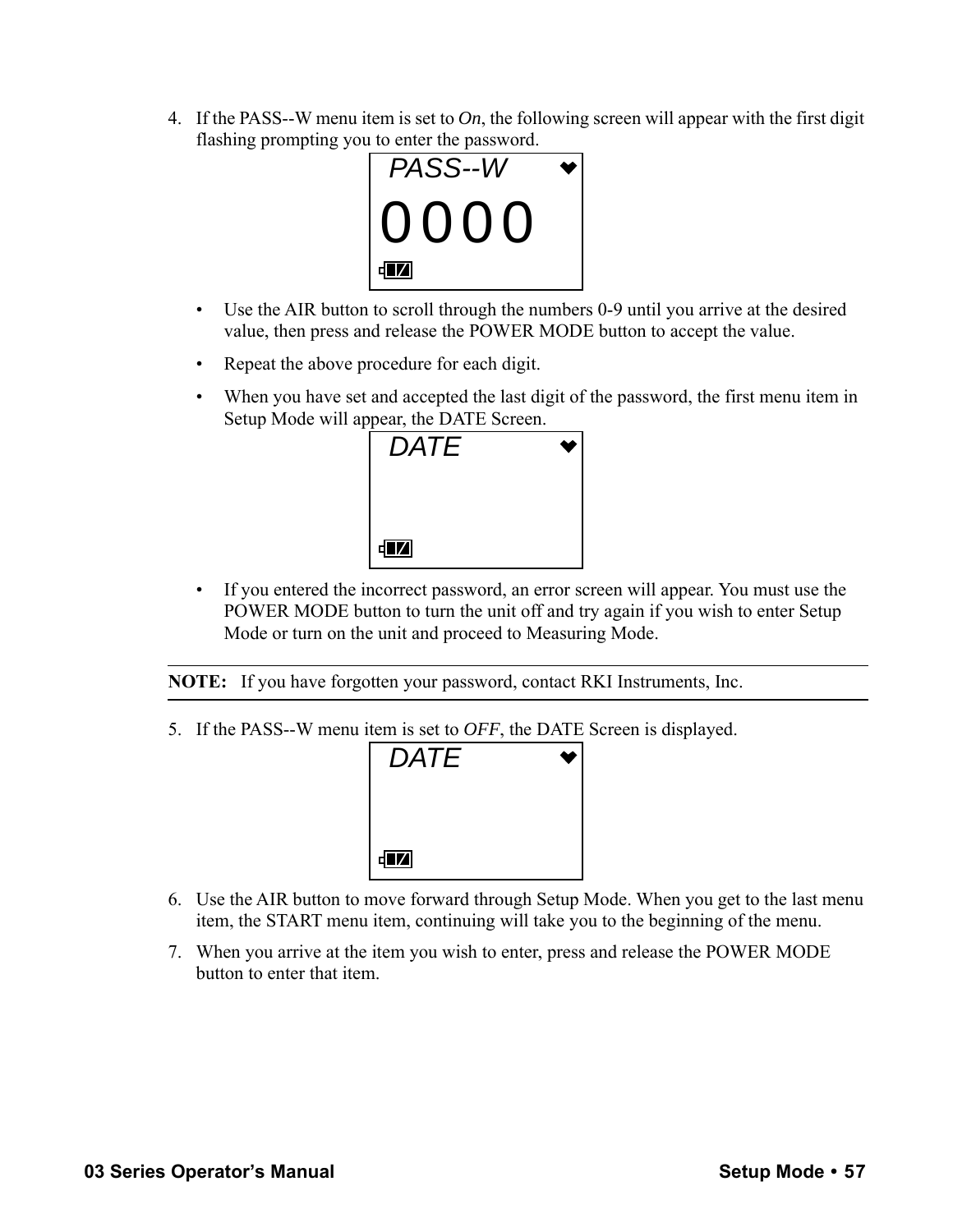4. If the PASS--W menu item is set to *On*, the following screen will appear with the first digit flashing prompting you to enter the password.

PASS--W
0000

- Use the AIR button to scroll through the numbers 0-9 until you arrive at the desired value, then press and release the POWER MODE button to accept the value.
- Repeat the above procedure for each digit.
- When you have set and accepted the last digit of the password, the first menu item in Setup Mode will appear, the DATE Screen.

DATE

- If you entered the incorrect password, an error screen will appear. You must use the POWER MODE button to turn the unit off and try again if you wish to enter Setup Mode or turn on the unit and proceed to Measuring Mode.

**NOTE:** If you have forgotten your password, contact RKI Instruments, Inc.

5. If the PASS--W menu item is set to *OFF*, the DATE Screen is displayed.

DATE

6. Use the AIR button to move forward through Setup Mode. When you get to the last menu item, the START menu item, continuing will take you to the beginning of the menu.
7. When you arrive at the item you wish to enter, press and release the POWER MODE button to enter that item.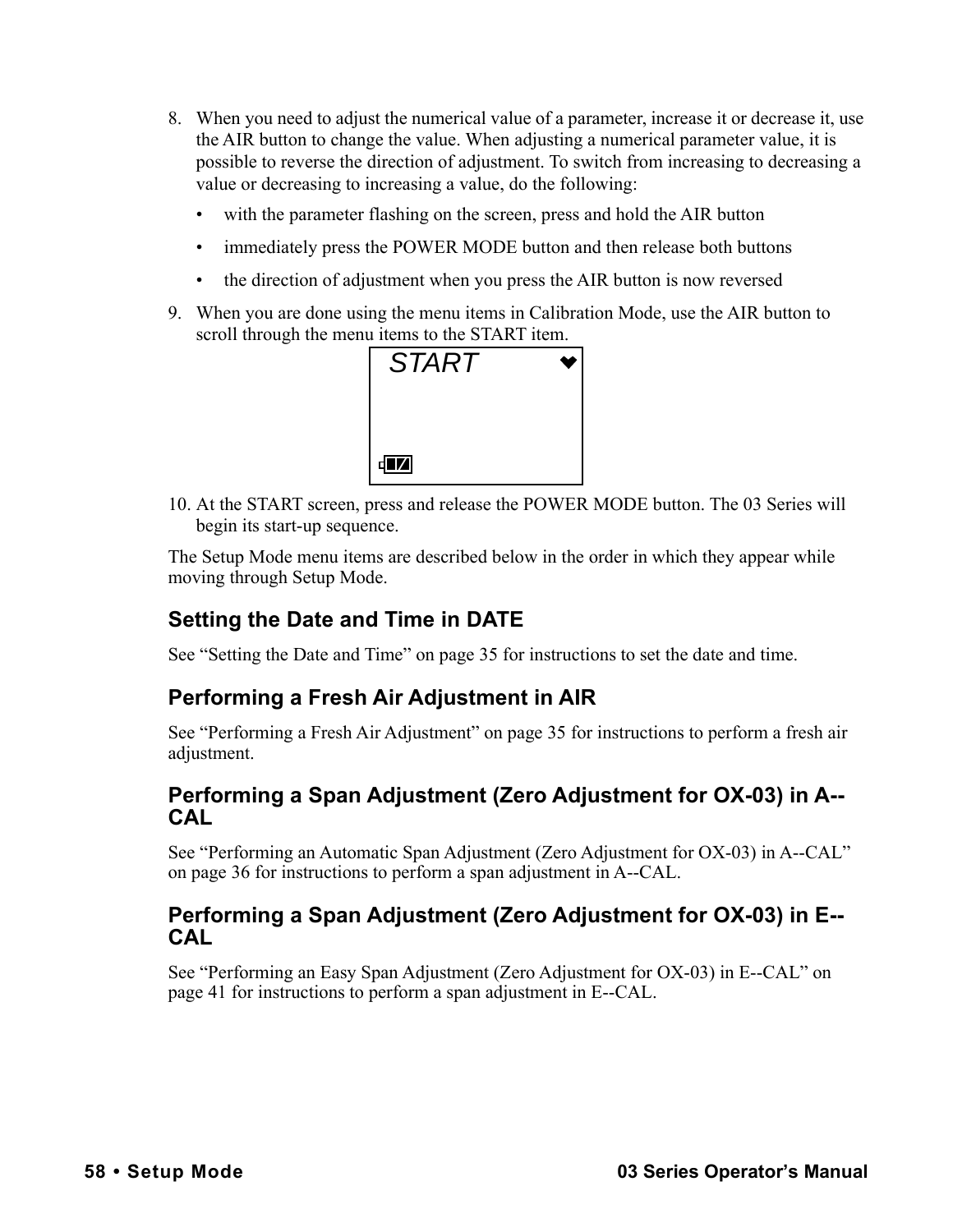8. When you need to adjust the numerical value of a parameter, increase it or decrease it, use the AIR button to change the value. When adjusting a numerical parameter value, it is possible to reverse the direction of adjustment. To switch from increasing to decreasing a value or decreasing to increasing a value, do the following:
   - with the parameter flashing on the screen, press and hold the AIR button
   - immediately press the POWER MODE button and then release both buttons
   - the direction of adjustment when you press the AIR button is now reversed
9. When you are done using the menu items in Calibration Mode, use the AIR button to scroll through the menu items to the START item.

   START

10. At the START screen, press and release the POWER MODE button. The 03 Series will begin its start-up sequence.

The Setup Mode menu items are described below in the order in which they appear while moving through Setup Mode.

## Setting the Date and Time in DATE

See "Setting the Date and Time" on page 35 for instructions to set the date and time.

## Performing a Fresh Air Adjustment in AIR

See "Performing a Fresh Air Adjustment" on page 35 for instructions to perform a fresh air adjustment.

## Performing a Span Adjustment (Zero Adjustment for OX-03) in A--CAL

See "Performing an Automatic Span Adjustment (Zero Adjustment for OX-03) in A--CAL" on page 36 for instructions to perform a span adjustment in A--CAL.

## Performing a Span Adjustment (Zero Adjustment for OX-03) in E--CAL

See "Performing an Easy Span Adjustment (Zero Adjustment for OX-03) in E--CAL" on page 41 for instructions to perform a span adjustment in E--CAL.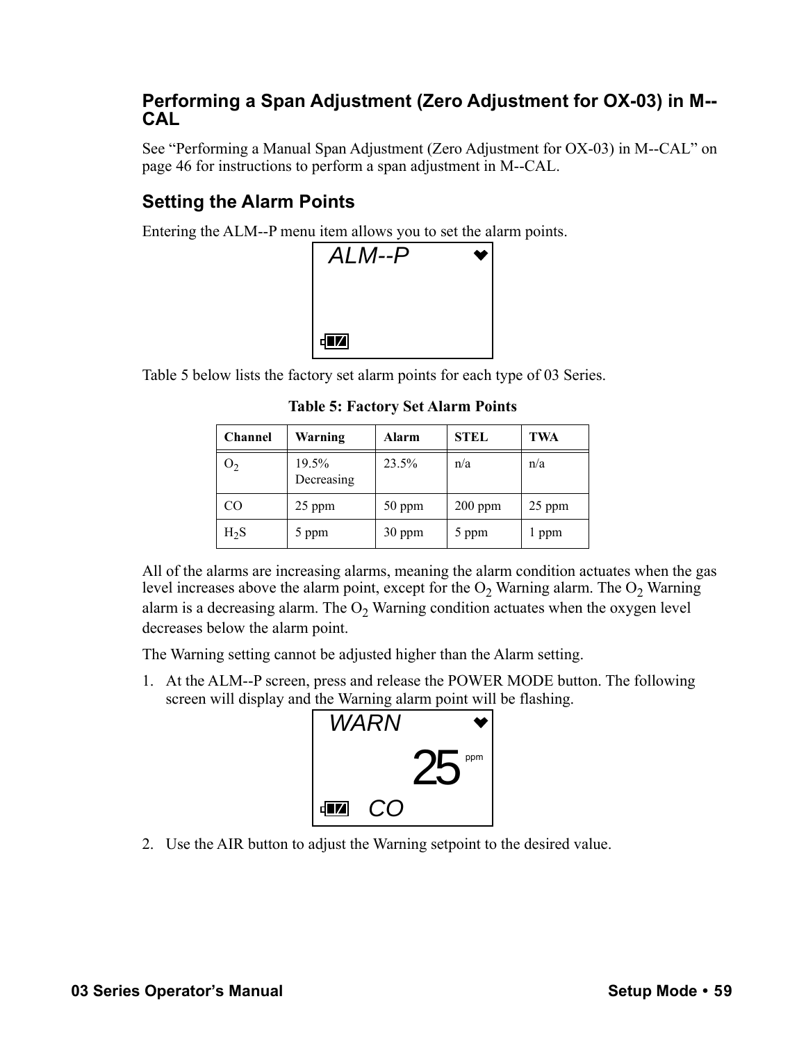## Performing a Span Adjustment (Zero Adjustment for OX-03) in M--CAL

See “Performing a Manual Span Adjustment (Zero Adjustment for OX-03) in M--CAL” on page 46 for instructions to perform a span adjustment in M--CAL.

## Setting the Alarm Points

Entering the ALM--P menu item allows you to set the alarm points.

```
ALM--P
```

Table 5 below lists the factory set alarm points for each type of 03 Series.

**Table 5: Factory Set Alarm Points**

| Channel | Warning | Alarm | STEL | TWA |
|---|---|---|---|---|
| $O_2$ | 19.5% Decreasing | 23.5% | n/a | n/a |
| CO | 25 ppm | 50 ppm | 200 ppm | 25 ppm |
| $H_2S$ | 5 ppm | 30 ppm | 5 ppm | 1 ppm |

All of the alarms are increasing alarms, meaning the alarm condition actuates when the gas level increases above the alarm point, except for the $O_2$ Warning alarm. The $O_2$ Warning alarm is a decreasing alarm. The $O_2$ Warning condition actuates when the oxygen level decreases below the alarm point.

The Warning setting cannot be adjusted higher than the Alarm setting.

1. At the ALM--P screen, press and release the POWER MODE button. The following screen will display and the Warning alarm point will be flashing.

```
WARN
25 ppm
CO
```

2. Use the AIR button to adjust the Warning setpoint to the desired value.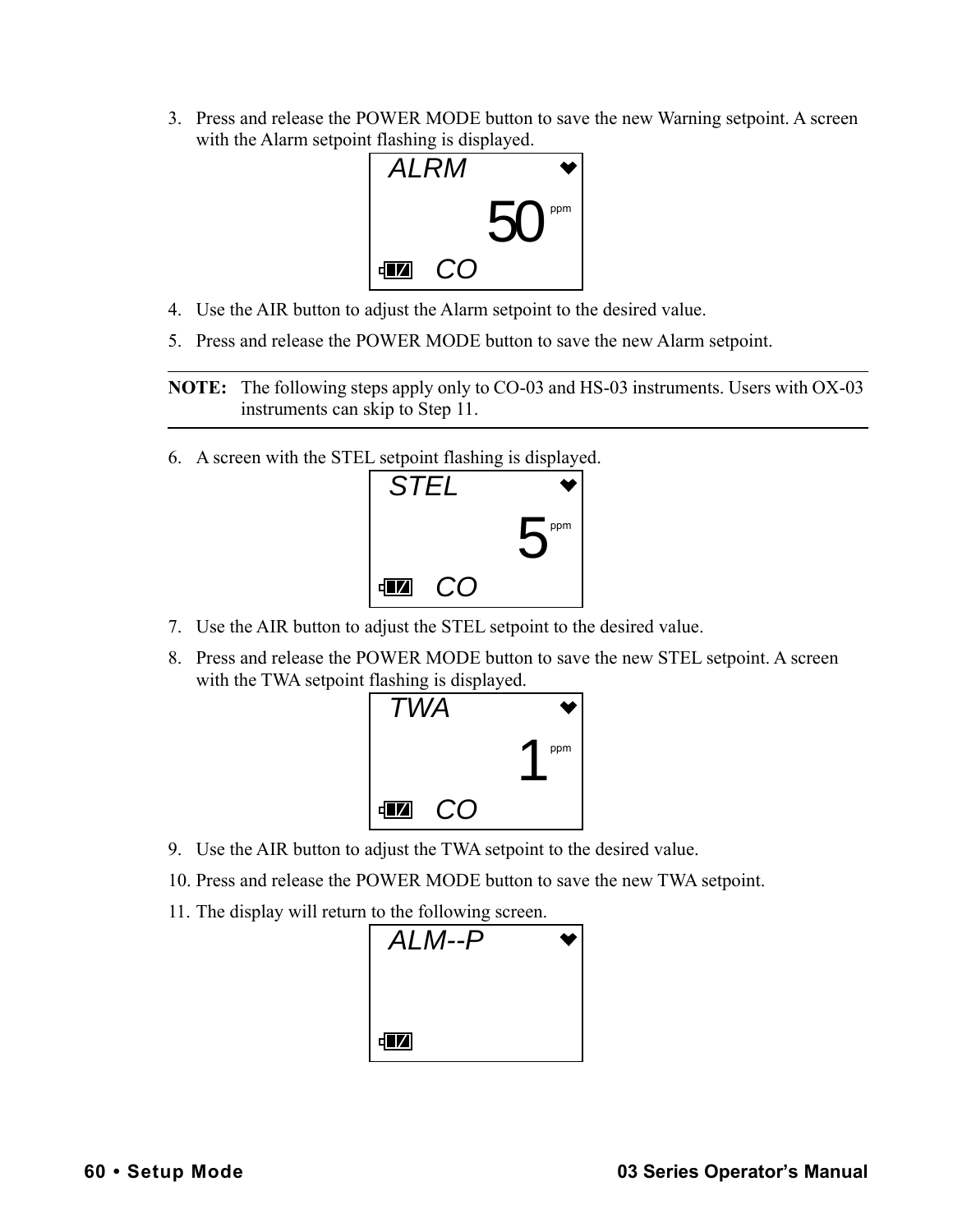3. Press and release the POWER MODE button to save the new Warning setpoint. A screen with the Alarm setpoint flashing is displayed.

```
ALRM
        50 ppm
   CO
```

4. Use the AIR button to adjust the Alarm setpoint to the desired value.
5. Press and release the POWER MODE button to save the new Alarm setpoint.

---

**NOTE:** The following steps apply only to CO-03 and HS-03 instruments. Users with OX-03 instruments can skip to Step 11.

---

6. A screen with the STEL setpoint flashing is displayed.

```
STEL
         5 ppm
   CO
```

7. Use the AIR button to adjust the STEL setpoint to the desired value.
8. Press and release the POWER MODE button to save the new STEL setpoint. A screen with the TWA setpoint flashing is displayed.

```
TWA
         1 ppm
   CO
```

9. Use the AIR button to adjust the TWA setpoint to the desired value.
10. Press and release the POWER MODE button to save the new TWA setpoint.
11. The display will return to the following screen.

```
ALM--P
```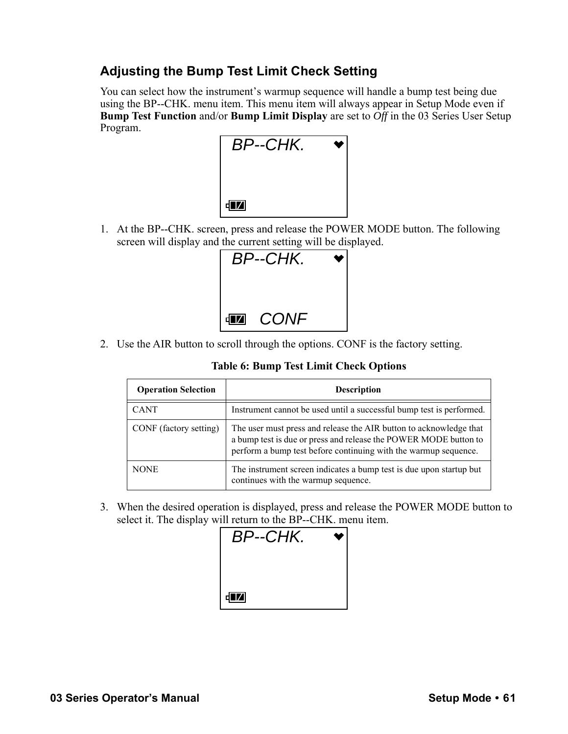## Adjusting the Bump Test Limit Check Setting

You can select how the instrument's warmup sequence will handle a bump test being due using the BP--CHK. menu item. This menu item will always appear in Setup Mode even if **Bump Test Function** and/or **Bump Limit Display** are set to *Off* in the 03 Series User Setup Program.

BP--CHK.

1. At the BP--CHK. screen, press and release the POWER MODE button. The following screen will display and the current setting will be displayed.

BP--CHK.

CONF

2. Use the AIR button to scroll through the options. CONF is the factory setting.

**Table 6: Bump Test Limit Check Options**

| Operation Selection | Description |
|---|---|
| CANT | Instrument cannot be used until a successful bump test is performed. |
| CONF (factory setting) | The user must press and release the AIR button to acknowledge that a bump test is due or press and release the POWER MODE button to perform a bump test before continuing with the warmup sequence. |
| NONE | The instrument screen indicates a bump test is due upon startup but continues with the warmup sequence. |

3. When the desired operation is displayed, press and release the POWER MODE button to select it. The display will return to the BP--CHK. menu item.

BP--CHK.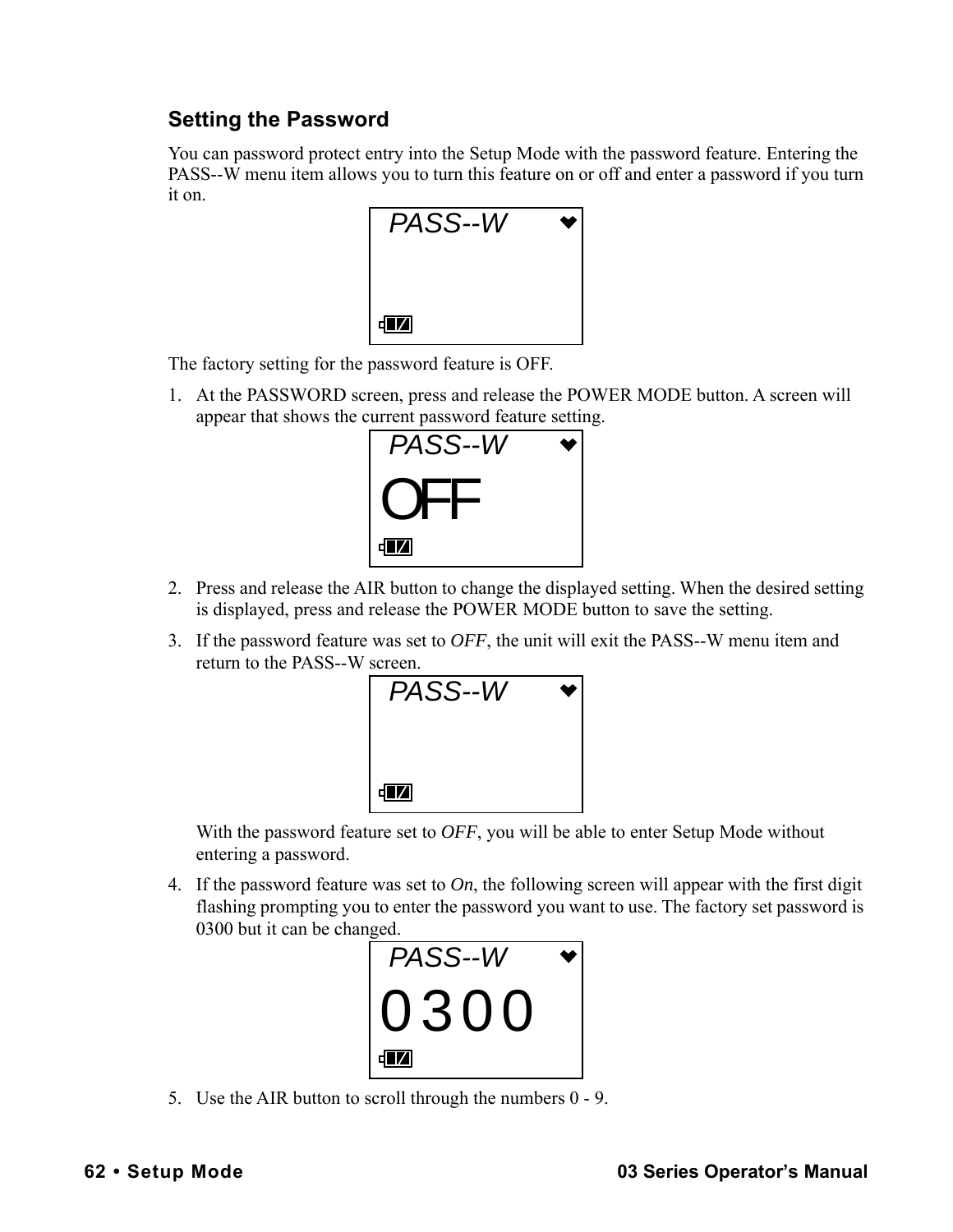## Setting the Password

You can password protect entry into the Setup Mode with the password feature. Entering the PASS--W menu item allows you to turn this feature on or off and enter a password if you turn it on.

```
PASS--W
```

The factory setting for the password feature is OFF.

1. At the PASSWORD screen, press and release the POWER MODE button. A screen will appear that shows the current password feature setting.

```
PASS--W
OFF
```

2. Press and release the AIR button to change the displayed setting. When the desired setting is displayed, press and release the POWER MODE button to save the setting.
3. If the password feature was set to *OFF*, the unit will exit the PASS--W menu item and return to the PASS--W screen.

```
PASS--W
```

   With the password feature set to *OFF*, you will be able to enter Setup Mode without entering a password.

4. If the password feature was set to *On*, the following screen will appear with the first digit flashing prompting you to enter the password you want to use. The factory set password is 0300 but it can be changed.

```
PASS--W
0300
```

5. Use the AIR button to scroll through the numbers 0 - 9.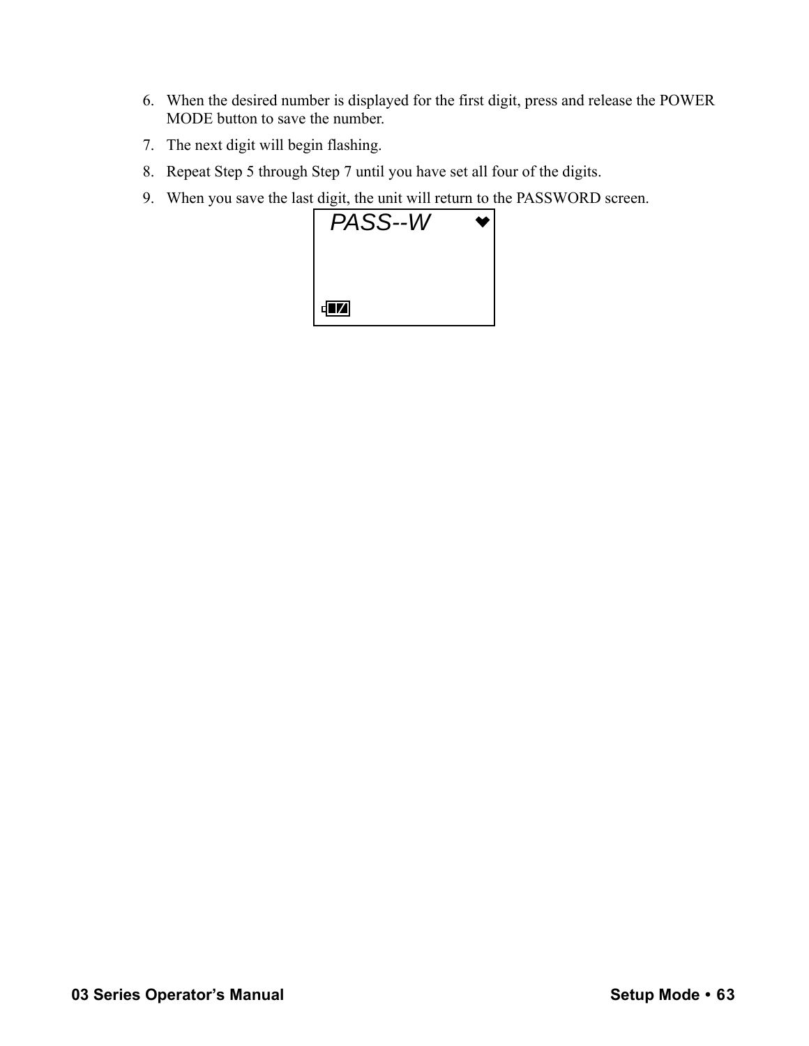6. When the desired number is displayed for the first digit, press and release the POWER MODE button to save the number.
7. The next digit will begin flashing.
8. Repeat Step 5 through Step 7 until you have set all four of the digits.
9. When you save the last digit, the unit will return to the PASSWORD screen.

PASS--W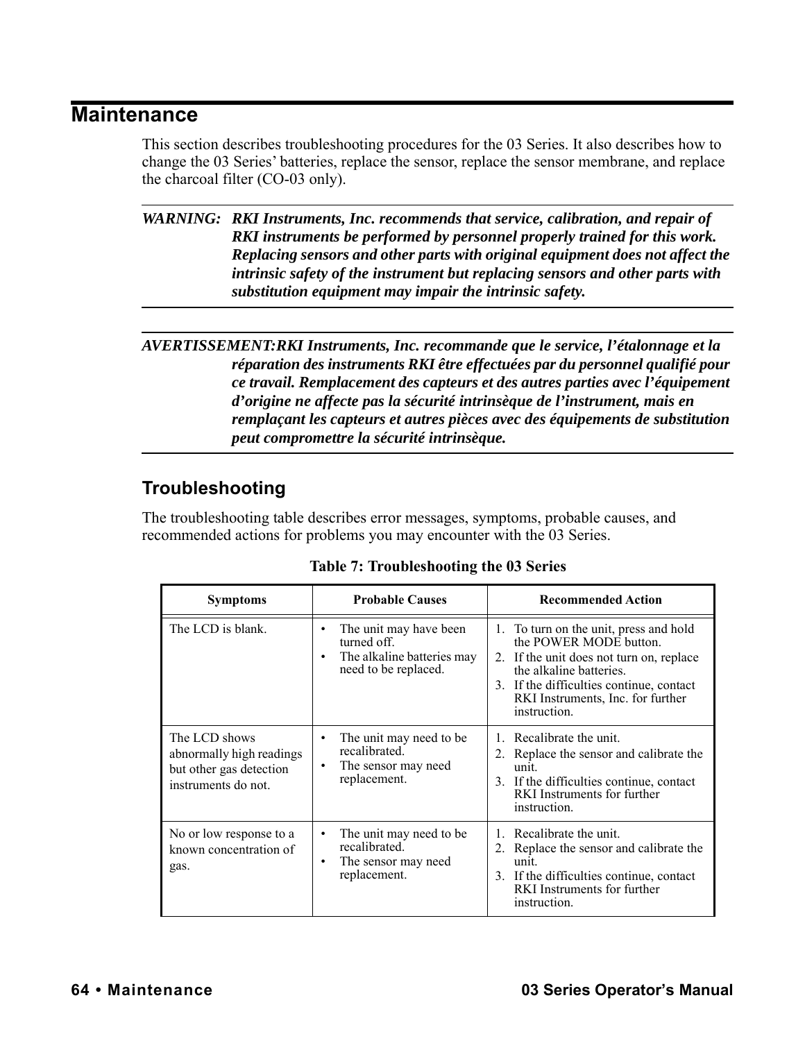# Maintenance

This section describes troubleshooting procedures for the 03 Series. It also describes how to change the 03 Series' batteries, replace the sensor, replace the sensor membrane, and replace the charcoal filter (CO-03 only).

***WARNING: RKI Instruments, Inc. recommends that service, calibration, and repair of RKI instruments be performed by personnel properly trained for this work. Replacing sensors and other parts with original equipment does not affect the intrinsic safety of the instrument but replacing sensors and other parts with substitution equipment may impair the intrinsic safety.***

***AVERTISSEMENT:RKI Instruments, Inc. recommande que le service, l'étalonnage et la réparation des instruments RKI être effectuées par du personnel qualifié pour ce travail. Remplacement des capteurs et des autres parties avec l'équipement d'origine ne affecte pas la sécurité intrinsèque de l'instrument, mais en remplaçant les capteurs et autres pièces avec des équipements de substitution peut compromettre la sécurité intrinsèque.***

## Troubleshooting

The troubleshooting table describes error messages, symptoms, probable causes, and recommended actions for problems you may encounter with the 03 Series.

**Table 7: Troubleshooting the 03 Series**

| Symptoms | Probable Causes | Recommended Action |
|---|---|---|
| The LCD is blank. | • The unit may have been turned off.<br>• The alkaline batteries may need to be replaced. | 1. To turn on the unit, press and hold the POWER MODE button.<br>2. If the unit does not turn on, replace the alkaline batteries.<br>3. If the difficulties continue, contact RKI Instruments, Inc. for further instruction. |
| The LCD shows abnormally high readings but other gas detection instruments do not. | • The unit may need to be recalibrated.<br>• The sensor may need replacement. | 1. Recalibrate the unit.<br>2. Replace the sensor and calibrate the unit.<br>3. If the difficulties continue, contact RKI Instruments for further instruction. |
| No or low response to a known concentration of gas. | • The unit may need to be recalibrated.<br>• The sensor may need replacement. | 1. Recalibrate the unit.<br>2. Replace the sensor and calibrate the unit.<br>3. If the difficulties continue, contact RKI Instruments for further instruction. |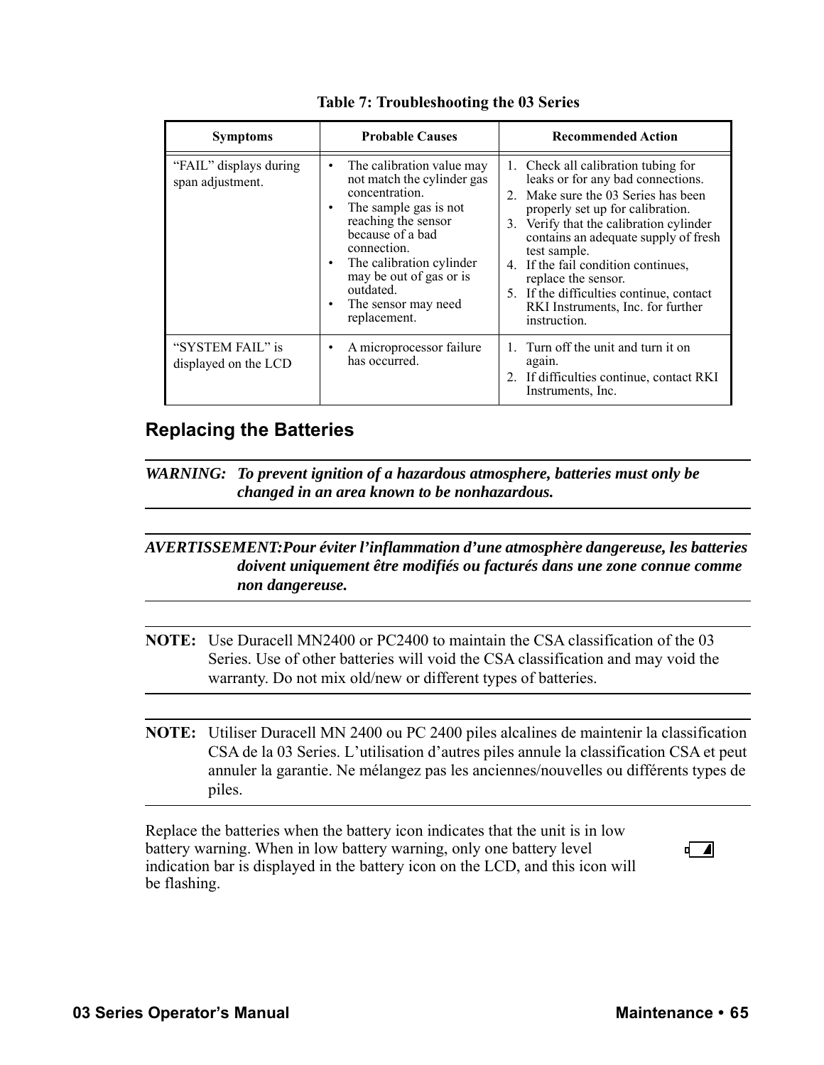**Table 7: Troubleshooting the 03 Series**

| Symptoms | Probable Causes | Recommended Action |
| --- | --- | --- |
| "FAIL" displays during span adjustment. | • The calibration value may not match the cylinder gas concentration.<br>• The sample gas is not reaching the sensor because of a bad connection.<br>• The calibration cylinder may be out of gas or is outdated.<br>• The sensor may need replacement. | 1. Check all calibration tubing for leaks or for any bad connections.<br>2. Make sure the 03 Series has been properly set up for calibration.<br>3. Verify that the calibration cylinder contains an adequate supply of fresh test sample.<br>4. If the fail condition continues, replace the sensor.<br>5. If the difficulties continue, contact RKI Instruments, Inc. for further instruction. |
| "SYSTEM FAIL" is displayed on the LCD | • A microprocessor failure has occurred. | 1. Turn off the unit and turn it on again.<br>2. If difficulties continue, contact RKI Instruments, Inc. |

## Replacing the Batteries

***WARNING: To prevent ignition of a hazardous atmosphere, batteries must only be changed in an area known to be nonhazardous.***

***AVERTISSEMENT:Pour éviter l'inflammation d'une atmosphère dangereuse, les batteries doivent uniquement être modifiés ou facturés dans une zone connue comme non dangereuse.***

**NOTE:** Use Duracell MN2400 or PC2400 to maintain the CSA classification of the 03 Series. Use of other batteries will void the CSA classification and may void the warranty. Do not mix old/new or different types of batteries.

**NOTE:** Utiliser Duracell MN 2400 ou PC 2400 piles alcalines de maintenir la classification CSA de la 03 Series. L'utilisation d'autres piles annule la classification CSA et peut annuler la garantie. Ne mélangez pas les anciennes/nouvelles ou différents types de piles.

Replace the batteries when the battery icon indicates that the unit is in low battery warning. When in low battery warning, only one battery level indication bar is displayed in the battery icon on the LCD, and this icon will be flashing.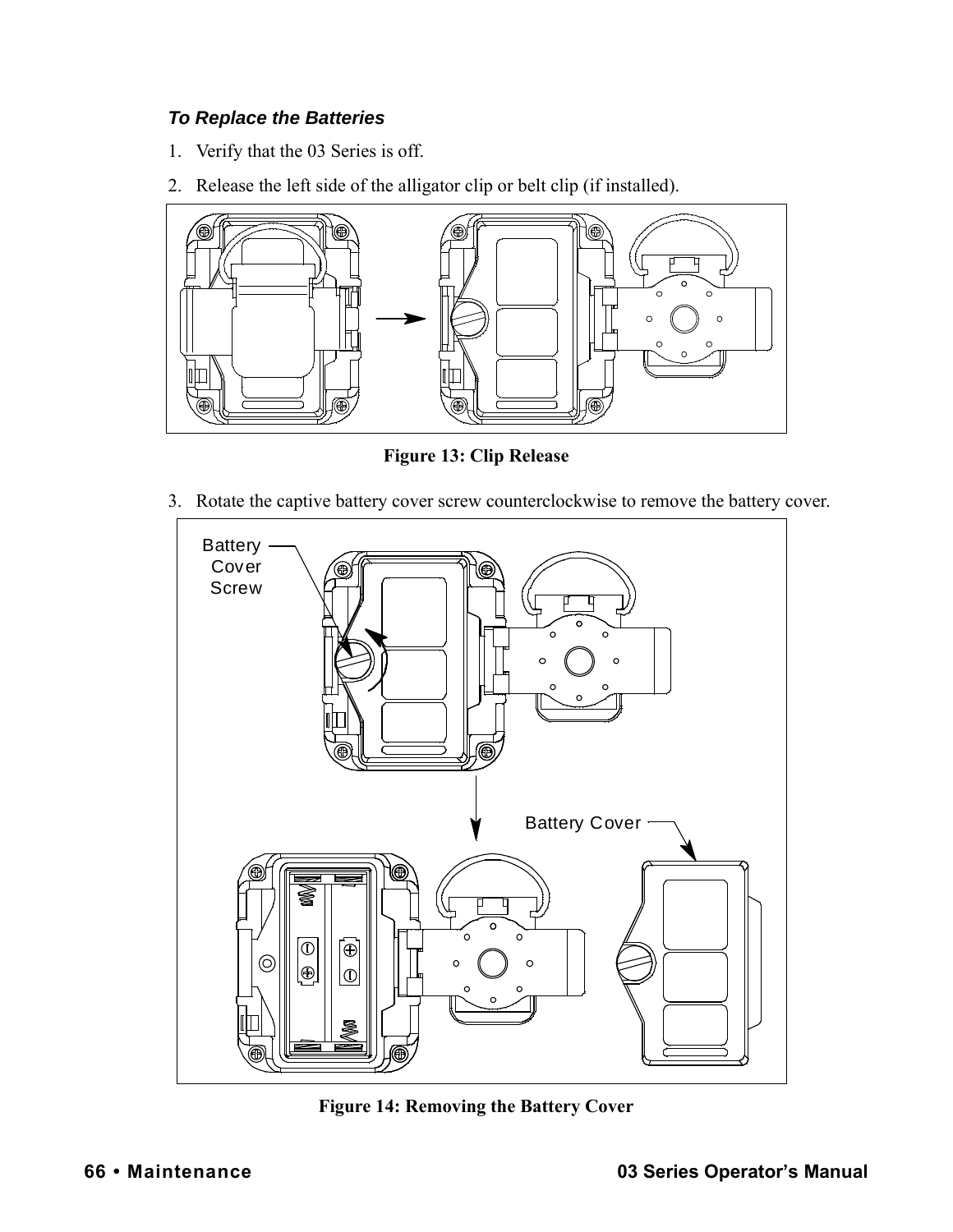*To Replace the Batteries*

1. Verify that the 03 Series is off.
2. Release the left side of the alligator clip or belt clip (if installed).

**Figure 13: Clip Release**

3. Rotate the captive battery cover screw counterclockwise to remove the battery cover.

Battery Cover Screw

Battery Cover

**Figure 14: Removing the Battery Cover**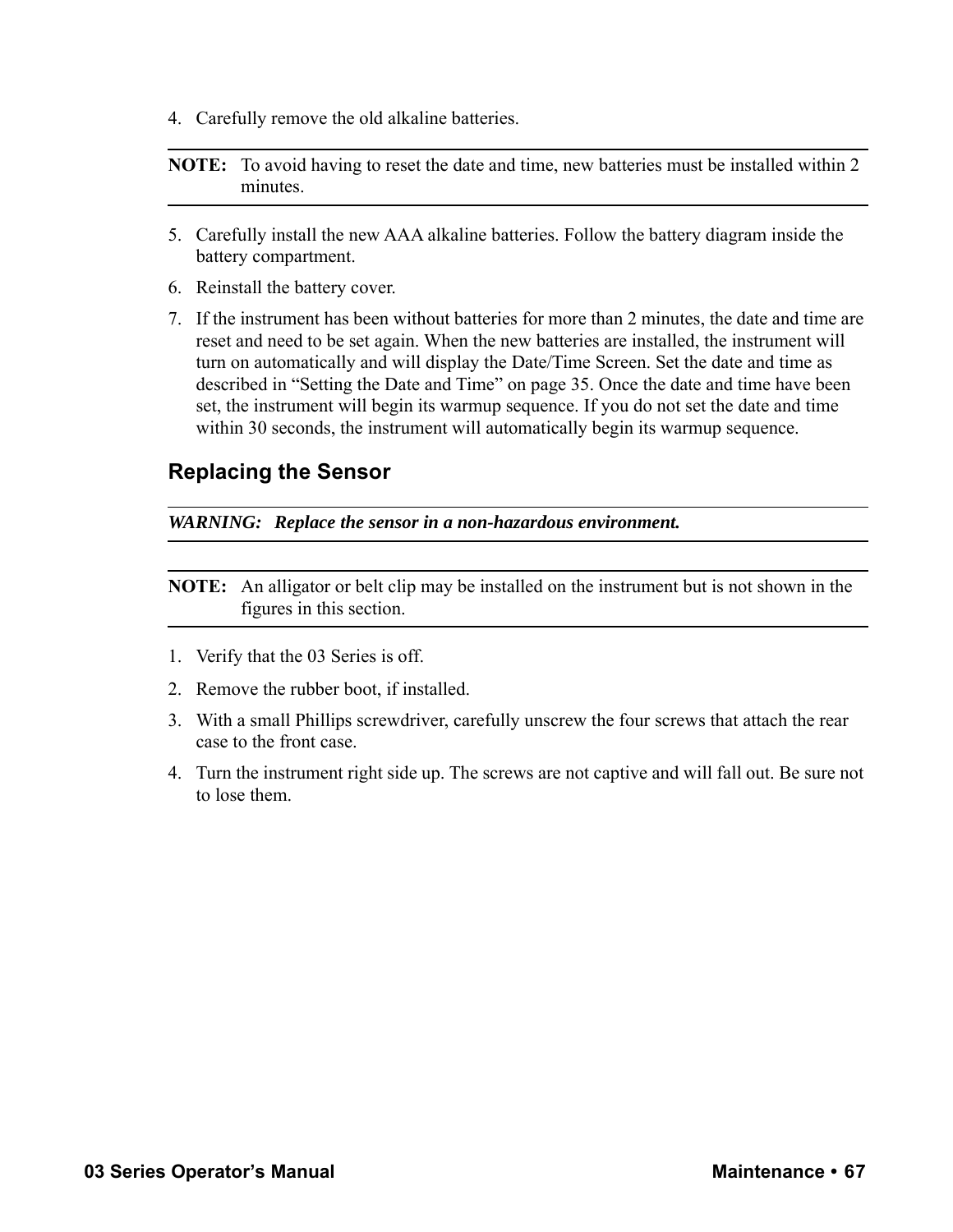4. Carefully remove the old alkaline batteries.

**NOTE:** To avoid having to reset the date and time, new batteries must be installed within 2 minutes.

5. Carefully install the new AAA alkaline batteries. Follow the battery diagram inside the battery compartment.
6. Reinstall the battery cover.
7. If the instrument has been without batteries for more than 2 minutes, the date and time are reset and need to be set again. When the new batteries are installed, the instrument will turn on automatically and will display the Date/Time Screen. Set the date and time as described in “Setting the Date and Time” on page 35. Once the date and time have been set, the instrument will begin its warmup sequence. If you do not set the date and time within 30 seconds, the instrument will automatically begin its warmup sequence.

## Replacing the Sensor

***WARNING:*** ***Replace the sensor in a non-hazardous environment.***

**NOTE:** An alligator or belt clip may be installed on the instrument but is not shown in the figures in this section.

1. Verify that the 03 Series is off.
2. Remove the rubber boot, if installed.
3. With a small Phillips screwdriver, carefully unscrew the four screws that attach the rear case to the front case.
4. Turn the instrument right side up. The screws are not captive and will fall out. Be sure not to lose them.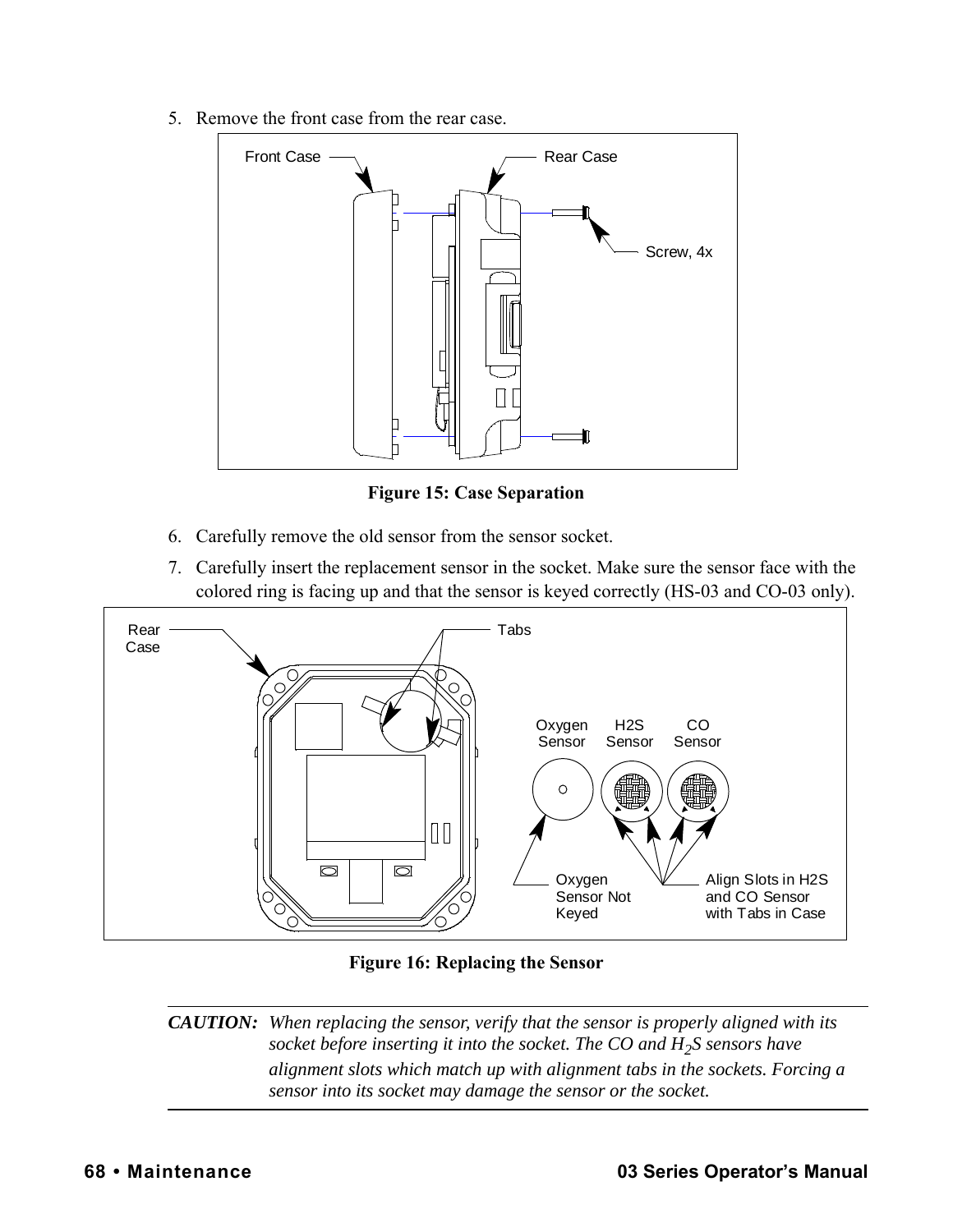5. Remove the front case from the rear case.

Figure 15: Case Separation

6. Carefully remove the old sensor from the sensor socket.
7. Carefully insert the replacement sensor in the socket. Make sure the sensor face with the colored ring is facing up and that the sensor is keyed correctly (HS-03 and CO-03 only).

Figure 16: Replacing the Sensor

---

**CAUTION:** *When replacing the sensor, verify that the sensor is properly aligned with its socket before inserting it into the socket. The CO and $H_2S$ sensors have alignment slots which match up with alignment tabs in the sockets. Forcing a sensor into its socket may damage the sensor or the socket.*

---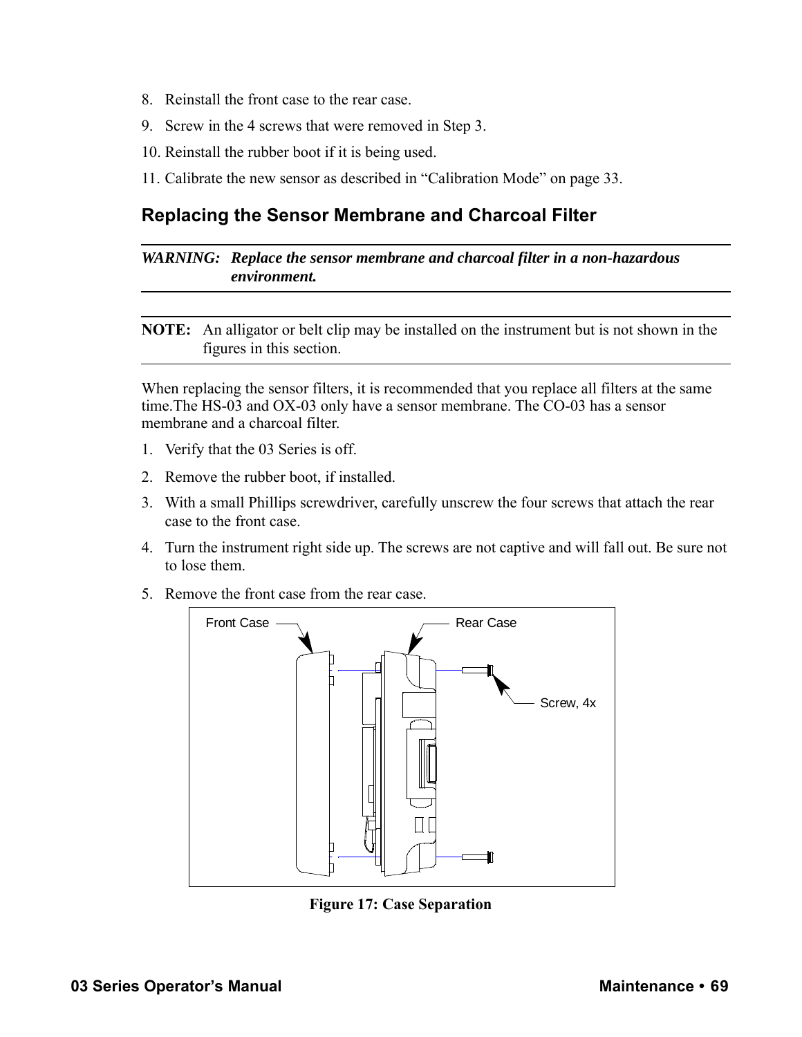8. Reinstall the front case to the rear case.
9. Screw in the 4 screws that were removed in Step 3.
10. Reinstall the rubber boot if it is being used.
11. Calibrate the new sensor as described in “Calibration Mode” on page 33.

## Replacing the Sensor Membrane and Charcoal Filter

*WARNING:* ***Replace the sensor membrane and charcoal filter in a non-hazardous environment.***

**NOTE:** An alligator or belt clip may be installed on the instrument but is not shown in the figures in this section.

When replacing the sensor filters, it is recommended that you replace all filters at the same time.The HS-03 and OX-03 only have a sensor membrane. The CO-03 has a sensor membrane and a charcoal filter.

1. Verify that the 03 Series is off.
2. Remove the rubber boot, if installed.
3. With a small Phillips screwdriver, carefully unscrew the four screws that attach the rear case to the front case.
4. Turn the instrument right side up. The screws are not captive and will fall out. Be sure not to lose them.
5. Remove the front case from the rear case.

Front Case   Rear Case   Screw, 4x

**Figure 17: Case Separation**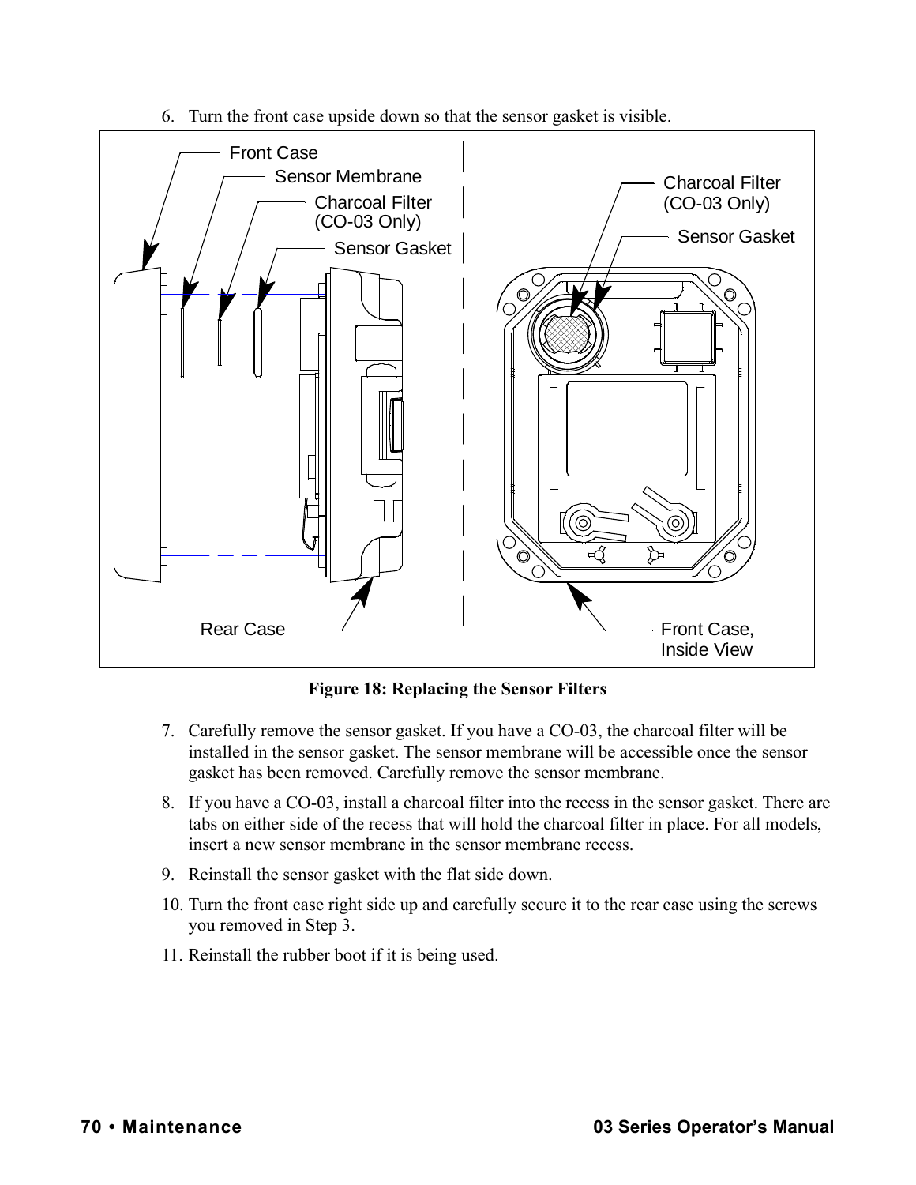6. Turn the front case upside down so that the sensor gasket is visible.

Figure 18: Replacing the Sensor Filters

7. Carefully remove the sensor gasket. If you have a CO-03, the charcoal filter will be installed in the sensor gasket. The sensor membrane will be accessible once the sensor gasket has been removed. Carefully remove the sensor membrane.
8. If you have a CO-03, install a charcoal filter into the recess in the sensor gasket. There are tabs on either side of the recess that will hold the charcoal filter in place. For all models, insert a new sensor membrane in the sensor membrane recess.
9. Reinstall the sensor gasket with the flat side down.
10. Turn the front case right side up and carefully secure it to the rear case using the screws you removed in Step 3.
11. Reinstall the rubber boot if it is being used.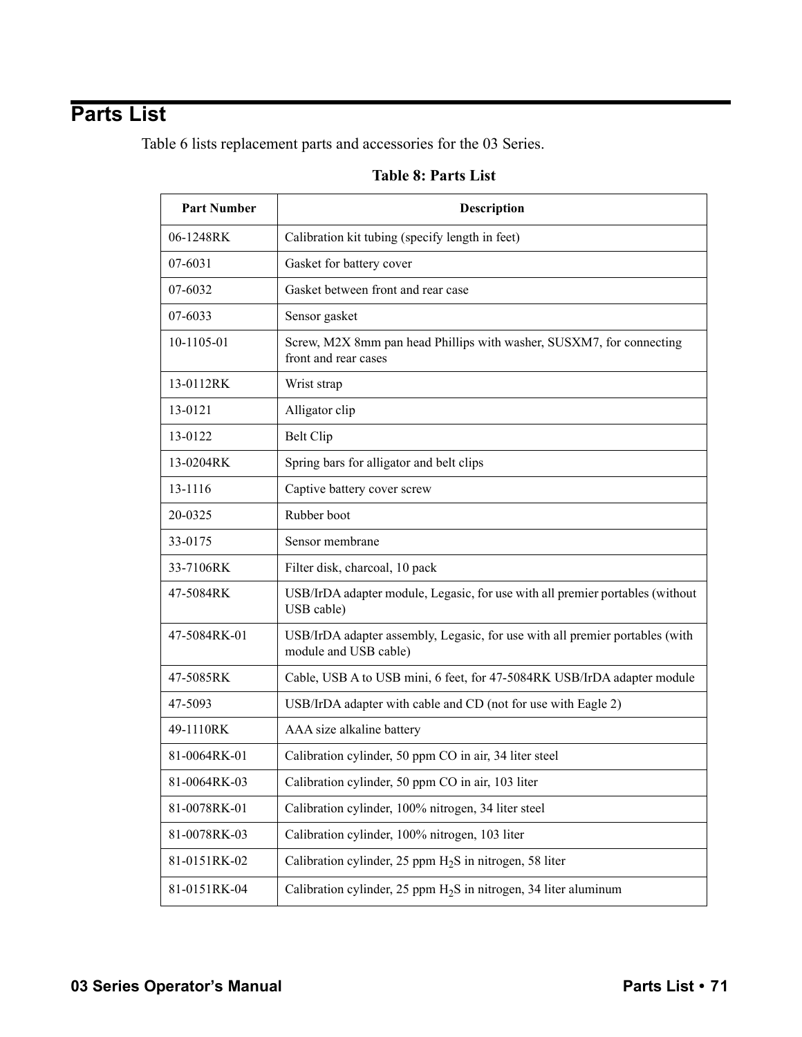# Parts List

Table 6 lists replacement parts and accessories for the 03 Series.

**Table 8: Parts List**

| Part Number | Description |
|---|---|
| 06-1248RK | Calibration kit tubing (specify length in feet) |
| 07-6031 | Gasket for battery cover |
| 07-6032 | Gasket between front and rear case |
| 07-6033 | Sensor gasket |
| 10-1105-01 | Screw, M2X 8mm pan head Phillips with washer, SUSXM7, for connecting front and rear cases |
| 13-0112RK | Wrist strap |
| 13-0121 | Alligator clip |
| 13-0122 | Belt Clip |
| 13-0204RK | Spring bars for alligator and belt clips |
| 13-1116 | Captive battery cover screw |
| 20-0325 | Rubber boot |
| 33-0175 | Sensor membrane |
| 33-7106RK | Filter disk, charcoal, 10 pack |
| 47-5084RK | USB/IrDA adapter module, Legasic, for use with all premier portables (without USB cable) |
| 47-5084RK-01 | USB/IrDA adapter assembly, Legasic, for use with all premier portables (with module and USB cable) |
| 47-5085RK | Cable, USB A to USB mini, 6 feet, for 47-5084RK USB/IrDA adapter module |
| 47-5093 | USB/IrDA adapter with cable and CD (not for use with Eagle 2) |
| 49-1110RK | AAA size alkaline battery |
| 81-0064RK-01 | Calibration cylinder, 50 ppm CO in air, 34 liter steel |
| 81-0064RK-03 | Calibration cylinder, 50 ppm CO in air, 103 liter |
| 81-0078RK-01 | Calibration cylinder, 100% nitrogen, 34 liter steel |
| 81-0078RK-03 | Calibration cylinder, 100% nitrogen, 103 liter |
| 81-0151RK-02 | Calibration cylinder, 25 ppm $H_2S$ in nitrogen, 58 liter |
| 81-0151RK-04 | Calibration cylinder, 25 ppm $H_2S$ in nitrogen, 34 liter aluminum |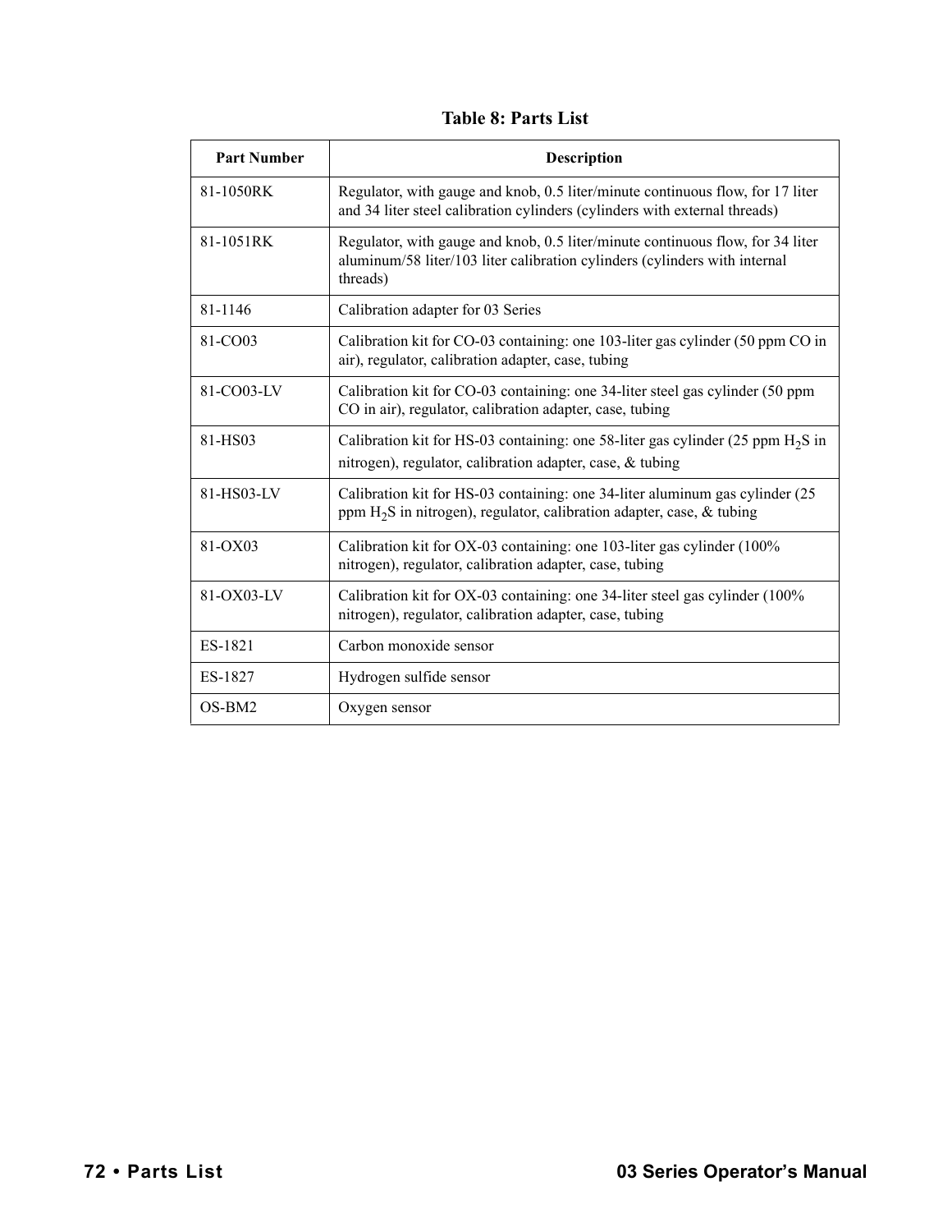**Table 8: Parts List**

| Part Number | Description |
|---|---|
| 81-1050RK | Regulator, with gauge and knob, 0.5 liter/minute continuous flow, for 17 liter and 34 liter steel calibration cylinders (cylinders with external threads) |
| 81-1051RK | Regulator, with gauge and knob, 0.5 liter/minute continuous flow, for 34 liter aluminum/58 liter/103 liter calibration cylinders (cylinders with internal threads) |
| 81-1146 | Calibration adapter for 03 Series |
| 81-CO03 | Calibration kit for CO-03 containing: one 103-liter gas cylinder (50 ppm CO in air), regulator, calibration adapter, case, tubing |
| 81-CO03-LV | Calibration kit for CO-03 containing: one 34-liter steel gas cylinder (50 ppm CO in air), regulator, calibration adapter, case, tubing |
| 81-HS03 | Calibration kit for HS-03 containing: one 58-liter gas cylinder (25 ppm $H_2S$ in nitrogen), regulator, calibration adapter, case, & tubing |
| 81-HS03-LV | Calibration kit for HS-03 containing: one 34-liter aluminum gas cylinder (25 ppm $H_2S$ in nitrogen), regulator, calibration adapter, case, & tubing |
| 81-OX03 | Calibration kit for OX-03 containing: one 103-liter gas cylinder (100% nitrogen), regulator, calibration adapter, case, tubing |
| 81-OX03-LV | Calibration kit for OX-03 containing: one 34-liter steel gas cylinder (100% nitrogen), regulator, calibration adapter, case, tubing |
| ES-1821 | Carbon monoxide sensor |
| ES-1827 | Hydrogen sulfide sensor |
| OS-BM2 | Oxygen sensor |